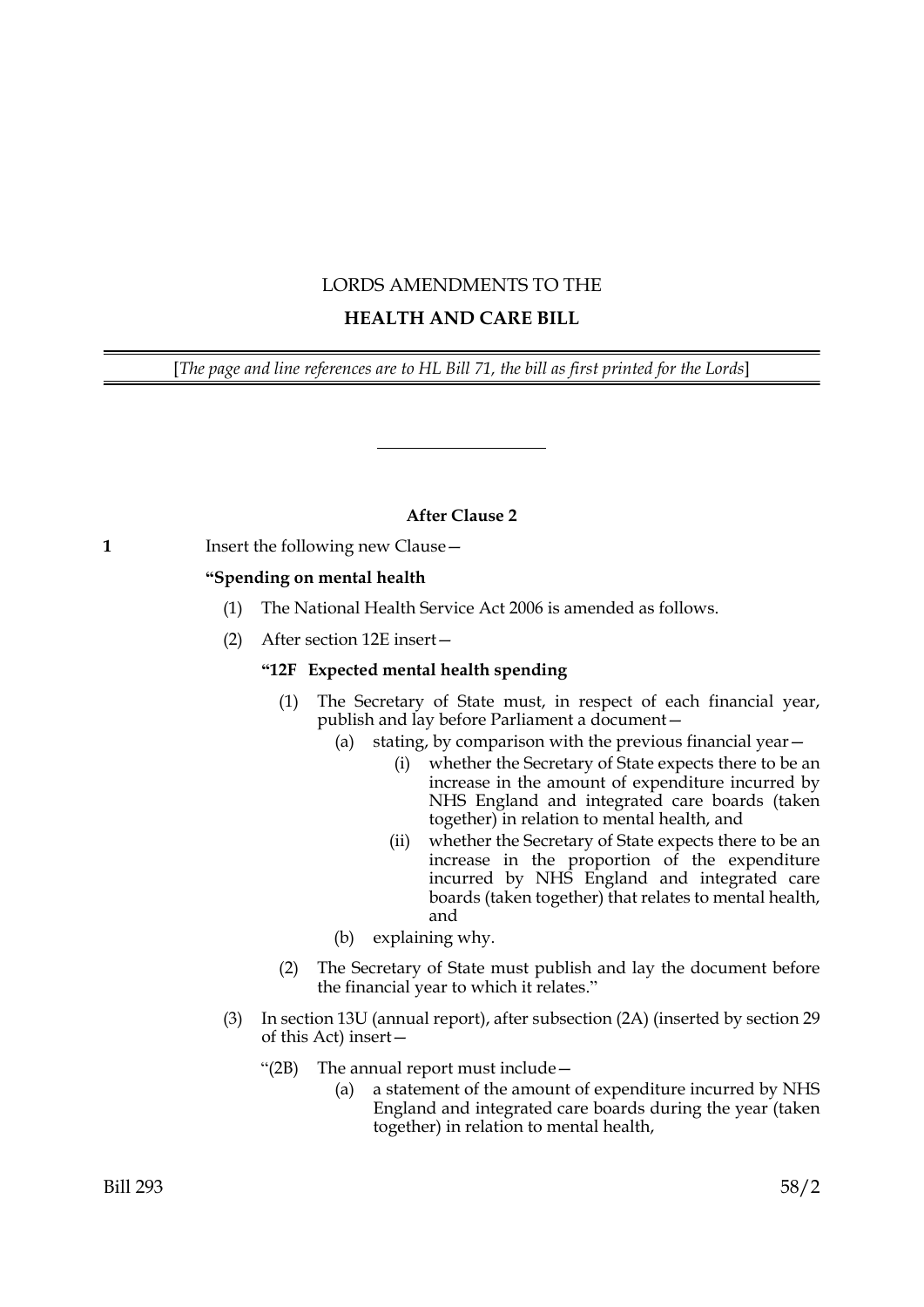# LORDS AMENDMENTS TO THE

# HEALTH AND CARE BILL

[*The page and line references are to HL Bill 71, the bill as first printed for the Lords*]

---

### After Clause 2

**1** Insert the following new Clause—

**"Spending on mental health**

(1) The National Health Service Act 2006 is amended as follows.

(2) After section 12E insert—

**"12F Expected mental health spending**

(1) The Secretary of State must, in respect of each financial year, publish and lay before Parliament a document—

(a) stating, by comparison with the previous financial year—

(i) whether the Secretary of State expects there to be an increase in the amount of expenditure incurred by NHS England and integrated care boards (taken together) in relation to mental health, and

(ii) whether the Secretary of State expects there to be an increase in the proportion of the expenditure incurred by NHS England and integrated care boards (taken together) that relates to mental health, and

(b) explaining why.

(2) The Secretary of State must publish and lay the document before the financial year to which it relates."

(3) In section 13U (annual report), after subsection (2A) (inserted by section 29 of this Act) insert—

"(2B) The annual report must include—

(a) a statement of the amount of expenditure incurred by NHS England and integrated care boards during the year (taken together) in relation to mental health,

Bill 293 58/2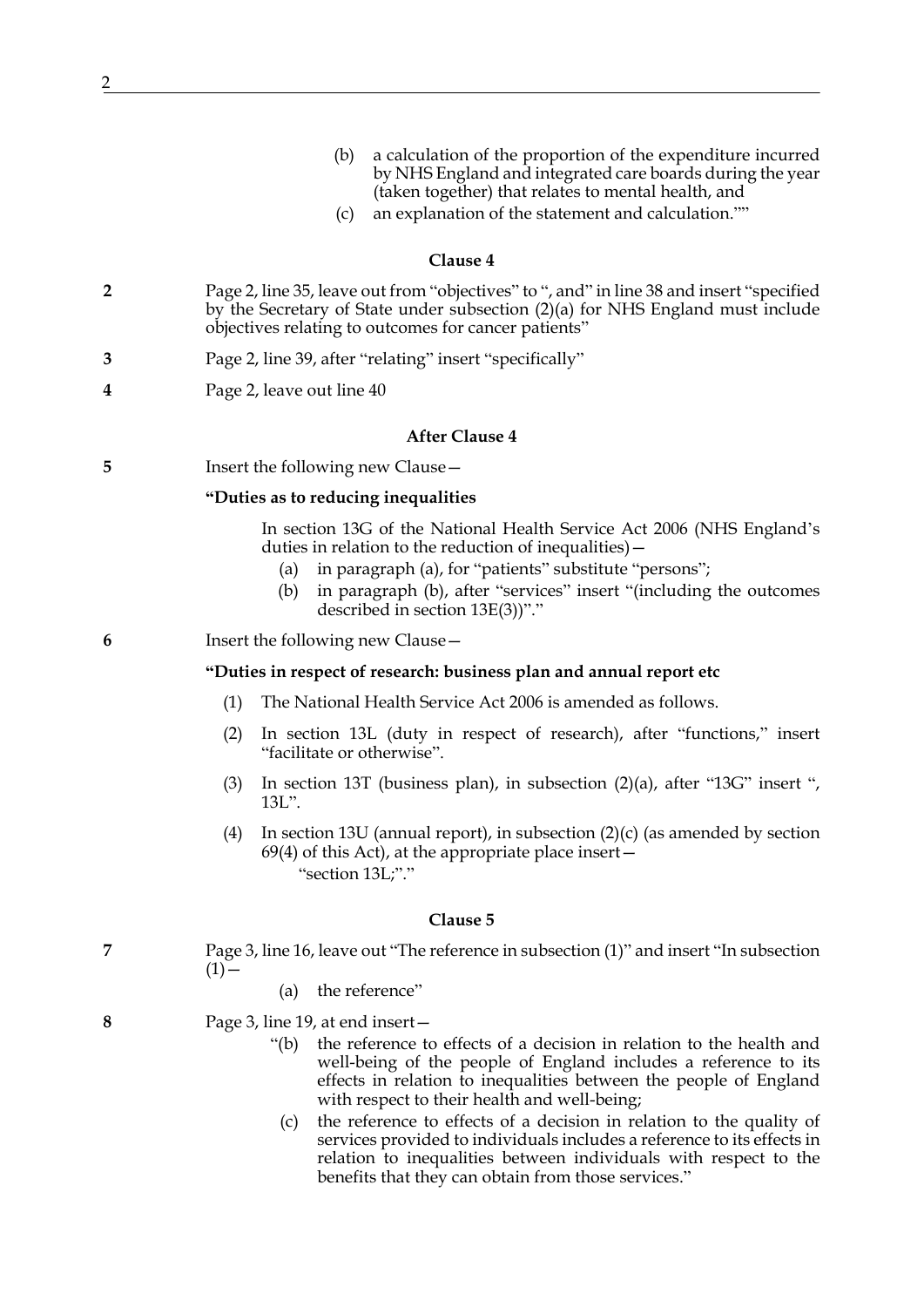(b) a calculation of the proportion of the expenditure incurred by NHS England and integrated care boards during the year (taken together) that relates to mental health, and

(c) an explanation of the statement and calculation.""

### Clause 4

**2** Page 2, line 35, leave out from "objectives" to ", and" in line 38 and insert "specified by the Secretary of State under subsection (2)(a) for NHS England must include objectives relating to outcomes for cancer patients"

**3** Page 2, line 39, after "relating" insert "specifically"

**4** Page 2, leave out line 40

### After Clause 4

**5** Insert the following new Clause—

**"Duties as to reducing inequalities**

In section 13G of the National Health Service Act 2006 (NHS England's duties in relation to the reduction of inequalities)—

(a) in paragraph (a), for "patients" substitute "persons";

(b) in paragraph (b), after "services" insert "(including the outcomes described in section 13E(3))"."

**6** Insert the following new Clause—

**"Duties in respect of research: business plan and annual report etc**

(1) The National Health Service Act 2006 is amended as follows.

(2) In section 13L (duty in respect of research), after "functions," insert "facilitate or otherwise".

(3) In section 13T (business plan), in subsection (2)(a), after "13G" insert ", 13L".

(4) In section 13U (annual report), in subsection (2)(c) (as amended by section 69(4) of this Act), at the appropriate place insert—
"section 13L;"."

### Clause 5

**7** Page 3, line 16, leave out "The reference in subsection (1)" and insert "In subsection (1)—

(a) the reference"

**8** Page 3, line 19, at end insert—

"(b) the reference to effects of a decision in relation to the health and well-being of the people of England includes a reference to its effects in relation to inequalities between the people of England with respect to their health and well-being;

(c) the reference to effects of a decision in relation to the quality of services provided to individuals includes a reference to its effects in relation to inequalities between individuals with respect to the benefits that they can obtain from those services."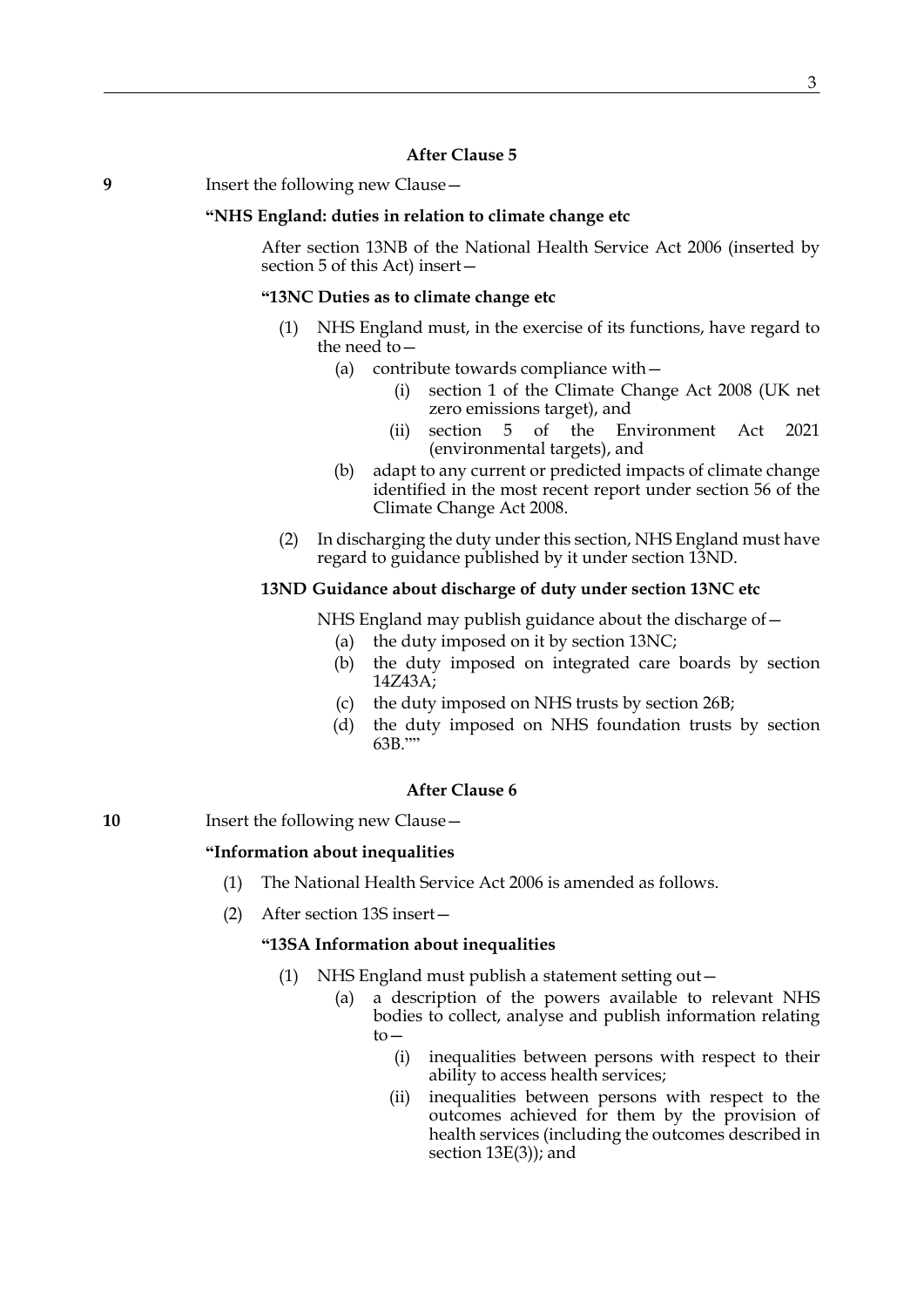**After Clause 5**

**9** Insert the following new Clause—

**"NHS England: duties in relation to climate change etc**

After section 13NB of the National Health Service Act 2006 (inserted by section 5 of this Act) insert—

**"13NC Duties as to climate change etc**

(1) NHS England must, in the exercise of its functions, have regard to the need to—

(a) contribute towards compliance with—

(i) section 1 of the Climate Change Act 2008 (UK net zero emissions target), and

(ii) section 5 of the Environment Act 2021 (environmental targets), and

(b) adapt to any current or predicted impacts of climate change identified in the most recent report under section 56 of the Climate Change Act 2008.

(2) In discharging the duty under this section, NHS England must have regard to guidance published by it under section 13ND.

**13ND Guidance about discharge of duty under section 13NC etc**

NHS England may publish guidance about the discharge of—

(a) the duty imposed on it by section 13NC;

(b) the duty imposed on integrated care boards by section 14Z43A;

(c) the duty imposed on NHS trusts by section 26B;

(d) the duty imposed on NHS foundation trusts by section 63B.""

**After Clause 6**

**10** Insert the following new Clause—

**"Information about inequalities**

(1) The National Health Service Act 2006 is amended as follows.

(2) After section 13S insert—

**"13SA Information about inequalities**

(1) NHS England must publish a statement setting out—

(a) a description of the powers available to relevant NHS bodies to collect, analyse and publish information relating to—

(i) inequalities between persons with respect to their ability to access health services;

(ii) inequalities between persons with respect to the outcomes achieved for them by the provision of health services (including the outcomes described in section 13E(3)); and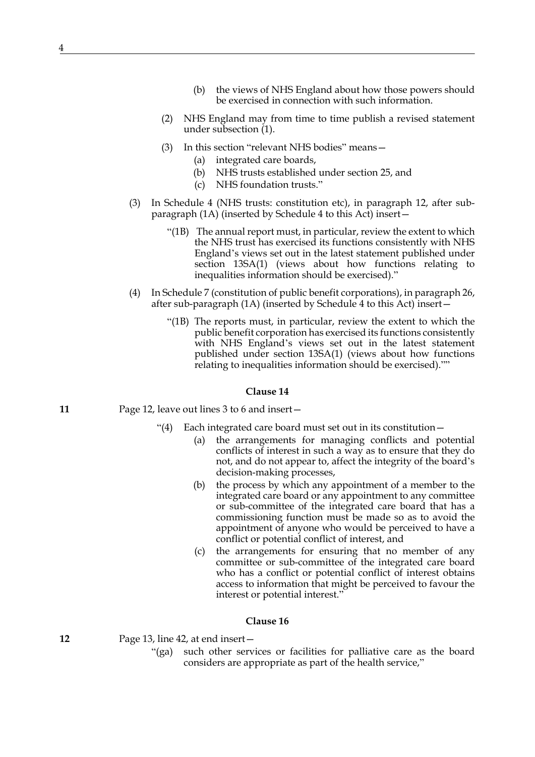(b) the views of NHS England about how those powers should be exercised in connection with such information.

(2) NHS England may from time to time publish a revised statement under subsection (1).

(3) In this section "relevant NHS bodies" means—

(a) integrated care boards,

(b) NHS trusts established under section 25, and

(c) NHS foundation trusts."

(3) In Schedule 4 (NHS trusts: constitution etc), in paragraph 12, after sub-paragraph (1A) (inserted by Schedule 4 to this Act) insert—

"(1B) The annual report must, in particular, review the extent to which the NHS trust has exercised its functions consistently with NHS England's views set out in the latest statement published under section 13SA(1) (views about how functions relating to inequalities information should be exercised)."

(4) In Schedule 7 (constitution of public benefit corporations), in paragraph 26, after sub-paragraph (1A) (inserted by Schedule 4 to this Act) insert—

"(1B) The reports must, in particular, review the extent to which the public benefit corporation has exercised its functions consistently with NHS England's views set out in the latest statement published under section 13SA(1) (views about how functions relating to inequalities information should be exercised).""

**Clause 14**

**11** Page 12, leave out lines 3 to 6 and insert—

"(4) Each integrated care board must set out in its constitution—

(a) the arrangements for managing conflicts and potential conflicts of interest in such a way as to ensure that they do not, and do not appear to, affect the integrity of the board's decision-making processes,

(b) the process by which any appointment of a member to the integrated care board or any appointment to any committee or sub-committee of the integrated care board that has a commissioning function must be made so as to avoid the appointment of anyone who would be perceived to have a conflict or potential conflict of interest, and

(c) the arrangements for ensuring that no member of any committee or sub-committee of the integrated care board who has a conflict or potential conflict of interest obtains access to information that might be perceived to favour the interest or potential interest."

**Clause 16**

**12** Page 13, line 42, at end insert—

"(ga) such other services or facilities for palliative care as the board considers are appropriate as part of the health service,"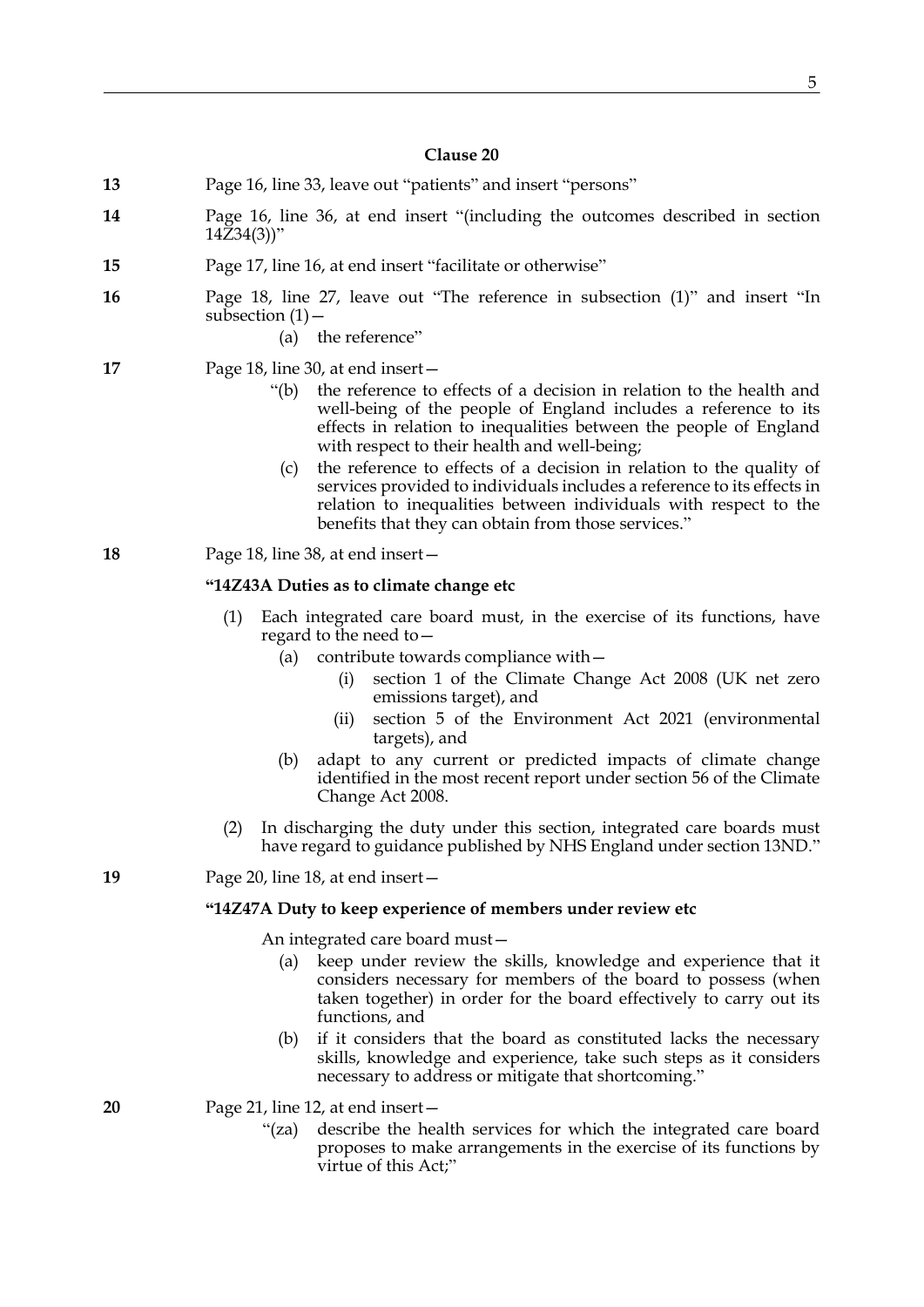**Clause 20**

**13** Page 16, line 33, leave out "patients" and insert "persons"

**14** Page 16, line 36, at end insert "(including the outcomes described in section 14Z34(3))"

**15** Page 17, line 16, at end insert "facilitate or otherwise"

**16** Page 18, line 27, leave out "The reference in subsection (1)" and insert "In subsection (1)—

(a) the reference"

**17** Page 18, line 30, at end insert—

"(b) the reference to effects of a decision in relation to the health and well-being of the people of England includes a reference to its effects in relation to inequalities between the people of England with respect to their health and well-being;

(c) the reference to effects of a decision in relation to the quality of services provided to individuals includes a reference to its effects in relation to inequalities between individuals with respect to the benefits that they can obtain from those services."

**18** Page 18, line 38, at end insert—

**"14Z43A Duties as to climate change etc**

(1) Each integrated care board must, in the exercise of its functions, have regard to the need to—

(a) contribute towards compliance with—

(i) section 1 of the Climate Change Act 2008 (UK net zero emissions target), and

(ii) section 5 of the Environment Act 2021 (environmental targets), and

(b) adapt to any current or predicted impacts of climate change identified in the most recent report under section 56 of the Climate Change Act 2008.

(2) In discharging the duty under this section, integrated care boards must have regard to guidance published by NHS England under section 13ND."

**19** Page 20, line 18, at end insert—

**"14Z47A Duty to keep experience of members under review etc**

An integrated care board must—

(a) keep under review the skills, knowledge and experience that it considers necessary for members of the board to possess (when taken together) in order for the board effectively to carry out its functions, and

(b) if it considers that the board as constituted lacks the necessary skills, knowledge and experience, take such steps as it considers necessary to address or mitigate that shortcoming."

**20** Page 21, line 12, at end insert—

"(za) describe the health services for which the integrated care board proposes to make arrangements in the exercise of its functions by virtue of this Act;"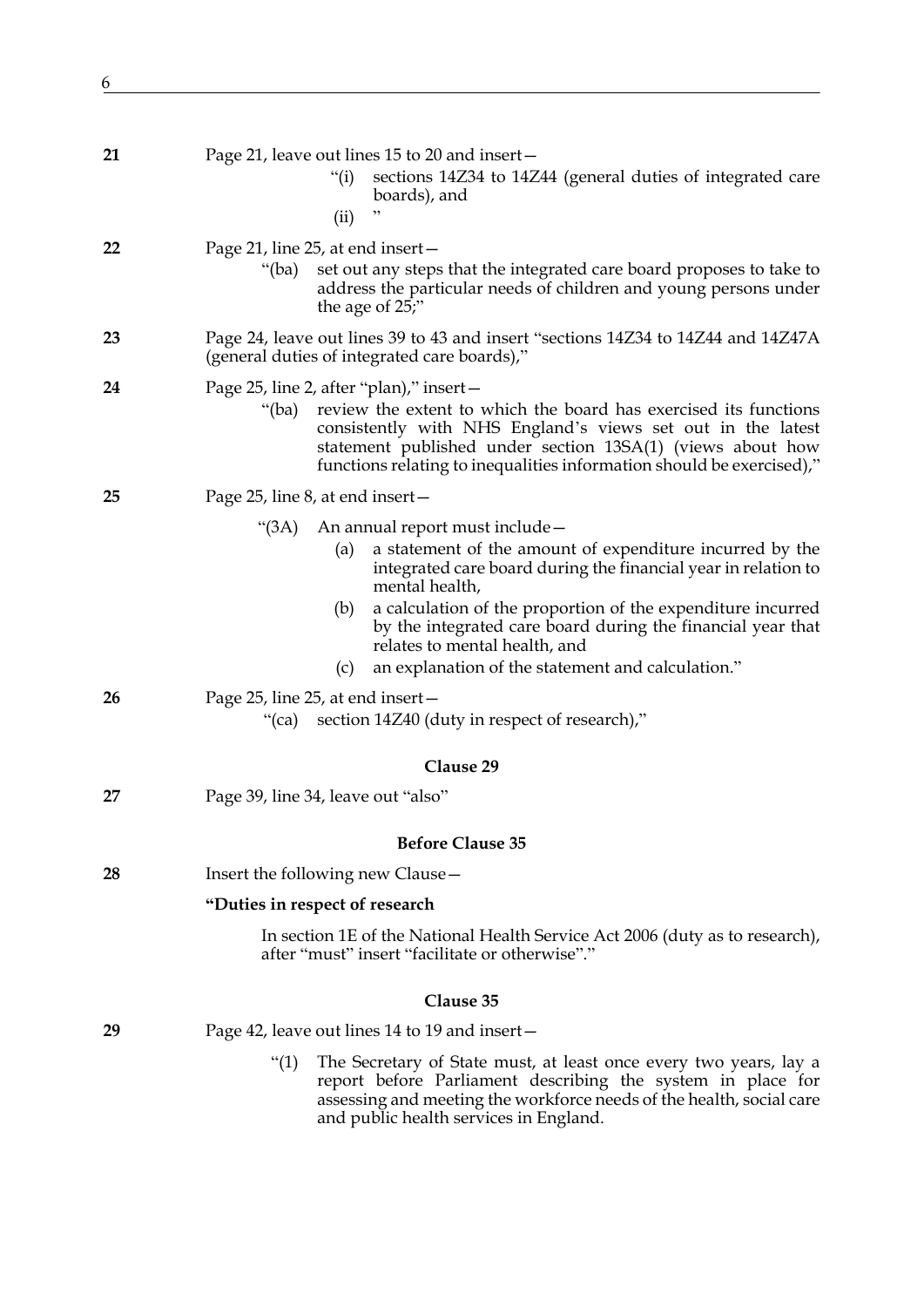**21** Page 21, leave out lines 15 to 20 and insert—

"(i) sections 14Z34 to 14Z44 (general duties of integrated care boards), and

(ii) "

**22** Page 21, line 25, at end insert—

"(ba) set out any steps that the integrated care board proposes to take to address the particular needs of children and young persons under the age of 25;"

**23** Page 24, leave out lines 39 to 43 and insert "sections 14Z34 to 14Z44 and 14Z47A (general duties of integrated care boards),"

**24** Page 25, line 2, after "plan)," insert—

"(ba) review the extent to which the board has exercised its functions consistently with NHS England's views set out in the latest statement published under section 13SA(1) (views about how functions relating to inequalities information should be exercised),"

**25** Page 25, line 8, at end insert—

"(3A) An annual report must include—

(a) a statement of the amount of expenditure incurred by the integrated care board during the financial year in relation to mental health,

(b) a calculation of the proportion of the expenditure incurred by the integrated care board during the financial year that relates to mental health, and

(c) an explanation of the statement and calculation."

**26** Page 25, line 25, at end insert—

"(ca) section 14Z40 (duty in respect of research),"

### Clause 29

**27** Page 39, line 34, leave out "also"

### Before Clause 35

**28** Insert the following new Clause—

**"Duties in respect of research**

In section 1E of the National Health Service Act 2006 (duty as to research), after "must" insert "facilitate or otherwise"."

### Clause 35

**29** Page 42, leave out lines 14 to 19 and insert—

"(1) The Secretary of State must, at least once every two years, lay a report before Parliament describing the system in place for assessing and meeting the workforce needs of the health, social care and public health services in England.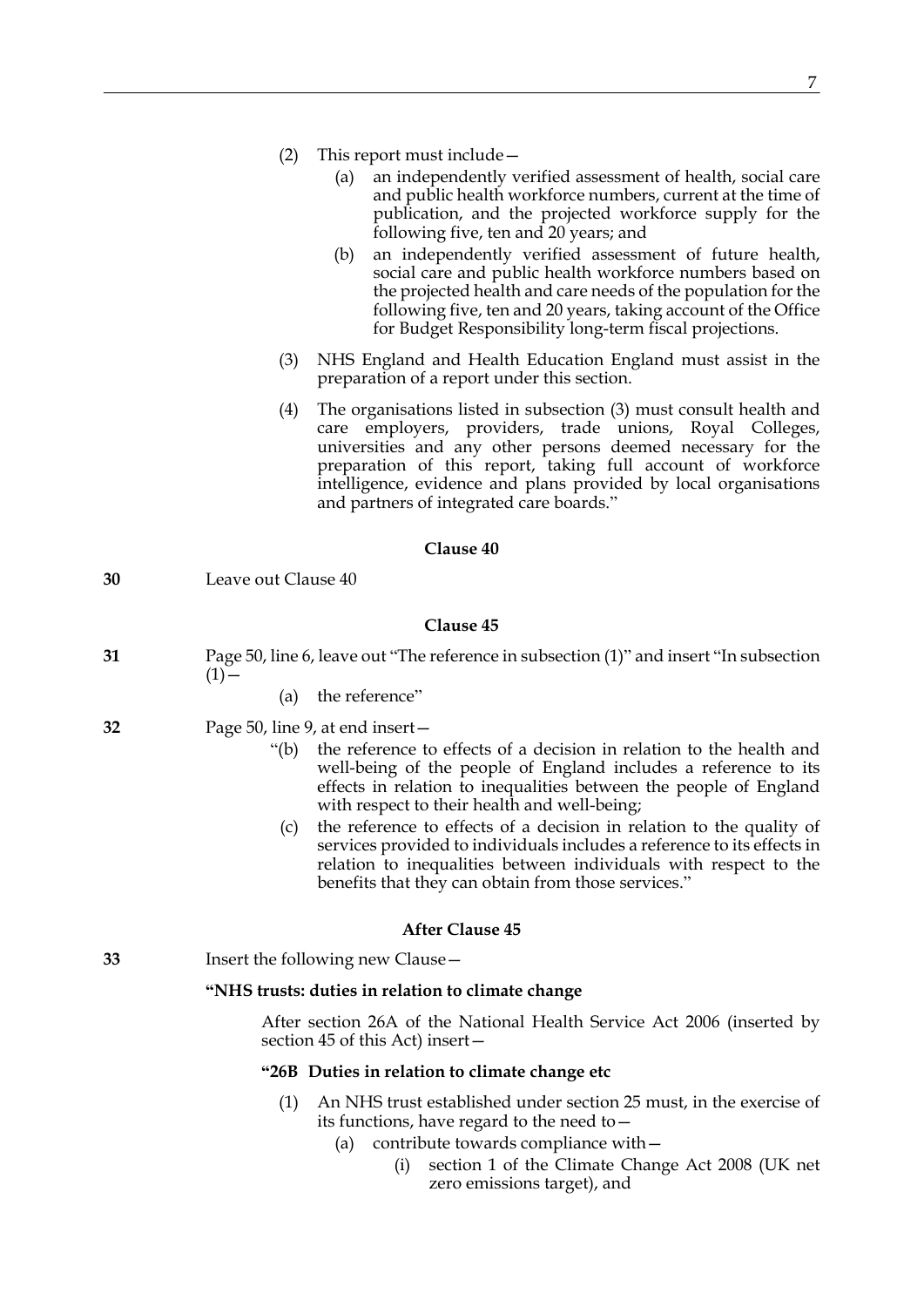(2) This report must include—

   (a) an independently verified assessment of health, social care and public health workforce numbers, current at the time of publication, and the projected workforce supply for the following five, ten and 20 years; and

   (b) an independently verified assessment of future health, social care and public health workforce numbers based on the projected health and care needs of the population for the following five, ten and 20 years, taking account of the Office for Budget Responsibility long-term fiscal projections.

(3) NHS England and Health Education England must assist in the preparation of a report under this section.

(4) The organisations listed in subsection (3) must consult health and care employers, providers, trade unions, Royal Colleges, universities and any other persons deemed necessary for the preparation of this report, taking full account of workforce intelligence, evidence and plans provided by local organisations and partners of integrated care boards."

### Clause 40

**30** Leave out Clause 40

### Clause 45

**31** Page 50, line 6, leave out "The reference in subsection (1)" and insert "In subsection (1)—

   (a) the reference"

**32** Page 50, line 9, at end insert—

   "(b) the reference to effects of a decision in relation to the health and well-being of the people of England includes a reference to its effects in relation to inequalities between the people of England with respect to their health and well-being;

   (c) the reference to effects of a decision in relation to the quality of services provided to individuals includes a reference to its effects in relation to inequalities between individuals with respect to the benefits that they can obtain from those services."

### After Clause 45

**33** Insert the following new Clause—

**"NHS trusts: duties in relation to climate change**

After section 26A of the National Health Service Act 2006 (inserted by section 45 of this Act) insert—

**"26B Duties in relation to climate change etc**

(1) An NHS trust established under section 25 must, in the exercise of its functions, have regard to the need to—

   (a) contribute towards compliance with—

      (i) section 1 of the Climate Change Act 2008 (UK net zero emissions target), and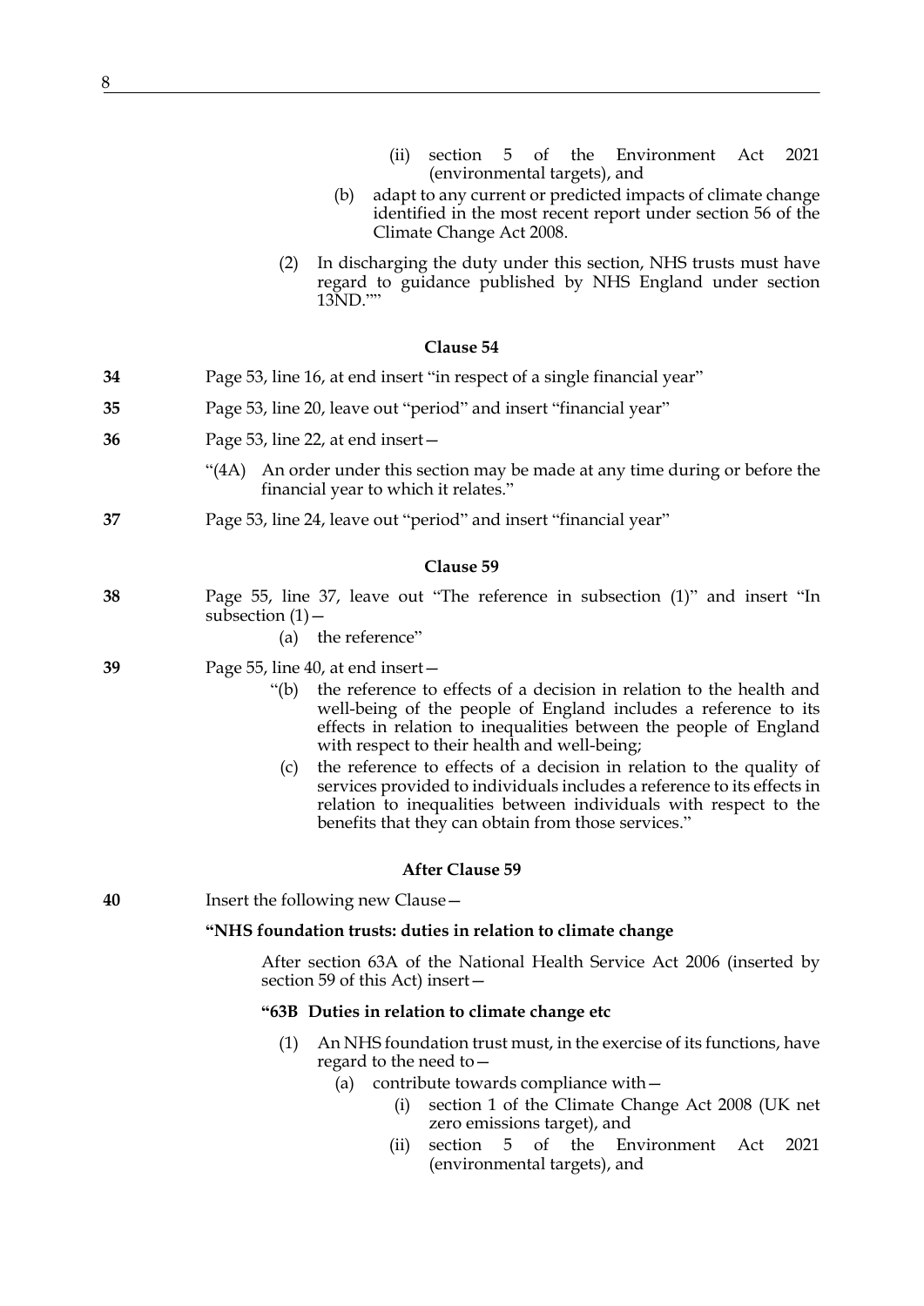(ii) section 5 of the Environment Act 2021 (environmental targets), and

(b) adapt to any current or predicted impacts of climate change identified in the most recent report under section 56 of the Climate Change Act 2008.

(2) In discharging the duty under this section, NHS trusts must have regard to guidance published by NHS England under section 13ND.""

### Clause 54

**34** Page 53, line 16, at end insert "in respect of a single financial year"

**35** Page 53, line 20, leave out "period" and insert "financial year"

**36** Page 53, line 22, at end insert—

"(4A) An order under this section may be made at any time during or before the financial year to which it relates."

**37** Page 53, line 24, leave out "period" and insert "financial year"

### Clause 59

**38** Page 55, line 37, leave out "The reference in subsection (1)" and insert "In subsection (1)—

(a) the reference"

**39** Page 55, line 40, at end insert—

"(b) the reference to effects of a decision in relation to the health and well-being of the people of England includes a reference to its effects in relation to inequalities between the people of England with respect to their health and well-being;

(c) the reference to effects of a decision in relation to the quality of services provided to individuals includes a reference to its effects in relation to inequalities between individuals with respect to the benefits that they can obtain from those services."

### After Clause 59

**40** Insert the following new Clause—

**"NHS foundation trusts: duties in relation to climate change**

After section 63A of the National Health Service Act 2006 (inserted by section 59 of this Act) insert—

**"63B Duties in relation to climate change etc**

(1) An NHS foundation trust must, in the exercise of its functions, have regard to the need to—

(a) contribute towards compliance with—

(i) section 1 of the Climate Change Act 2008 (UK net zero emissions target), and

(ii) section 5 of the Environment Act 2021 (environmental targets), and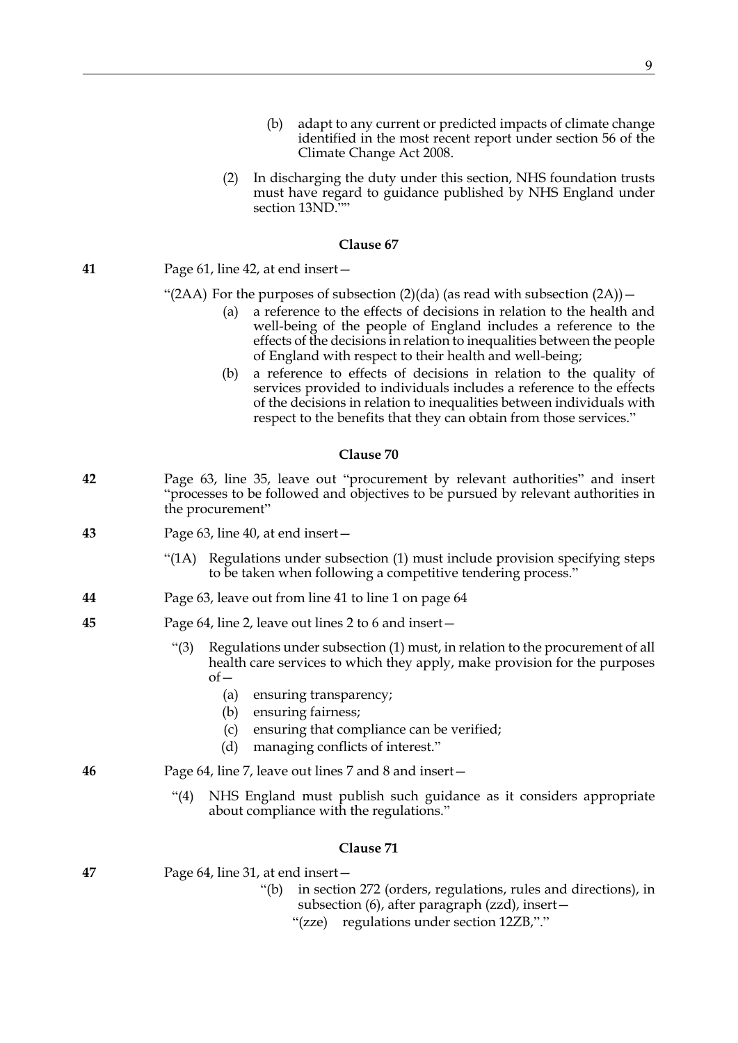(b) adapt to any current or predicted impacts of climate change identified in the most recent report under section 56 of the Climate Change Act 2008.

(2) In discharging the duty under this section, NHS foundation trusts must have regard to guidance published by NHS England under section 13ND.””

### Clause 67

**41** Page 61, line 42, at end insert—

“(2AA) For the purposes of subsection (2)(da) (as read with subsection (2A))—

(a) a reference to the effects of decisions in relation to the health and well-being of the people of England includes a reference to the effects of the decisions in relation to inequalities between the people of England with respect to their health and well-being;

(b) a reference to effects of decisions in relation to the quality of services provided to individuals includes a reference to the effects of the decisions in relation to inequalities between individuals with respect to the benefits that they can obtain from those services.”

### Clause 70

**42** Page 63, line 35, leave out “procurement by relevant authorities” and insert “processes to be followed and objectives to be pursued by relevant authorities in the procurement”

**43** Page 63, line 40, at end insert—

“(1A) Regulations under subsection (1) must include provision specifying steps to be taken when following a competitive tendering process.”

**44** Page 63, leave out from line 41 to line 1 on page 64

**45** Page 64, line 2, leave out lines 2 to 6 and insert—

“(3) Regulations under subsection (1) must, in relation to the procurement of all health care services to which they apply, make provision for the purposes of—

(a) ensuring transparency;

(b) ensuring fairness;

(c) ensuring that compliance can be verified;

(d) managing conflicts of interest.”

**46** Page 64, line 7, leave out lines 7 and 8 and insert—

“(4) NHS England must publish such guidance as it considers appropriate about compliance with the regulations.”

### Clause 71

**47** Page 64, line 31, at end insert—

“(b) in section 272 (orders, regulations, rules and directions), in subsection (6), after paragraph (zzd), insert—

“(zze) regulations under section 12ZB,”.”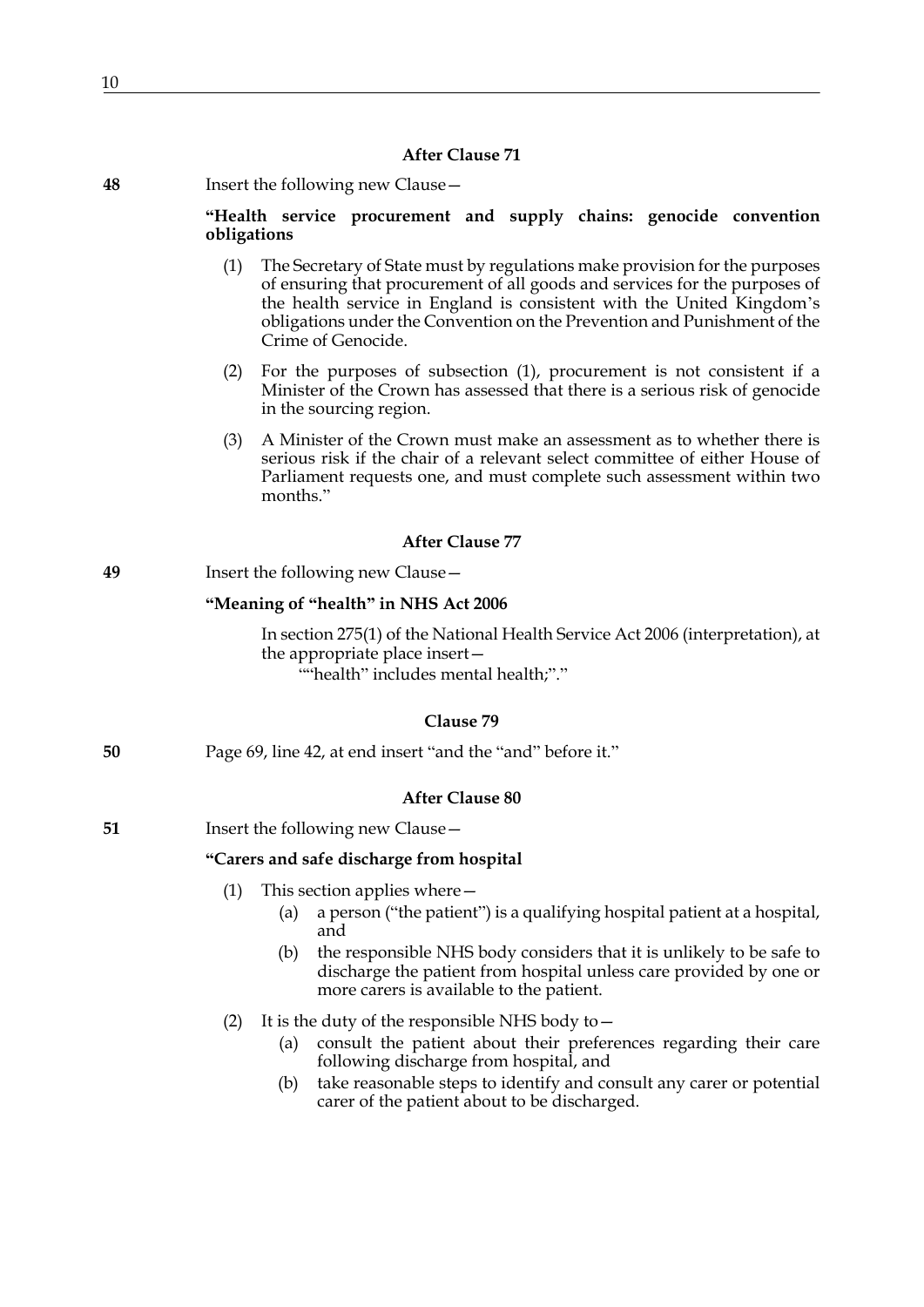### After Clause 71

**48** Insert the following new Clause—

**"Health service procurement and supply chains: genocide convention obligations**

(1) The Secretary of State must by regulations make provision for the purposes of ensuring that procurement of all goods and services for the purposes of the health service in England is consistent with the United Kingdom's obligations under the Convention on the Prevention and Punishment of the Crime of Genocide.

(2) For the purposes of subsection (1), procurement is not consistent if a Minister of the Crown has assessed that there is a serious risk of genocide in the sourcing region.

(3) A Minister of the Crown must make an assessment as to whether there is serious risk if the chair of a relevant select committee of either House of Parliament requests one, and must complete such assessment within two months."

### After Clause 77

**49** Insert the following new Clause—

**"Meaning of "health" in NHS Act 2006**

In section 275(1) of the National Health Service Act 2006 (interpretation), at the appropriate place insert—

""health" includes mental health;"."

### Clause 79

**50** Page 69, line 42, at end insert "and the "and" before it."

### After Clause 80

**51** Insert the following new Clause—

**"Carers and safe discharge from hospital**

(1) This section applies where—

(a) a person ("the patient") is a qualifying hospital patient at a hospital, and

(b) the responsible NHS body considers that it is unlikely to be safe to discharge the patient from hospital unless care provided by one or more carers is available to the patient.

(2) It is the duty of the responsible NHS body to—

(a) consult the patient about their preferences regarding their care following discharge from hospital, and

(b) take reasonable steps to identify and consult any carer or potential carer of the patient about to be discharged.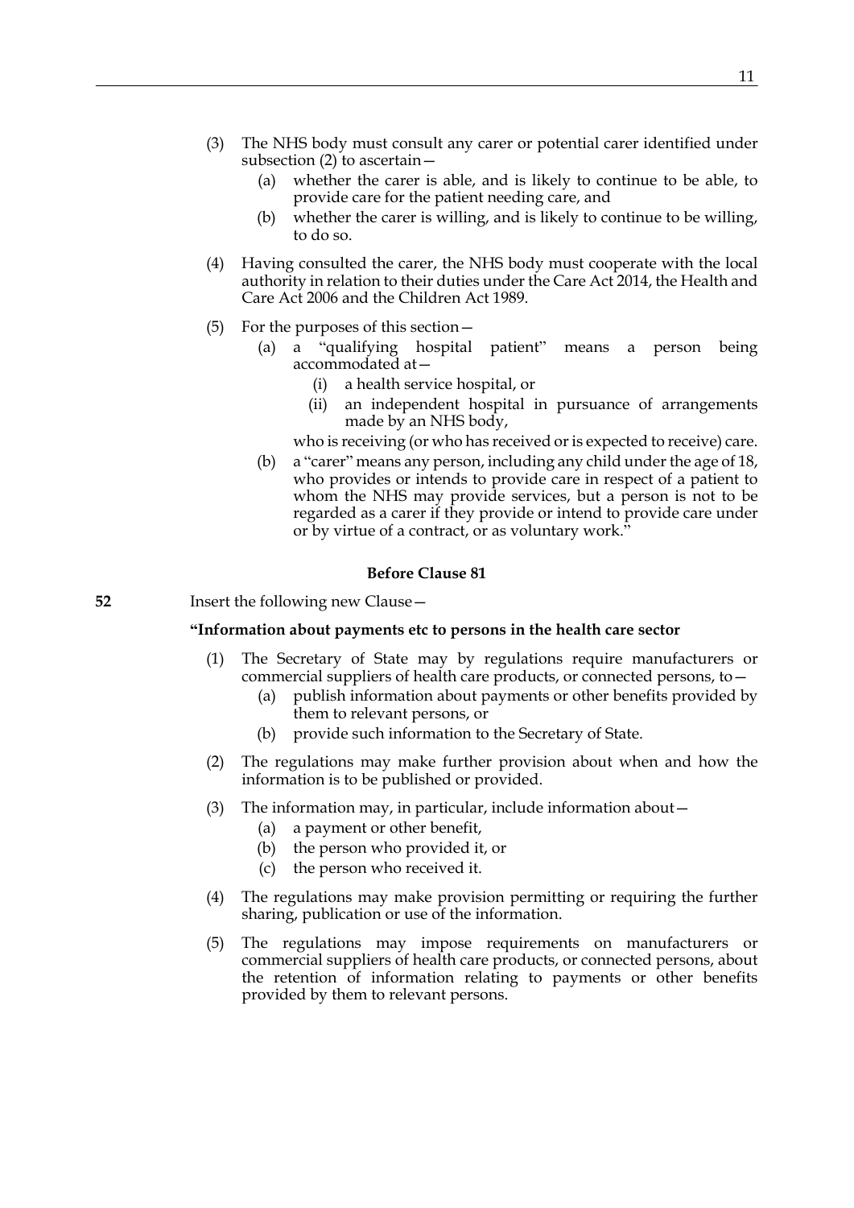(3) The NHS body must consult any carer or potential carer identified under subsection (2) to ascertain—

  (a) whether the carer is able, and is likely to continue to be able, to provide care for the patient needing care, and

  (b) whether the carer is willing, and is likely to continue to be willing, to do so.

(4) Having consulted the carer, the NHS body must cooperate with the local authority in relation to their duties under the Care Act 2014, the Health and Care Act 2006 and the Children Act 1989.

(5) For the purposes of this section—

  (a) a "qualifying hospital patient" means a person being accommodated at—

    (i) a health service hospital, or

    (ii) an independent hospital in pursuance of arrangements made by an NHS body,

  who is receiving (or who has received or is expected to receive) care.

  (b) a "carer" means any person, including any child under the age of 18, who provides or intends to provide care in respect of a patient to whom the NHS may provide services, but a person is not to be regarded as a carer if they provide or intend to provide care under or by virtue of a contract, or as voluntary work."

**Before Clause 81**

52 Insert the following new Clause—

**"Information about payments etc to persons in the health care sector**

(1) The Secretary of State may by regulations require manufacturers or commercial suppliers of health care products, or connected persons, to—

  (a) publish information about payments or other benefits provided by them to relevant persons, or

  (b) provide such information to the Secretary of State.

(2) The regulations may make further provision about when and how the information is to be published or provided.

(3) The information may, in particular, include information about—

  (a) a payment or other benefit,

  (b) the person who provided it, or

  (c) the person who received it.

(4) The regulations may make provision permitting or requiring the further sharing, publication or use of the information.

(5) The regulations may impose requirements on manufacturers or commercial suppliers of health care products, or connected persons, about the retention of information relating to payments or other benefits provided by them to relevant persons.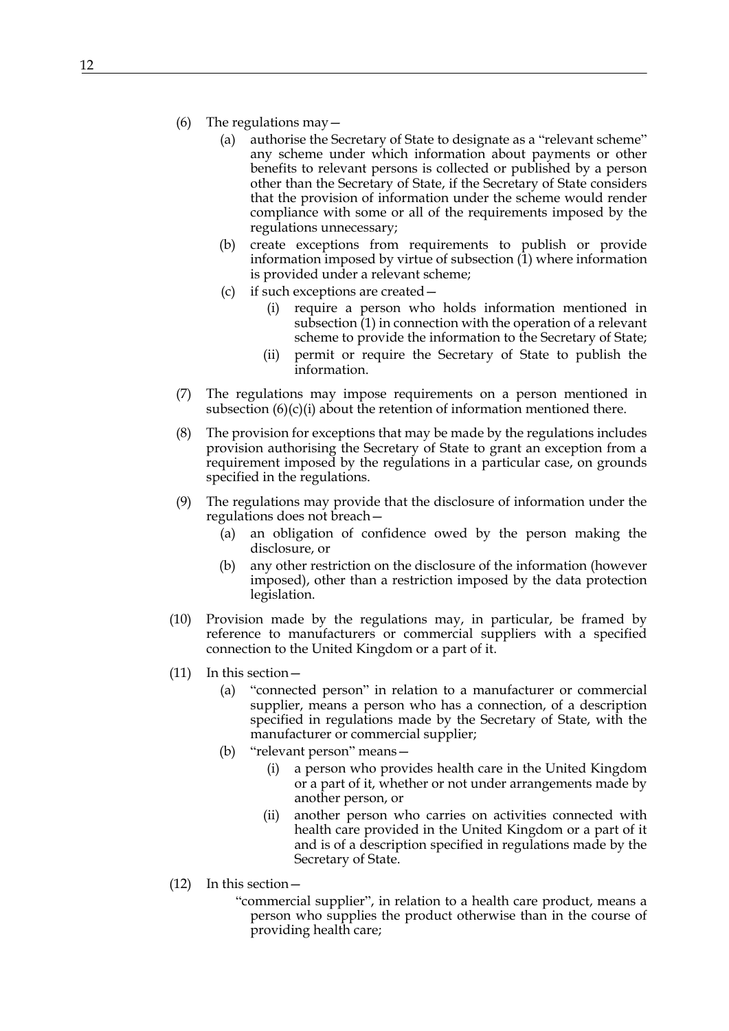(6) The regulations may—

   (a) authorise the Secretary of State to designate as a "relevant scheme" any scheme under which information about payments or other benefits to relevant persons is collected or published by a person other than the Secretary of State, if the Secretary of State considers that the provision of information under the scheme would render compliance with some or all of the requirements imposed by the regulations unnecessary;

   (b) create exceptions from requirements to publish or provide information imposed by virtue of subsection (1) where information is provided under a relevant scheme;

   (c) if such exceptions are created—

      (i) require a person who holds information mentioned in subsection (1) in connection with the operation of a relevant scheme to provide the information to the Secretary of State;

      (ii) permit or require the Secretary of State to publish the information.

(7) The regulations may impose requirements on a person mentioned in subsection (6)(c)(i) about the retention of information mentioned there.

(8) The provision for exceptions that may be made by the regulations includes provision authorising the Secretary of State to grant an exception from a requirement imposed by the regulations in a particular case, on grounds specified in the regulations.

(9) The regulations may provide that the disclosure of information under the regulations does not breach—

   (a) an obligation of confidence owed by the person making the disclosure, or

   (b) any other restriction on the disclosure of the information (however imposed), other than a restriction imposed by the data protection legislation.

(10) Provision made by the regulations may, in particular, be framed by reference to manufacturers or commercial suppliers with a specified connection to the United Kingdom or a part of it.

(11) In this section—

   (a) "connected person" in relation to a manufacturer or commercial supplier, means a person who has a connection, of a description specified in regulations made by the Secretary of State, with the manufacturer or commercial supplier;

   (b) "relevant person" means—

      (i) a person who provides health care in the United Kingdom or a part of it, whether or not under arrangements made by another person, or

      (ii) another person who carries on activities connected with health care provided in the United Kingdom or a part of it and is of a description specified in regulations made by the Secretary of State.

(12) In this section—

   "commercial supplier", in relation to a health care product, means a person who supplies the product otherwise than in the course of providing health care;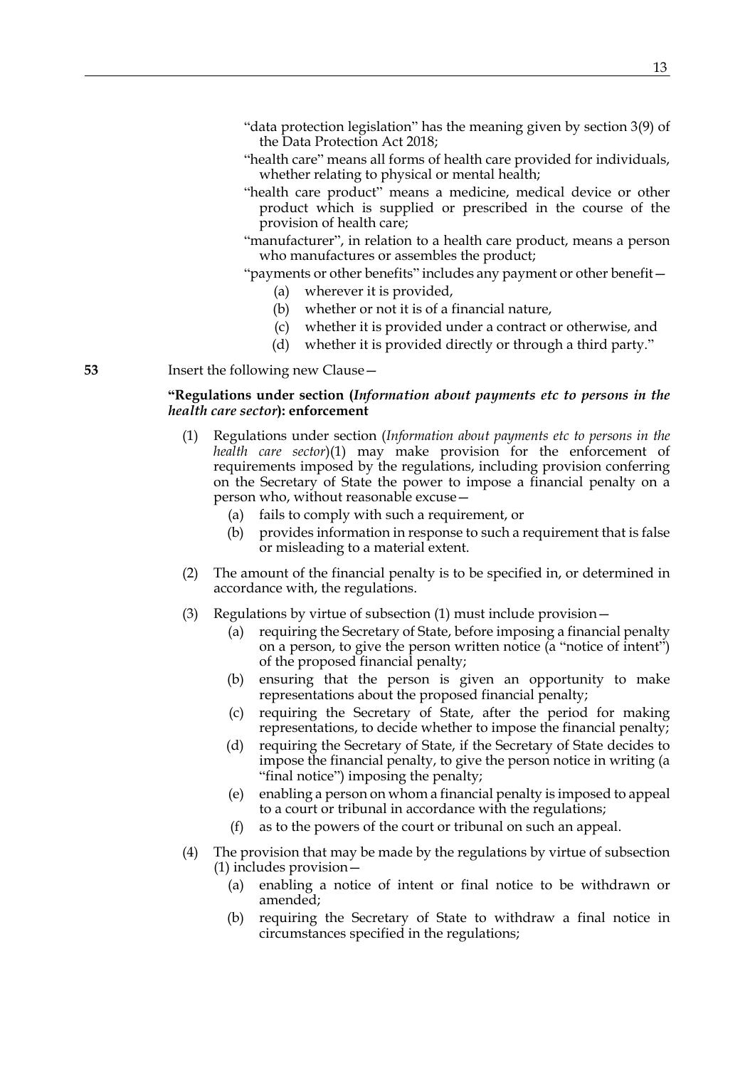"data protection legislation" has the meaning given by section 3(9) of the Data Protection Act 2018;

"health care" means all forms of health care provided for individuals, whether relating to physical or mental health;

"health care product" means a medicine, medical device or other product which is supplied or prescribed in the course of the provision of health care;

"manufacturer", in relation to a health care product, means a person who manufactures or assembles the product;

"payments or other benefits" includes any payment or other benefit—

(a) wherever it is provided,

(b) whether or not it is of a financial nature,

(c) whether it is provided under a contract or otherwise, and

(d) whether it is provided directly or through a third party."

**53** Insert the following new Clause—

**"Regulations under section (*Information about payments etc to persons in the health care sector*): enforcement**

(1) Regulations under section (*Information about payments etc to persons in the health care sector*)(1) may make provision for the enforcement of requirements imposed by the regulations, including provision conferring on the Secretary of State the power to impose a financial penalty on a person who, without reasonable excuse—

(a) fails to comply with such a requirement, or

(b) provides information in response to such a requirement that is false or misleading to a material extent.

(2) The amount of the financial penalty is to be specified in, or determined in accordance with, the regulations.

(3) Regulations by virtue of subsection (1) must include provision—

(a) requiring the Secretary of State, before imposing a financial penalty on a person, to give the person written notice (a "notice of intent") of the proposed financial penalty;

(b) ensuring that the person is given an opportunity to make representations about the proposed financial penalty;

(c) requiring the Secretary of State, after the period for making representations, to decide whether to impose the financial penalty;

(d) requiring the Secretary of State, if the Secretary of State decides to impose the financial penalty, to give the person notice in writing (a "final notice") imposing the penalty;

(e) enabling a person on whom a financial penalty is imposed to appeal to a court or tribunal in accordance with the regulations;

(f) as to the powers of the court or tribunal on such an appeal.

(4) The provision that may be made by the regulations by virtue of subsection (1) includes provision—

(a) enabling a notice of intent or final notice to be withdrawn or amended;

(b) requiring the Secretary of State to withdraw a final notice in circumstances specified in the regulations;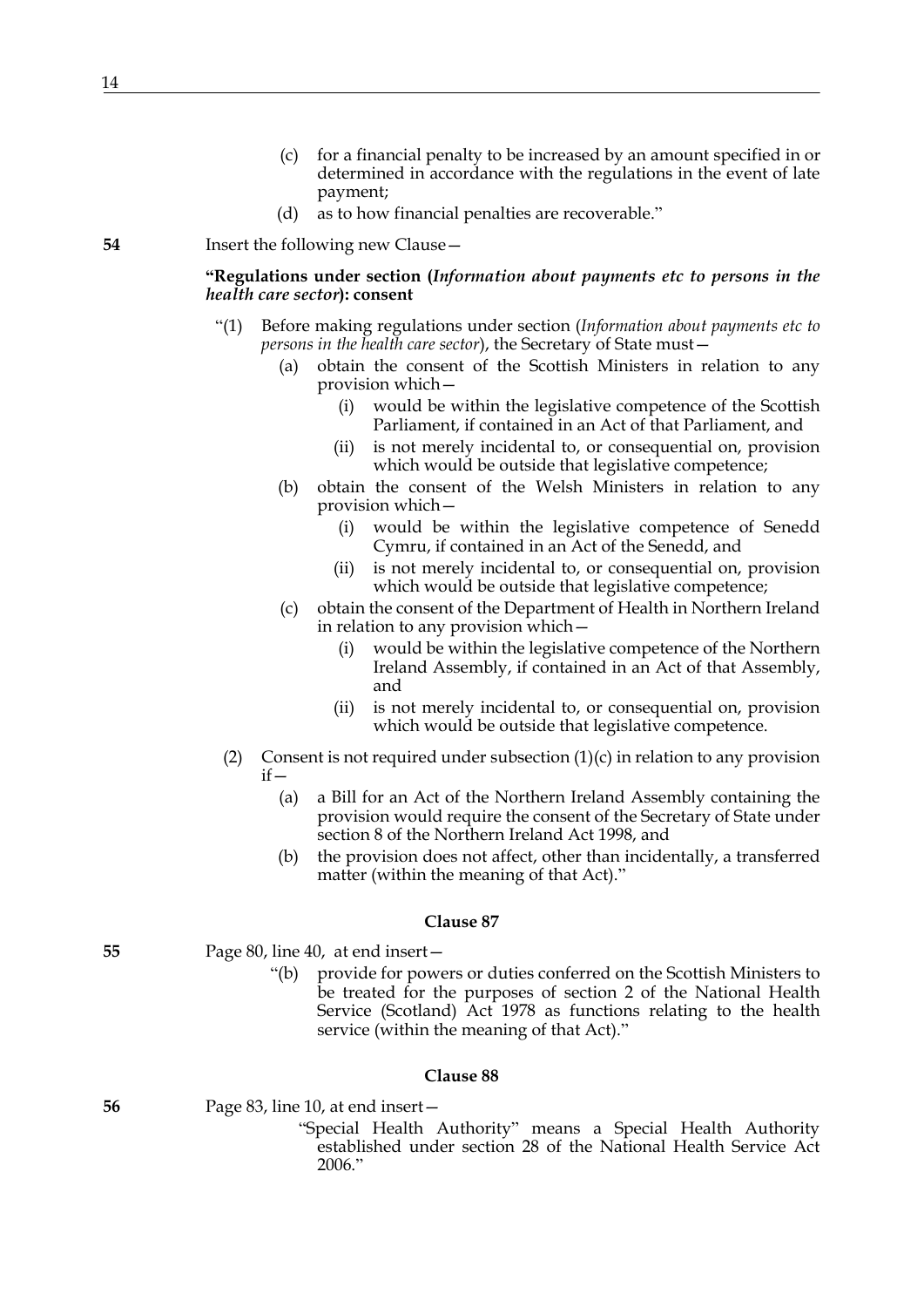(c) for a financial penalty to be increased by an amount specified in or determined in accordance with the regulations in the event of late payment;

(d) as to how financial penalties are recoverable."

**54** Insert the following new Clause—

**"Regulations under section (*Information about payments etc to persons in the health care sector*): consent**

"(1) Before making regulations under section (*Information about payments etc to persons in the health care sector*), the Secretary of State must—

(a) obtain the consent of the Scottish Ministers in relation to any provision which—

(i) would be within the legislative competence of the Scottish Parliament, if contained in an Act of that Parliament, and

(ii) is not merely incidental to, or consequential on, provision which would be outside that legislative competence;

(b) obtain the consent of the Welsh Ministers in relation to any provision which—

(i) would be within the legislative competence of Senedd Cymru, if contained in an Act of the Senedd, and

(ii) is not merely incidental to, or consequential on, provision which would be outside that legislative competence;

(c) obtain the consent of the Department of Health in Northern Ireland in relation to any provision which—

(i) would be within the legislative competence of the Northern Ireland Assembly, if contained in an Act of that Assembly, and

(ii) is not merely incidental to, or consequential on, provision which would be outside that legislative competence.

(2) Consent is not required under subsection (1)(c) in relation to any provision if—

(a) a Bill for an Act of the Northern Ireland Assembly containing the provision would require the consent of the Secretary of State under section 8 of the Northern Ireland Act 1998, and

(b) the provision does not affect, other than incidentally, a transferred matter (within the meaning of that Act)."

### Clause 87

**55** Page 80, line 40, at end insert—

"(b) provide for powers or duties conferred on the Scottish Ministers to be treated for the purposes of section 2 of the National Health Service (Scotland) Act 1978 as functions relating to the health service (within the meaning of that Act)."

### Clause 88

**56** Page 83, line 10, at end insert—

"Special Health Authority" means a Special Health Authority established under section 28 of the National Health Service Act 2006."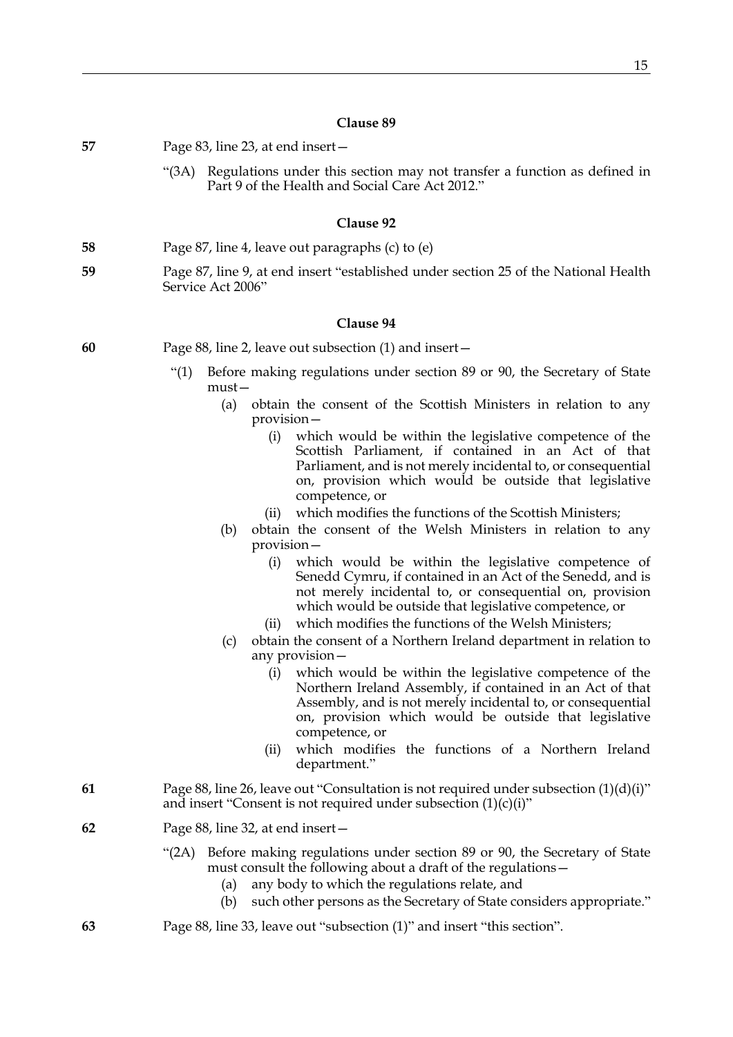## Clause 89

**57** Page 83, line 23, at end insert—

"(3A) Regulations under this section may not transfer a function as defined in Part 9 of the Health and Social Care Act 2012."

## Clause 92

**58** Page 87, line 4, leave out paragraphs (c) to (e)

**59** Page 87, line 9, at end insert "established under section 25 of the National Health Service Act 2006"

## Clause 94

**60** Page 88, line 2, leave out subsection (1) and insert—

"(1) Before making regulations under section 89 or 90, the Secretary of State must—

- (a) obtain the consent of the Scottish Ministers in relation to any provision—
  - (i) which would be within the legislative competence of the Scottish Parliament, if contained in an Act of that Parliament, and is not merely incidental to, or consequential on, provision which would be outside that legislative competence, or
  - (ii) which modifies the functions of the Scottish Ministers;
- (b) obtain the consent of the Welsh Ministers in relation to any provision—
  - (i) which would be within the legislative competence of Senedd Cymru, if contained in an Act of the Senedd, and is not merely incidental to, or consequential on, provision which would be outside that legislative competence, or
  - (ii) which modifies the functions of the Welsh Ministers;
- (c) obtain the consent of a Northern Ireland department in relation to any provision—
  - (i) which would be within the legislative competence of the Northern Ireland Assembly, if contained in an Act of that Assembly, and is not merely incidental to, or consequential on, provision which would be outside that legislative competence, or
  - (ii) which modifies the functions of a Northern Ireland department."

**61** Page 88, line 26, leave out "Consultation is not required under subsection (1)(d)(i)" and insert "Consent is not required under subsection (1)(c)(i)"

**62** Page 88, line 32, at end insert—

"(2A) Before making regulations under section 89 or 90, the Secretary of State must consult the following about a draft of the regulations—

- (a) any body to which the regulations relate, and
- (b) such other persons as the Secretary of State considers appropriate."

**63** Page 88, line 33, leave out "subsection (1)" and insert "this section".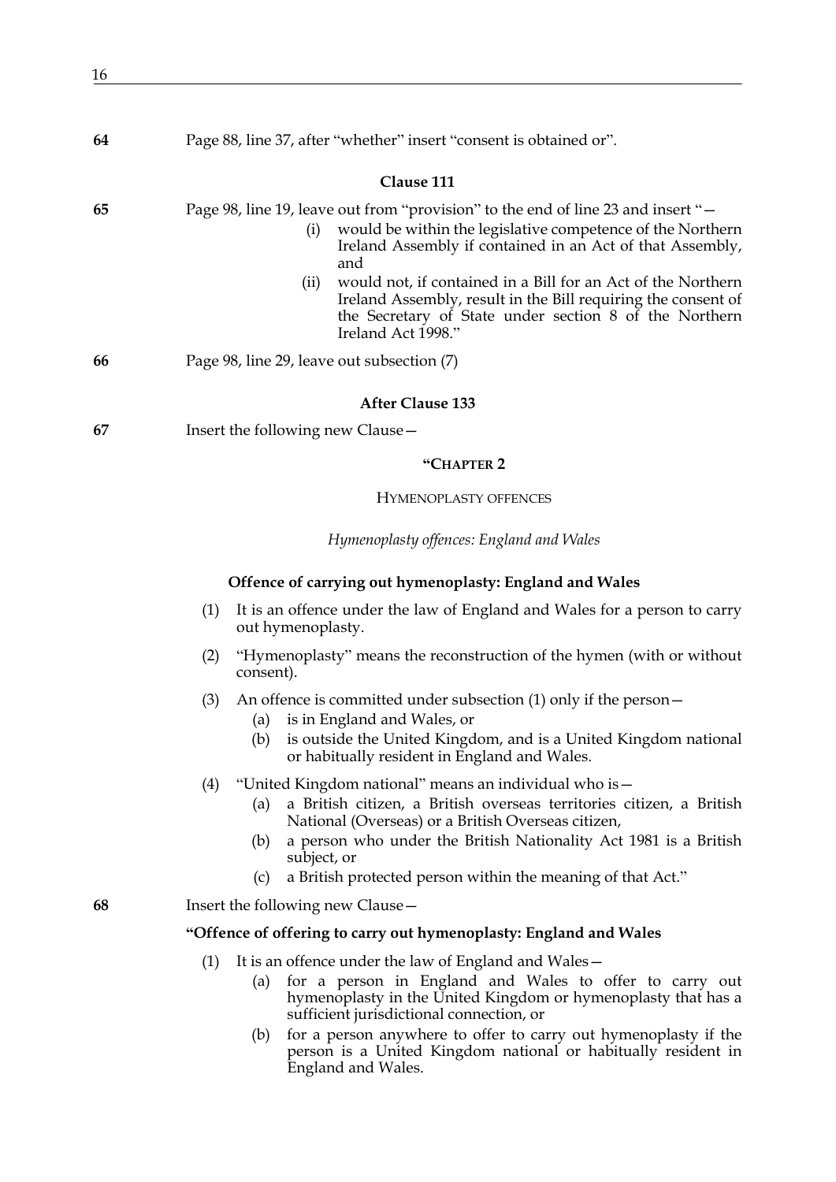64 Page 88, line 37, after "whether" insert "consent is obtained or".

**Clause 111**

65 Page 98, line 19, leave out from "provision" to the end of line 23 and insert "—

(i) would be within the legislative competence of the Northern Ireland Assembly if contained in an Act of that Assembly, and

(ii) would not, if contained in a Bill for an Act of the Northern Ireland Assembly, result in the Bill requiring the consent of the Secretary of State under section 8 of the Northern Ireland Act 1998."

66 Page 98, line 29, leave out subsection (7)

**After Clause 133**

67 Insert the following new Clause—

**"CHAPTER 2**

HYMENOPLASTY OFFENCES

*Hymenoplasty offences: England and Wales*

**Offence of carrying out hymenoplasty: England and Wales**

(1) It is an offence under the law of England and Wales for a person to carry out hymenoplasty.

(2) "Hymenoplasty" means the reconstruction of the hymen (with or without consent).

(3) An offence is committed under subsection (1) only if the person—

(a) is in England and Wales, or

(b) is outside the United Kingdom, and is a United Kingdom national or habitually resident in England and Wales.

(4) "United Kingdom national" means an individual who is—

(a) a British citizen, a British overseas territories citizen, a British National (Overseas) or a British Overseas citizen,

(b) a person who under the British Nationality Act 1981 is a British subject, or

(c) a British protected person within the meaning of that Act."

68 Insert the following new Clause—

**"Offence of offering to carry out hymenoplasty: England and Wales**

(1) It is an offence under the law of England and Wales—

(a) for a person in England and Wales to offer to carry out hymenoplasty in the United Kingdom or hymenoplasty that has a sufficient jurisdictional connection, or

(b) for a person anywhere to offer to carry out hymenoplasty if the person is a United Kingdom national or habitually resident in England and Wales.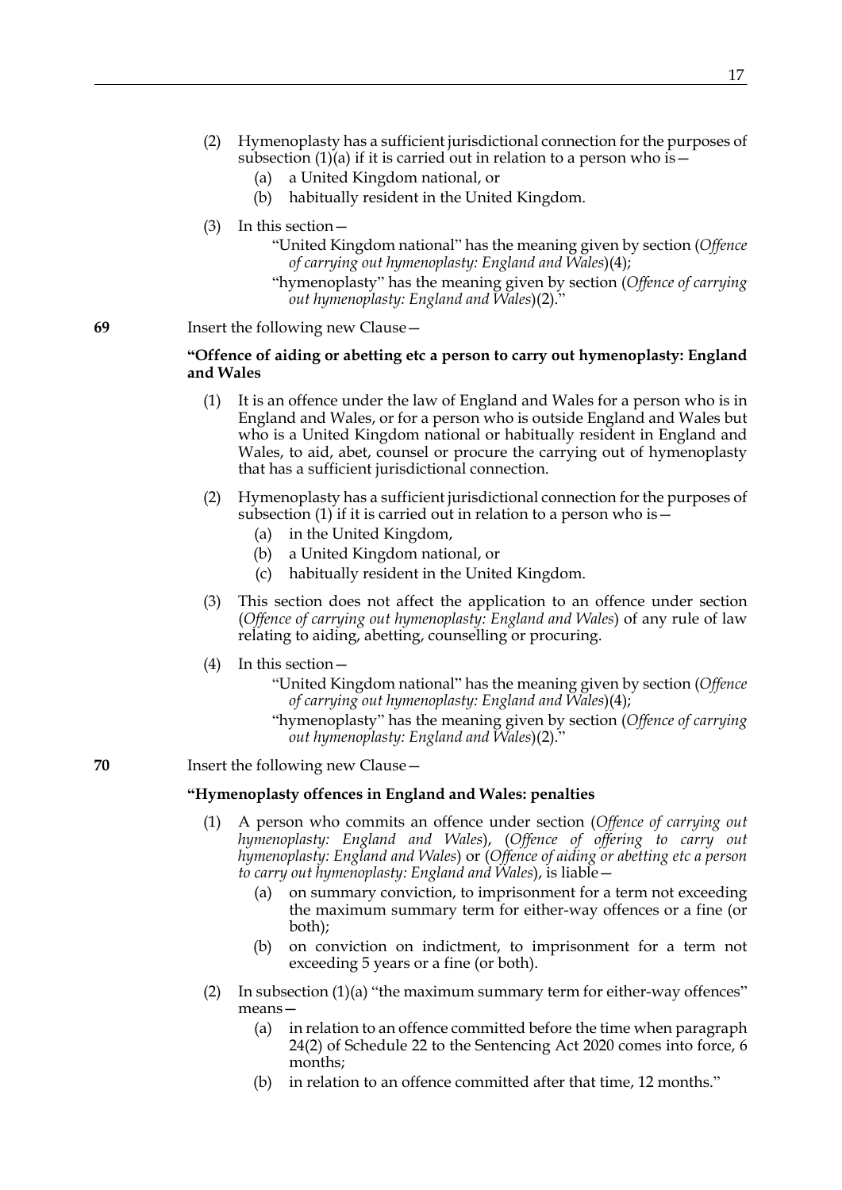(2) Hymenoplasty has a sufficient jurisdictional connection for the purposes of subsection (1)(a) if it is carried out in relation to a person who is—

   (a) a United Kingdom national, or

   (b) habitually resident in the United Kingdom.

(3) In this section—

   "United Kingdom national" has the meaning given by section (*Offence of carrying out hymenoplasty: England and Wales*)(4);

   "hymenoplasty" has the meaning given by section (*Offence of carrying out hymenoplasty: England and Wales*)(2)."

**69** Insert the following new Clause—

**"Offence of aiding or abetting etc a person to carry out hymenoplasty: England and Wales**

(1) It is an offence under the law of England and Wales for a person who is in England and Wales, or for a person who is outside England and Wales but who is a United Kingdom national or habitually resident in England and Wales, to aid, abet, counsel or procure the carrying out of hymenoplasty that has a sufficient jurisdictional connection.

(2) Hymenoplasty has a sufficient jurisdictional connection for the purposes of subsection (1) if it is carried out in relation to a person who is—

   (a) in the United Kingdom,

   (b) a United Kingdom national, or

   (c) habitually resident in the United Kingdom.

(3) This section does not affect the application to an offence under section (*Offence of carrying out hymenoplasty: England and Wales*) of any rule of law relating to aiding, abetting, counselling or procuring.

(4) In this section—

   "United Kingdom national" has the meaning given by section (*Offence of carrying out hymenoplasty: England and Wales*)(4);

   "hymenoplasty" has the meaning given by section (*Offence of carrying out hymenoplasty: England and Wales*)(2)."

**70** Insert the following new Clause—

**"Hymenoplasty offences in England and Wales: penalties**

(1) A person who commits an offence under section (*Offence of carrying out hymenoplasty: England and Wales*), (*Offence of offering to carry out hymenoplasty: England and Wales*) or (*Offence of aiding or abetting etc a person to carry out hymenoplasty: England and Wales*), is liable—

   (a) on summary conviction, to imprisonment for a term not exceeding the maximum summary term for either-way offences or a fine (or both);

   (b) on conviction on indictment, to imprisonment for a term not exceeding 5 years or a fine (or both).

(2) In subsection (1)(a) "the maximum summary term for either-way offences" means—

   (a) in relation to an offence committed before the time when paragraph 24(2) of Schedule 22 to the Sentencing Act 2020 comes into force, 6 months;

   (b) in relation to an offence committed after that time, 12 months."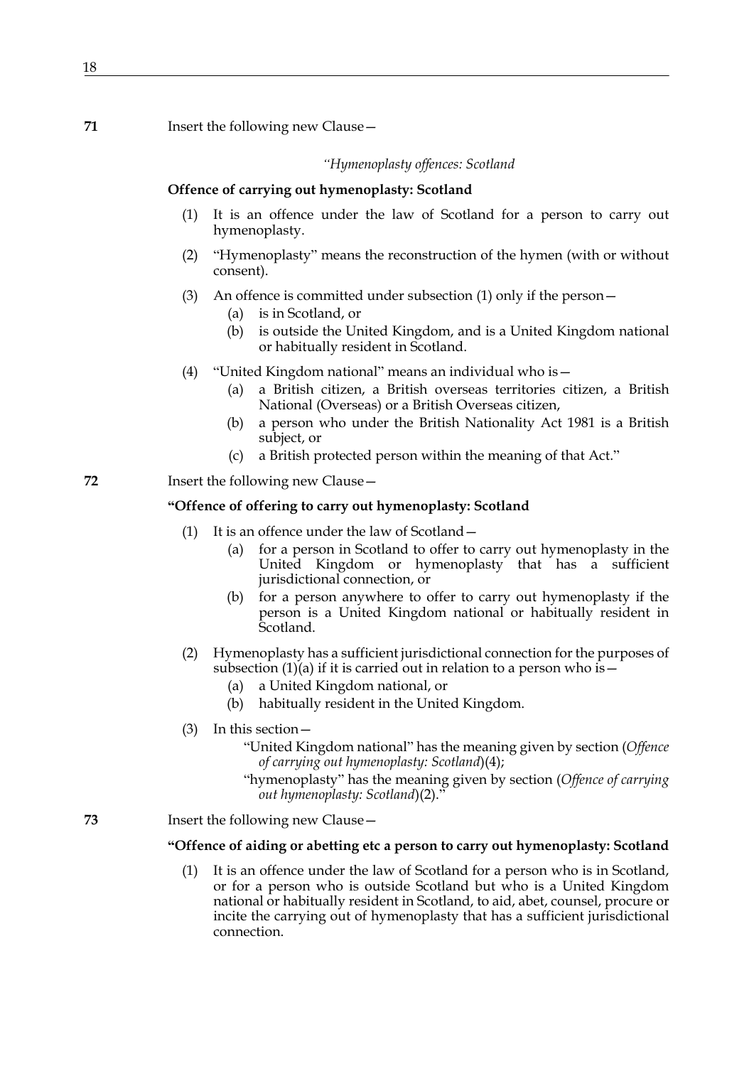**71** Insert the following new Clause—

*"Hymenoplasty offences: Scotland*

**Offence of carrying out hymenoplasty: Scotland**

(1) It is an offence under the law of Scotland for a person to carry out hymenoplasty.

(2) "Hymenoplasty" means the reconstruction of the hymen (with or without consent).

(3) An offence is committed under subsection (1) only if the person—

(a) is in Scotland, or

(b) is outside the United Kingdom, and is a United Kingdom national or habitually resident in Scotland.

(4) "United Kingdom national" means an individual who is—

(a) a British citizen, a British overseas territories citizen, a British National (Overseas) or a British Overseas citizen,

(b) a person who under the British Nationality Act 1981 is a British subject, or

(c) a British protected person within the meaning of that Act."

**72** Insert the following new Clause—

**"Offence of offering to carry out hymenoplasty: Scotland**

(1) It is an offence under the law of Scotland—

(a) for a person in Scotland to offer to carry out hymenoplasty in the United Kingdom or hymenoplasty that has a sufficient jurisdictional connection, or

(b) for a person anywhere to offer to carry out hymenoplasty if the person is a United Kingdom national or habitually resident in Scotland.

(2) Hymenoplasty has a sufficient jurisdictional connection for the purposes of subsection (1)(a) if it is carried out in relation to a person who is—

(a) a United Kingdom national, or

(b) habitually resident in the United Kingdom.

(3) In this section—

"United Kingdom national" has the meaning given by section (*Offence of carrying out hymenoplasty: Scotland*)(4);

"hymenoplasty" has the meaning given by section (*Offence of carrying out hymenoplasty: Scotland*)(2)."

**73** Insert the following new Clause—

**"Offence of aiding or abetting etc a person to carry out hymenoplasty: Scotland**

(1) It is an offence under the law of Scotland for a person who is in Scotland, or for a person who is outside Scotland but who is a United Kingdom national or habitually resident in Scotland, to aid, abet, counsel, procure or incite the carrying out of hymenoplasty that has a sufficient jurisdictional connection.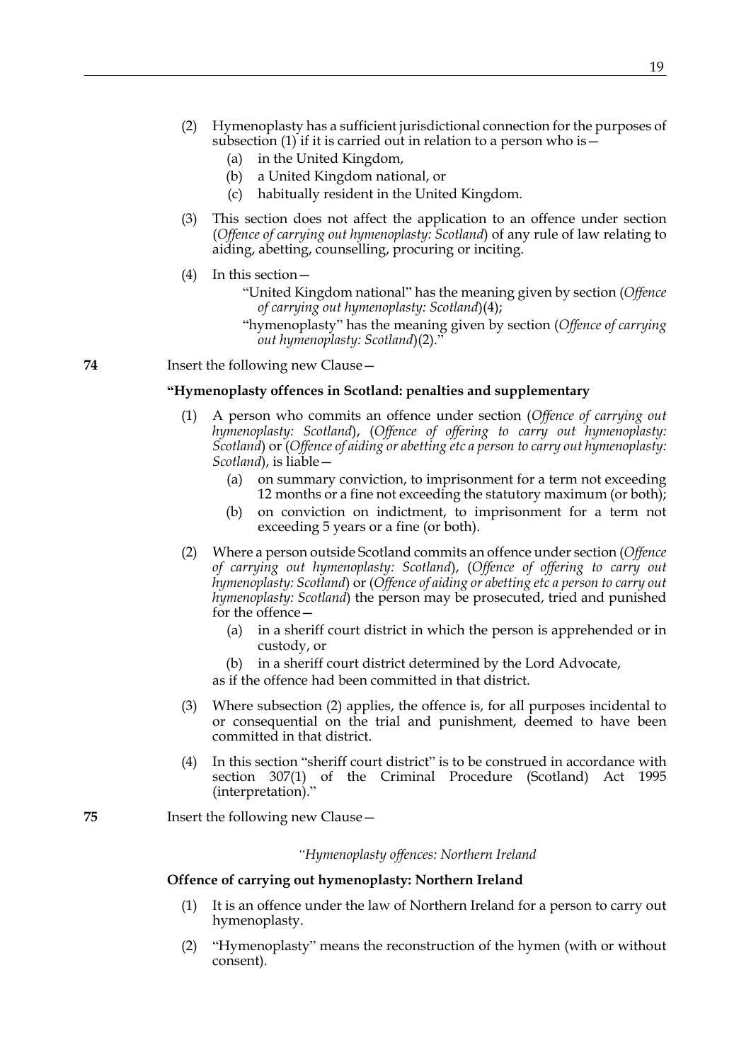(2) Hymenoplasty has a sufficient jurisdictional connection for the purposes of subsection (1) if it is carried out in relation to a person who is—

  (a) in the United Kingdom,

  (b) a United Kingdom national, or

  (c) habitually resident in the United Kingdom.

(3) This section does not affect the application to an offence under section (*Offence of carrying out hymenoplasty: Scotland*) of any rule of law relating to aiding, abetting, counselling, procuring or inciting.

(4) In this section—

  "United Kingdom national" has the meaning given by section (*Offence of carrying out hymenoplasty: Scotland*)(4);

  "hymenoplasty" has the meaning given by section (*Offence of carrying out hymenoplasty: Scotland*)(2)."

**74** Insert the following new Clause—

**"Hymenoplasty offences in Scotland: penalties and supplementary**

(1) A person who commits an offence under section (*Offence of carrying out hymenoplasty: Scotland*), (*Offence of offering to carry out hymenoplasty: Scotland*) or (*Offence of aiding or abetting etc a person to carry out hymenoplasty: Scotland*), is liable—

  (a) on summary conviction, to imprisonment for a term not exceeding 12 months or a fine not exceeding the statutory maximum (or both);

  (b) on conviction on indictment, to imprisonment for a term not exceeding 5 years or a fine (or both).

(2) Where a person outside Scotland commits an offence under section (*Offence of carrying out hymenoplasty: Scotland*), (*Offence of offering to carry out hymenoplasty: Scotland*) or (*Offence of aiding or abetting etc a person to carry out hymenoplasty: Scotland*) the person may be prosecuted, tried and punished for the offence—

  (a) in a sheriff court district in which the person is apprehended or in custody, or

  (b) in a sheriff court district determined by the Lord Advocate,

as if the offence had been committed in that district.

(3) Where subsection (2) applies, the offence is, for all purposes incidental to or consequential on the trial and punishment, deemed to have been committed in that district.

(4) In this section "sheriff court district" is to be construed in accordance with section 307(1) of the Criminal Procedure (Scotland) Act 1995 (interpretation)."

**75** Insert the following new Clause—

*"Hymenoplasty offences: Northern Ireland*

**Offence of carrying out hymenoplasty: Northern Ireland**

(1) It is an offence under the law of Northern Ireland for a person to carry out hymenoplasty.

(2) "Hymenoplasty" means the reconstruction of the hymen (with or without consent).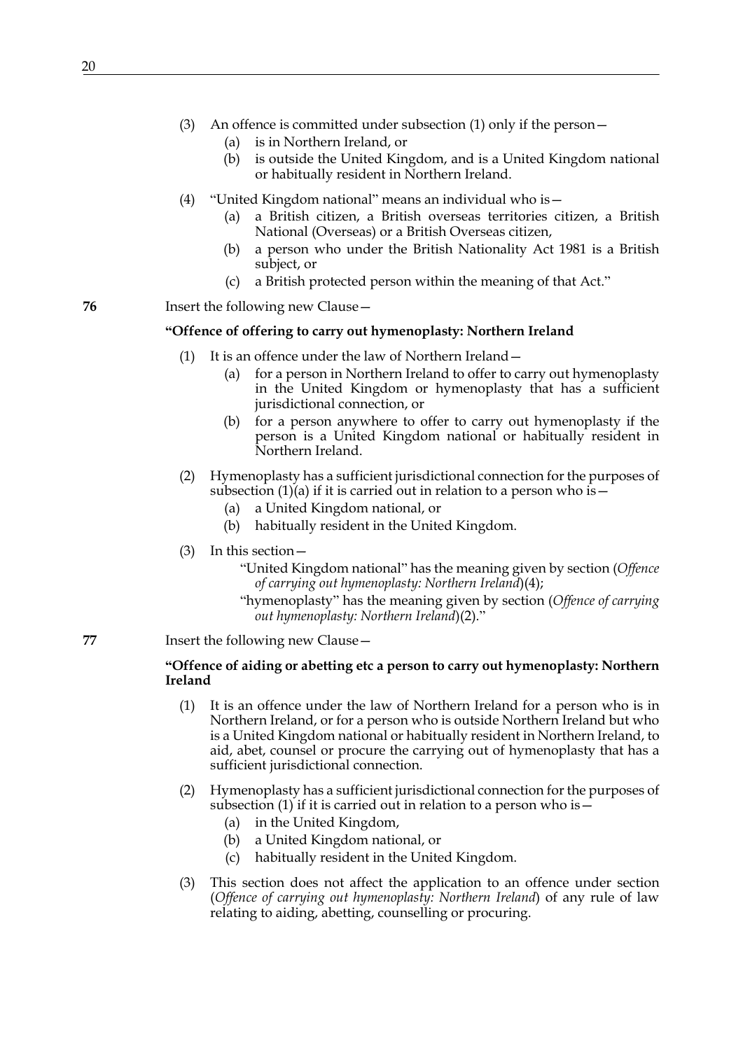(3) An offence is committed under subsection (1) only if the person—

  (a) is in Northern Ireland, or

  (b) is outside the United Kingdom, and is a United Kingdom national or habitually resident in Northern Ireland.

(4) "United Kingdom national" means an individual who is—

  (a) a British citizen, a British overseas territories citizen, a British National (Overseas) or a British Overseas citizen,

  (b) a person who under the British Nationality Act 1981 is a British subject, or

  (c) a British protected person within the meaning of that Act."

**76** Insert the following new Clause—

**"Offence of offering to carry out hymenoplasty: Northern Ireland**

(1) It is an offence under the law of Northern Ireland—

  (a) for a person in Northern Ireland to offer to carry out hymenoplasty in the United Kingdom or hymenoplasty that has a sufficient jurisdictional connection, or

  (b) for a person anywhere to offer to carry out hymenoplasty if the person is a United Kingdom national or habitually resident in Northern Ireland.

(2) Hymenoplasty has a sufficient jurisdictional connection for the purposes of subsection (1)(a) if it is carried out in relation to a person who is—

  (a) a United Kingdom national, or

  (b) habitually resident in the United Kingdom.

(3) In this section—

  "United Kingdom national" has the meaning given by section (*Offence of carrying out hymenoplasty: Northern Ireland*)(4);

  "hymenoplasty" has the meaning given by section (*Offence of carrying out hymenoplasty: Northern Ireland*)(2)."

**77** Insert the following new Clause—

**"Offence of aiding or abetting etc a person to carry out hymenoplasty: Northern Ireland**

(1) It is an offence under the law of Northern Ireland for a person who is in Northern Ireland, or for a person who is outside Northern Ireland but who is a United Kingdom national or habitually resident in Northern Ireland, to aid, abet, counsel or procure the carrying out of hymenoplasty that has a sufficient jurisdictional connection.

(2) Hymenoplasty has a sufficient jurisdictional connection for the purposes of subsection (1) if it is carried out in relation to a person who is—

  (a) in the United Kingdom,

  (b) a United Kingdom national, or

  (c) habitually resident in the United Kingdom.

(3) This section does not affect the application to an offence under section (*Offence of carrying out hymenoplasty: Northern Ireland*) of any rule of law relating to aiding, abetting, counselling or procuring.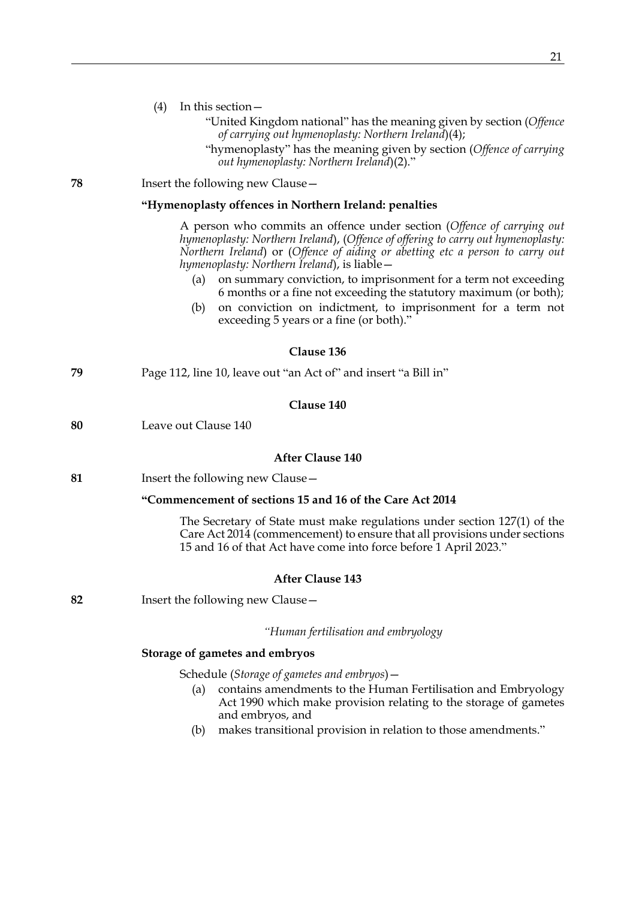(4) In this section—

"United Kingdom national" has the meaning given by section (*Offence of carrying out hymenoplasty: Northern Ireland*)(4);

"hymenoplasty" has the meaning given by section (*Offence of carrying out hymenoplasty: Northern Ireland*)(2)."

**78** Insert the following new Clause—

**"Hymenoplasty offences in Northern Ireland: penalties**

A person who commits an offence under section (*Offence of carrying out hymenoplasty: Northern Ireland*), (*Offence of offering to carry out hymenoplasty: Northern Ireland*) or (*Offence of aiding or abetting etc a person to carry out hymenoplasty: Northern Ireland*), is liable—

(a) on summary conviction, to imprisonment for a term not exceeding 6 months or a fine not exceeding the statutory maximum (or both);

(b) on conviction on indictment, to imprisonment for a term not exceeding 5 years or a fine (or both)."

### Clause 136

**79** Page 112, line 10, leave out "an Act of" and insert "a Bill in"

### Clause 140

**80** Leave out Clause 140

### After Clause 140

**81** Insert the following new Clause—

**"Commencement of sections 15 and 16 of the Care Act 2014**

The Secretary of State must make regulations under section 127(1) of the Care Act 2014 (commencement) to ensure that all provisions under sections 15 and 16 of that Act have come into force before 1 April 2023."

### After Clause 143

**82** Insert the following new Clause—

*"Human fertilisation and embryology*

**Storage of gametes and embryos**

Schedule (*Storage of gametes and embryos*)—

(a) contains amendments to the Human Fertilisation and Embryology Act 1990 which make provision relating to the storage of gametes and embryos, and

(b) makes transitional provision in relation to those amendments."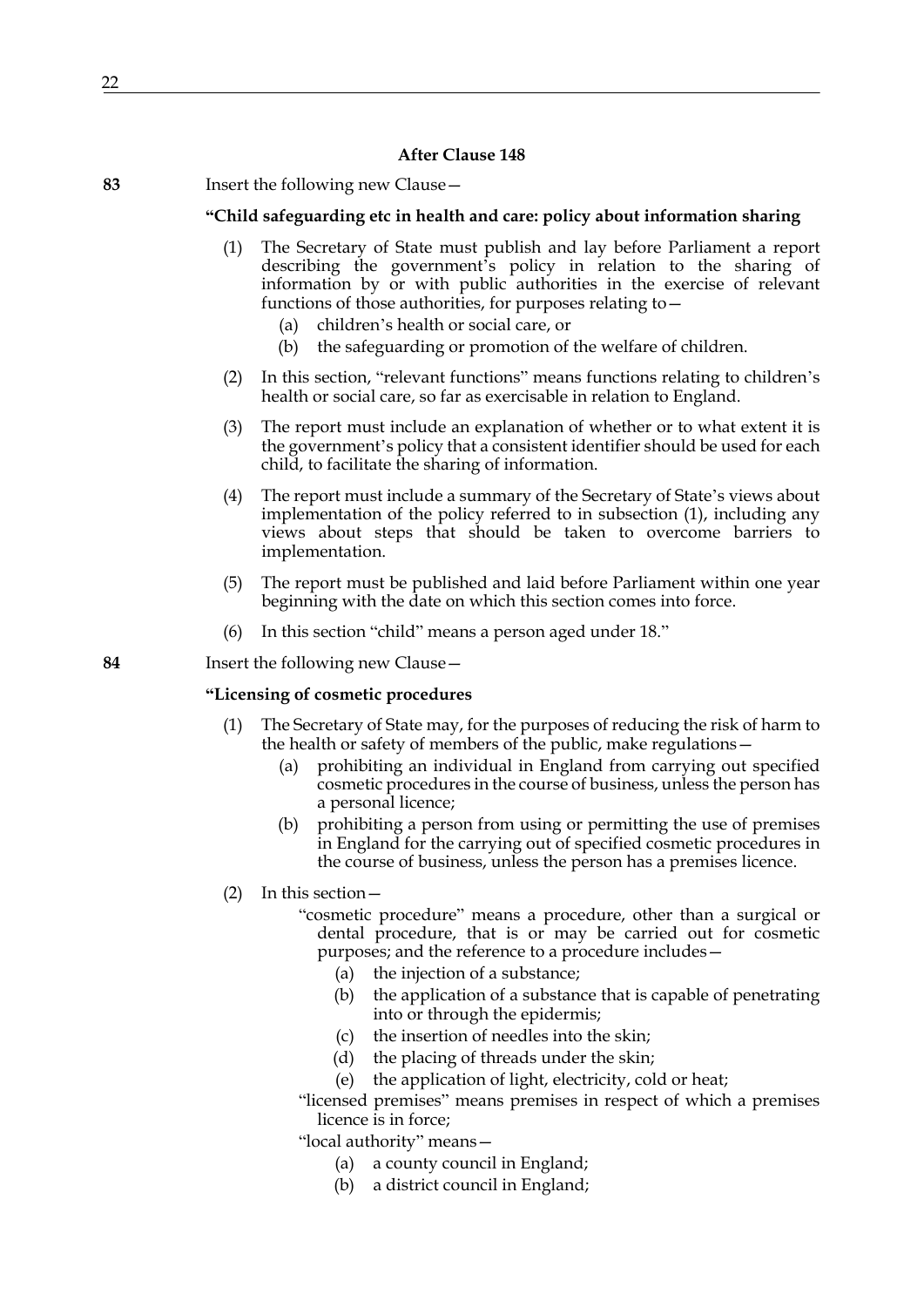### After Clause 148

**83** Insert the following new Clause—

**"Child safeguarding etc in health and care: policy about information sharing**

(1) The Secretary of State must publish and lay before Parliament a report describing the government's policy in relation to the sharing of information by or with public authorities in the exercise of relevant functions of those authorities, for purposes relating to—

  (a) children's health or social care, or

  (b) the safeguarding or promotion of the welfare of children.

(2) In this section, "relevant functions" means functions relating to children's health or social care, so far as exercisable in relation to England.

(3) The report must include an explanation of whether or to what extent it is the government's policy that a consistent identifier should be used for each child, to facilitate the sharing of information.

(4) The report must include a summary of the Secretary of State's views about implementation of the policy referred to in subsection (1), including any views about steps that should be taken to overcome barriers to implementation.

(5) The report must be published and laid before Parliament within one year beginning with the date on which this section comes into force.

(6) In this section "child" means a person aged under 18."

**84** Insert the following new Clause—

**"Licensing of cosmetic procedures**

(1) The Secretary of State may, for the purposes of reducing the risk of harm to the health or safety of members of the public, make regulations—

  (a) prohibiting an individual in England from carrying out specified cosmetic procedures in the course of business, unless the person has a personal licence;

  (b) prohibiting a person from using or permitting the use of premises in England for the carrying out of specified cosmetic procedures in the course of business, unless the person has a premises licence.

(2) In this section—

"cosmetic procedure" means a procedure, other than a surgical or dental procedure, that is or may be carried out for cosmetic purposes; and the reference to a procedure includes—

  (a) the injection of a substance;

  (b) the application of a substance that is capable of penetrating into or through the epidermis;

  (c) the insertion of needles into the skin;

  (d) the placing of threads under the skin;

  (e) the application of light, electricity, cold or heat;

"licensed premises" means premises in respect of which a premises licence is in force;

"local authority" means—

  (a) a county council in England;

  (b) a district council in England;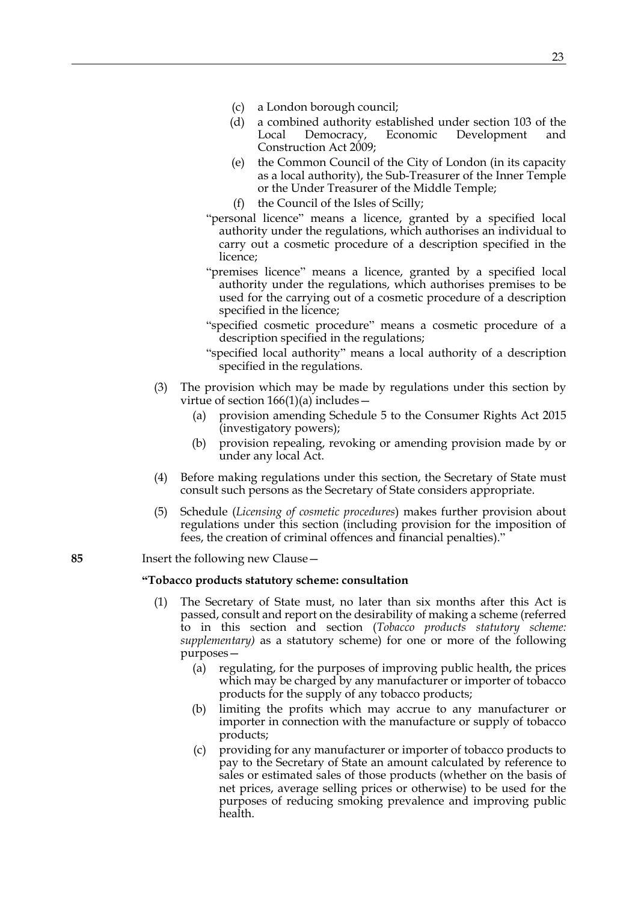(c) a London borough council;

(d) a combined authority established under section 103 of the Local Democracy, Economic Development and Construction Act 2009;

(e) the Common Council of the City of London (in its capacity as a local authority), the Sub-Treasurer of the Inner Temple or the Under Treasurer of the Middle Temple;

(f) the Council of the Isles of Scilly;

"personal licence" means a licence, granted by a specified local authority under the regulations, which authorises an individual to carry out a cosmetic procedure of a description specified in the licence;

"premises licence" means a licence, granted by a specified local authority under the regulations, which authorises premises to be used for the carrying out of a cosmetic procedure of a description specified in the licence;

"specified cosmetic procedure" means a cosmetic procedure of a description specified in the regulations;

"specified local authority" means a local authority of a description specified in the regulations.

(3) The provision which may be made by regulations under this section by virtue of section 166(1)(a) includes—

(a) provision amending Schedule 5 to the Consumer Rights Act 2015 (investigatory powers);

(b) provision repealing, revoking or amending provision made by or under any local Act.

(4) Before making regulations under this section, the Secretary of State must consult such persons as the Secretary of State considers appropriate.

(5) Schedule (*Licensing of cosmetic procedures*) makes further provision about regulations under this section (including provision for the imposition of fees, the creation of criminal offences and financial penalties)."

**85** Insert the following new Clause—

**"Tobacco products statutory scheme: consultation**

(1) The Secretary of State must, no later than six months after this Act is passed, consult and report on the desirability of making a scheme (referred to in this section and section (*Tobacco products statutory scheme: supplementary)* as a statutory scheme) for one or more of the following purposes—

(a) regulating, for the purposes of improving public health, the prices which may be charged by any manufacturer or importer of tobacco products for the supply of any tobacco products;

(b) limiting the profits which may accrue to any manufacturer or importer in connection with the manufacture or supply of tobacco products;

(c) providing for any manufacturer or importer of tobacco products to pay to the Secretary of State an amount calculated by reference to sales or estimated sales of those products (whether on the basis of net prices, average selling prices or otherwise) to be used for the purposes of reducing smoking prevalence and improving public health.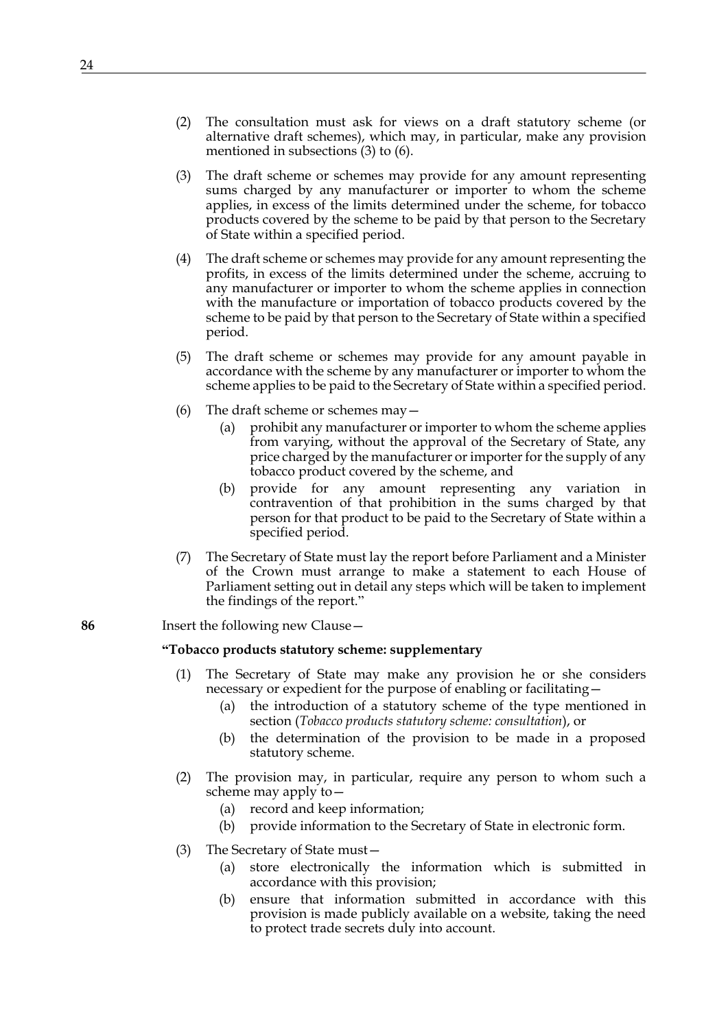(2) The consultation must ask for views on a draft statutory scheme (or alternative draft schemes), which may, in particular, make any provision mentioned in subsections (3) to (6).

(3) The draft scheme or schemes may provide for any amount representing sums charged by any manufacturer or importer to whom the scheme applies, in excess of the limits determined under the scheme, for tobacco products covered by the scheme to be paid by that person to the Secretary of State within a specified period.

(4) The draft scheme or schemes may provide for any amount representing the profits, in excess of the limits determined under the scheme, accruing to any manufacturer or importer to whom the scheme applies in connection with the manufacture or importation of tobacco products covered by the scheme to be paid by that person to the Secretary of State within a specified period.

(5) The draft scheme or schemes may provide for any amount payable in accordance with the scheme by any manufacturer or importer to whom the scheme applies to be paid to the Secretary of State within a specified period.

(6) The draft scheme or schemes may—

(a) prohibit any manufacturer or importer to whom the scheme applies from varying, without the approval of the Secretary of State, any price charged by the manufacturer or importer for the supply of any tobacco product covered by the scheme, and

(b) provide for any amount representing any variation in contravention of that prohibition in the sums charged by that person for that product to be paid to the Secretary of State within a specified period.

(7) The Secretary of State must lay the report before Parliament and a Minister of the Crown must arrange to make a statement to each House of Parliament setting out in detail any steps which will be taken to implement the findings of the report."

**86** Insert the following new Clause—

**"Tobacco products statutory scheme: supplementary**

(1) The Secretary of State may make any provision he or she considers necessary or expedient for the purpose of enabling or facilitating—

(a) the introduction of a statutory scheme of the type mentioned in section (*Tobacco products statutory scheme: consultation*), or

(b) the determination of the provision to be made in a proposed statutory scheme.

(2) The provision may, in particular, require any person to whom such a scheme may apply to—

(a) record and keep information;

(b) provide information to the Secretary of State in electronic form.

(3) The Secretary of State must—

(a) store electronically the information which is submitted in accordance with this provision;

(b) ensure that information submitted in accordance with this provision is made publicly available on a website, taking the need to protect trade secrets duly into account.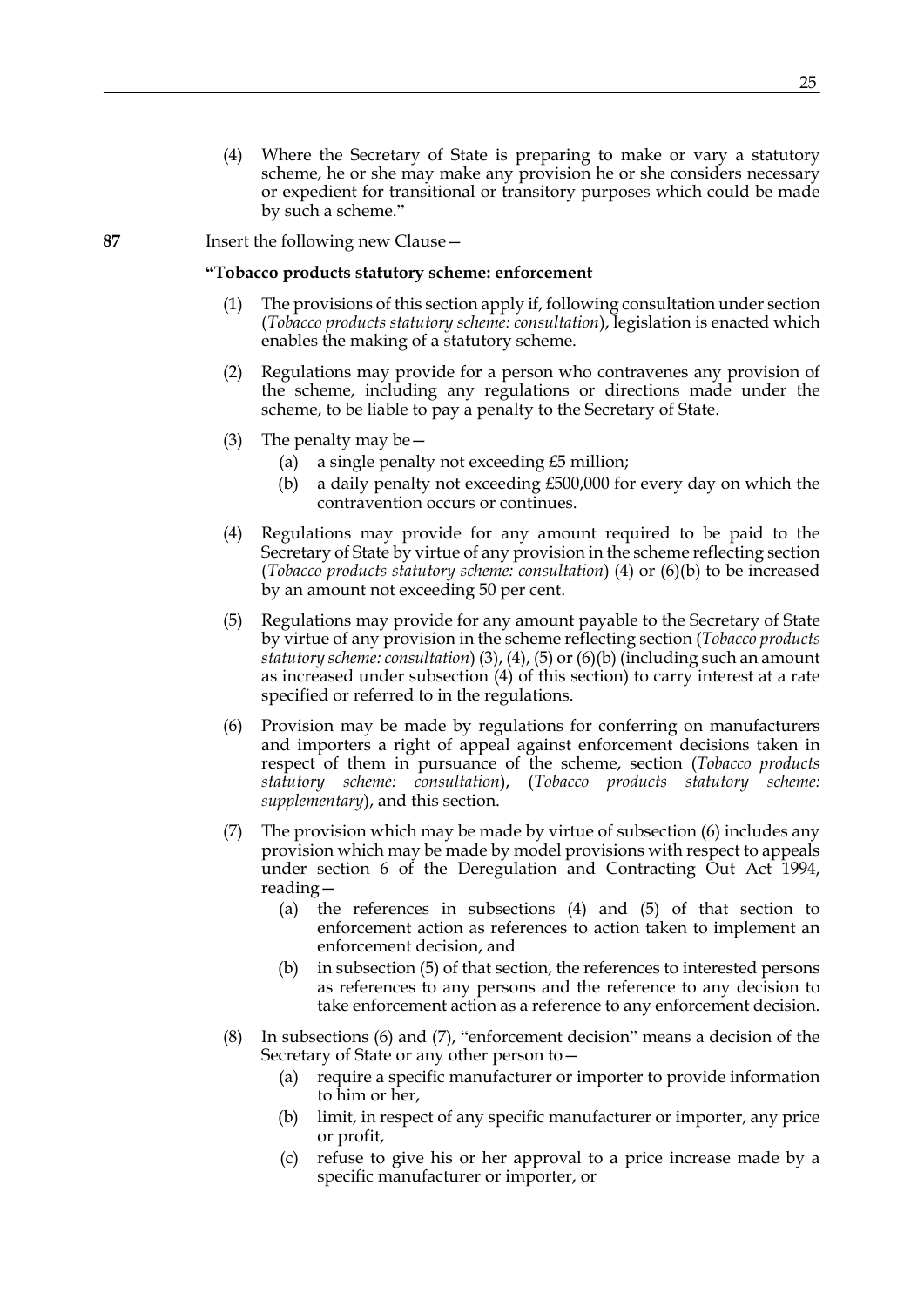(4) Where the Secretary of State is preparing to make or vary a statutory scheme, he or she may make any provision he or she considers necessary or expedient for transitional or transitory purposes which could be made by such a scheme."

**87** Insert the following new Clause—

**"Tobacco products statutory scheme: enforcement**

(1) The provisions of this section apply if, following consultation under section (*Tobacco products statutory scheme: consultation*), legislation is enacted which enables the making of a statutory scheme.

(2) Regulations may provide for a person who contravenes any provision of the scheme, including any regulations or directions made under the scheme, to be liable to pay a penalty to the Secretary of State.

(3) The penalty may be—

(a) a single penalty not exceeding £5 million;

(b) a daily penalty not exceeding £500,000 for every day on which the contravention occurs or continues.

(4) Regulations may provide for any amount required to be paid to the Secretary of State by virtue of any provision in the scheme reflecting section (*Tobacco products statutory scheme: consultation*) (4) or (6)(b) to be increased by an amount not exceeding 50 per cent.

(5) Regulations may provide for any amount payable to the Secretary of State by virtue of any provision in the scheme reflecting section (*Tobacco products statutory scheme: consultation*) (3), (4), (5) or (6)(b) (including such an amount as increased under subsection (4) of this section) to carry interest at a rate specified or referred to in the regulations.

(6) Provision may be made by regulations for conferring on manufacturers and importers a right of appeal against enforcement decisions taken in respect of them in pursuance of the scheme, section (*Tobacco products statutory scheme: consultation*), (*Tobacco products statutory scheme: supplementary*), and this section.

(7) The provision which may be made by virtue of subsection (6) includes any provision which may be made by model provisions with respect to appeals under section 6 of the Deregulation and Contracting Out Act 1994, reading—

(a) the references in subsections (4) and (5) of that section to enforcement action as references to action taken to implement an enforcement decision, and

(b) in subsection (5) of that section, the references to interested persons as references to any persons and the reference to any decision to take enforcement action as a reference to any enforcement decision.

(8) In subsections (6) and (7), "enforcement decision" means a decision of the Secretary of State or any other person to—

(a) require a specific manufacturer or importer to provide information to him or her,

(b) limit, in respect of any specific manufacturer or importer, any price or profit,

(c) refuse to give his or her approval to a price increase made by a specific manufacturer or importer, or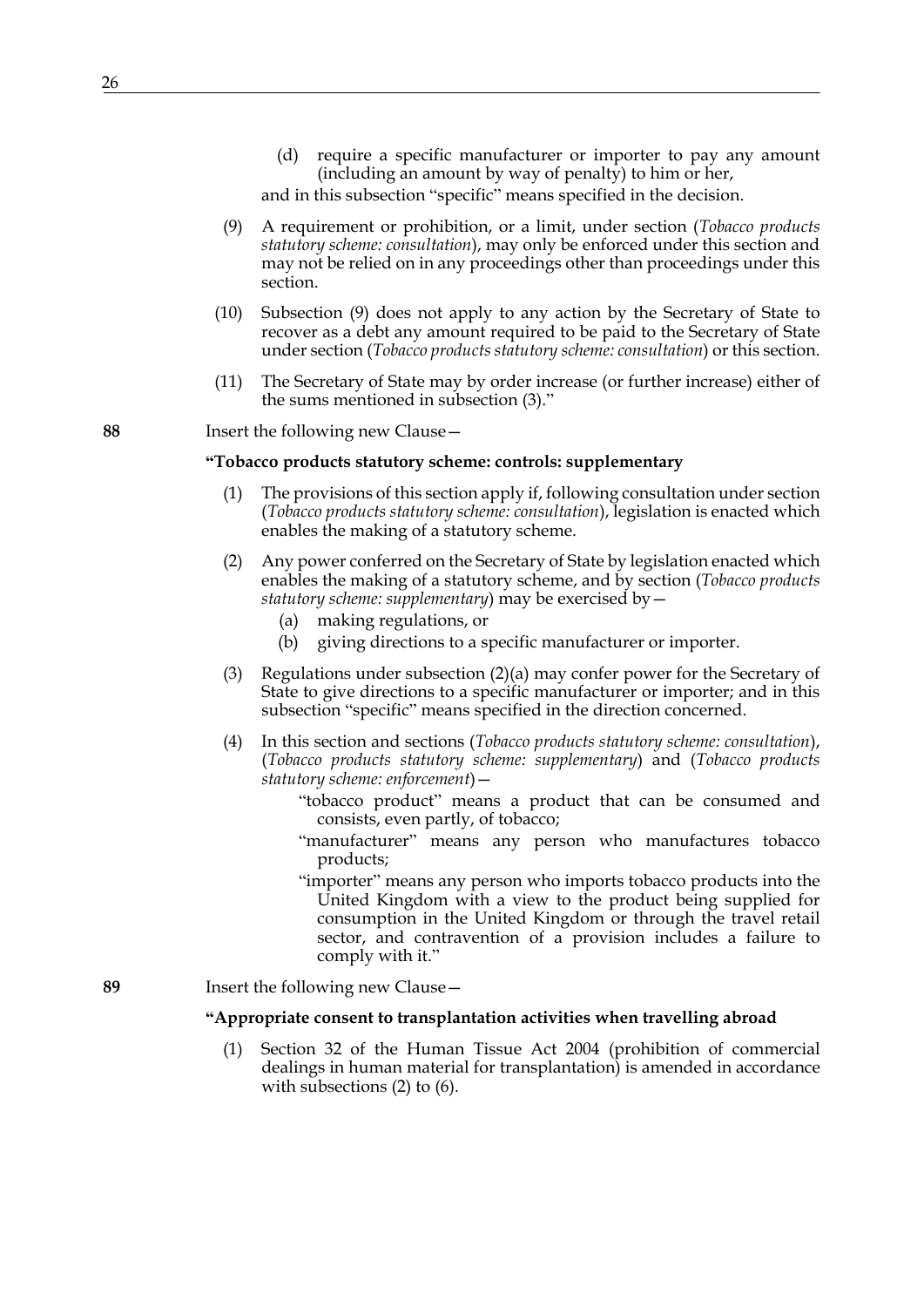(d) require a specific manufacturer or importer to pay any amount (including an amount by way of penalty) to him or her,

and in this subsection "specific" means specified in the decision.

(9) A requirement or prohibition, or a limit, under section (*Tobacco products statutory scheme: consultation*), may only be enforced under this section and may not be relied on in any proceedings other than proceedings under this section.

(10) Subsection (9) does not apply to any action by the Secretary of State to recover as a debt any amount required to be paid to the Secretary of State under section (*Tobacco products statutory scheme: consultation*) or this section.

(11) The Secretary of State may by order increase (or further increase) either of the sums mentioned in subsection (3)."

**88** Insert the following new Clause—

**"Tobacco products statutory scheme: controls: supplementary**

(1) The provisions of this section apply if, following consultation under section (*Tobacco products statutory scheme: consultation*), legislation is enacted which enables the making of a statutory scheme.

(2) Any power conferred on the Secretary of State by legislation enacted which enables the making of a statutory scheme, and by section (*Tobacco products statutory scheme: supplementary*) may be exercised by—

(a) making regulations, or

(b) giving directions to a specific manufacturer or importer.

(3) Regulations under subsection (2)(a) may confer power for the Secretary of State to give directions to a specific manufacturer or importer; and in this subsection "specific" means specified in the direction concerned.

(4) In this section and sections (*Tobacco products statutory scheme: consultation*), (*Tobacco products statutory scheme: supplementary*) and (*Tobacco products statutory scheme: enforcement*)—

"tobacco product" means a product that can be consumed and consists, even partly, of tobacco;

"manufacturer" means any person who manufactures tobacco products;

"importer" means any person who imports tobacco products into the United Kingdom with a view to the product being supplied for consumption in the United Kingdom or through the travel retail sector, and contravention of a provision includes a failure to comply with it."

**89** Insert the following new Clause—

**"Appropriate consent to transplantation activities when travelling abroad**

(1) Section 32 of the Human Tissue Act 2004 (prohibition of commercial dealings in human material for transplantation) is amended in accordance with subsections (2) to (6).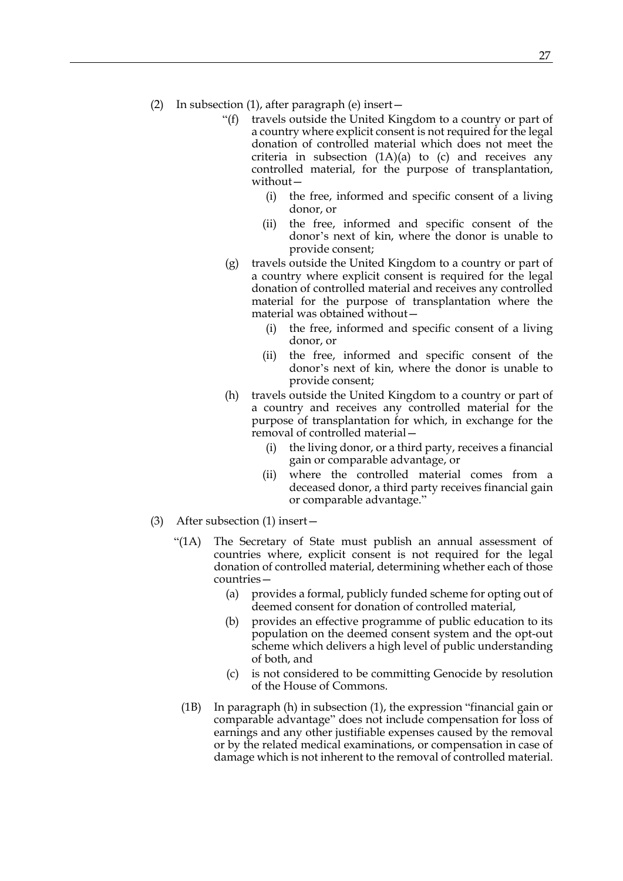(2) In subsection (1), after paragraph (e) insert—

> “(f) travels outside the United Kingdom to a country or part of a country where explicit consent is not required for the legal donation of controlled material which does not meet the criteria in subsection (1A)(a) to (c) and receives any controlled material, for the purpose of transplantation, without—
>
> > (i) the free, informed and specific consent of a living donor, or
> >
> > (ii) the free, informed and specific consent of the donor’s next of kin, where the donor is unable to provide consent;
>
> (g) travels outside the United Kingdom to a country or part of a country where explicit consent is required for the legal donation of controlled material and receives any controlled material for the purpose of transplantation where the material was obtained without—
>
> > (i) the free, informed and specific consent of a living donor, or
> >
> > (ii) the free, informed and specific consent of the donor’s next of kin, where the donor is unable to provide consent;
>
> (h) travels outside the United Kingdom to a country or part of a country and receives any controlled material for the purpose of transplantation for which, in exchange for the removal of controlled material—
>
> > (i) the living donor, or a third party, receives a financial gain or comparable advantage, or
> >
> > (ii) where the controlled material comes from a deceased donor, a third party receives financial gain or comparable advantage.”

(3) After subsection (1) insert—

> “(1A) The Secretary of State must publish an annual assessment of countries where, explicit consent is not required for the legal donation of controlled material, determining whether each of those countries—
>
> > (a) provides a formal, publicly funded scheme for opting out of deemed consent for donation of controlled material,
> >
> > (b) provides an effective programme of public education to its population on the deemed consent system and the opt-out scheme which delivers a high level of public understanding of both, and
> >
> > (c) is not considered to be committing Genocide by resolution of the House of Commons.
>
> (1B) In paragraph (h) in subsection (1), the expression “financial gain or comparable advantage” does not include compensation for loss of earnings and any other justifiable expenses caused by the removal or by the related medical examinations, or compensation in case of damage which is not inherent to the removal of controlled material.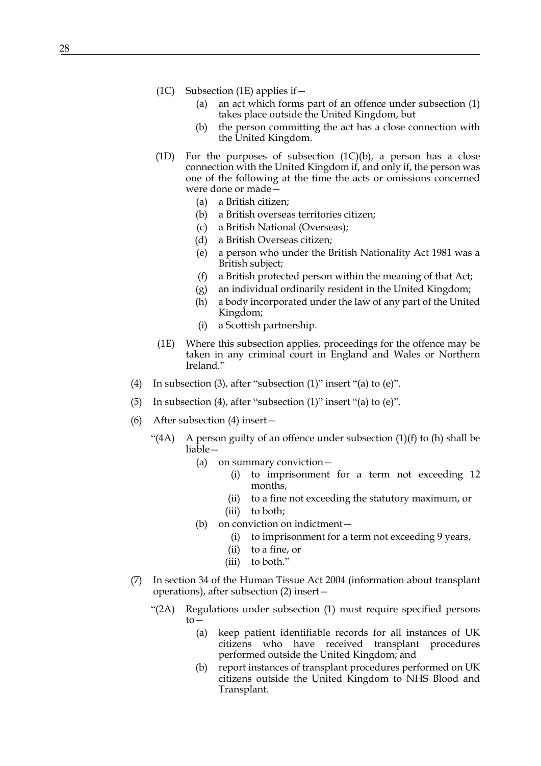(1C) Subsection (1E) applies if—

(a) an act which forms part of an offence under subsection (1) takes place outside the United Kingdom, but

(b) the person committing the act has a close connection with the United Kingdom.

(1D) For the purposes of subsection (1C)(b), a person has a close connection with the United Kingdom if, and only if, the person was one of the following at the time the acts or omissions concerned were done or made—

(a) a British citizen;

(b) a British overseas territories citizen;

(c) a British National (Overseas);

(d) a British Overseas citizen;

(e) a person who under the British Nationality Act 1981 was a British subject;

(f) a British protected person within the meaning of that Act;

(g) an individual ordinarily resident in the United Kingdom;

(h) a body incorporated under the law of any part of the United Kingdom;

(i) a Scottish partnership.

(1E) Where this subsection applies, proceedings for the offence may be taken in any criminal court in England and Wales or Northern Ireland."

(4) In subsection (3), after "subsection (1)" insert "(a) to (e)".

(5) In subsection (4), after "subsection (1)" insert "(a) to (e)".

(6) After subsection (4) insert—

"(4A) A person guilty of an offence under subsection (1)(f) to (h) shall be liable—

(a) on summary conviction—

(i) to imprisonment for a term not exceeding 12 months,

(ii) to a fine not exceeding the statutory maximum, or

(iii) to both;

(b) on conviction on indictment—

(i) to imprisonment for a term not exceeding 9 years,

(ii) to a fine, or

(iii) to both."

(7) In section 34 of the Human Tissue Act 2004 (information about transplant operations), after subsection (2) insert—

"(2A) Regulations under subsection (1) must require specified persons to—

(a) keep patient identifiable records for all instances of UK citizens who have received transplant procedures performed outside the United Kingdom; and

(b) report instances of transplant procedures performed on UK citizens outside the United Kingdom to NHS Blood and Transplant.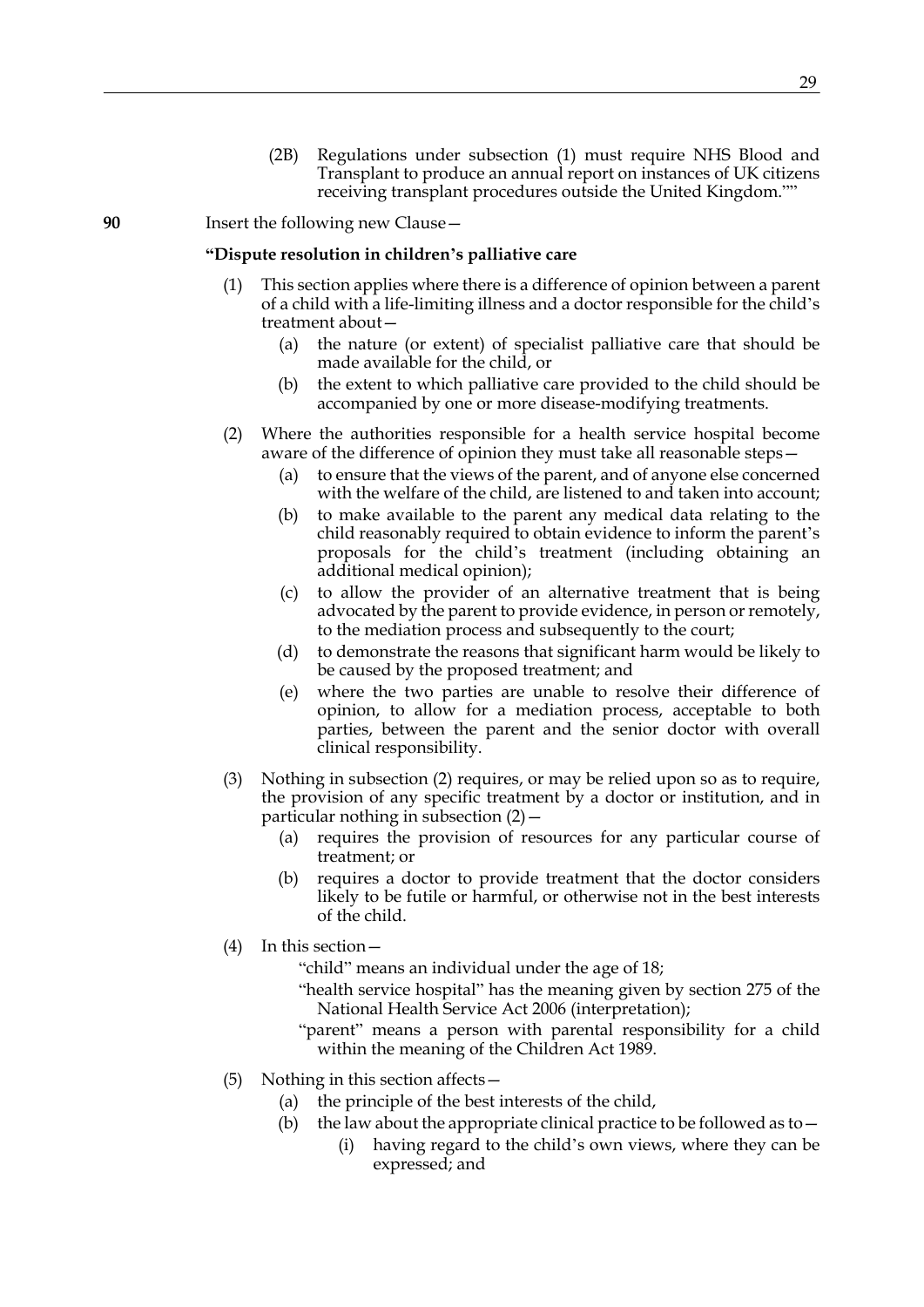(2B) Regulations under subsection (1) must require NHS Blood and Transplant to produce an annual report on instances of UK citizens receiving transplant procedures outside the United Kingdom.””

**90** Insert the following new Clause—

**“Dispute resolution in children’s palliative care**

(1) This section applies where there is a difference of opinion between a parent of a child with a life-limiting illness and a doctor responsible for the child’s treatment about—

(a) the nature (or extent) of specialist palliative care that should be made available for the child, or

(b) the extent to which palliative care provided to the child should be accompanied by one or more disease-modifying treatments.

(2) Where the authorities responsible for a health service hospital become aware of the difference of opinion they must take all reasonable steps—

(a) to ensure that the views of the parent, and of anyone else concerned with the welfare of the child, are listened to and taken into account;

(b) to make available to the parent any medical data relating to the child reasonably required to obtain evidence to inform the parent’s proposals for the child’s treatment (including obtaining an additional medical opinion);

(c) to allow the provider of an alternative treatment that is being advocated by the parent to provide evidence, in person or remotely, to the mediation process and subsequently to the court;

(d) to demonstrate the reasons that significant harm would be likely to be caused by the proposed treatment; and

(e) where the two parties are unable to resolve their difference of opinion, to allow for a mediation process, acceptable to both parties, between the parent and the senior doctor with overall clinical responsibility.

(3) Nothing in subsection (2) requires, or may be relied upon so as to require, the provision of any specific treatment by a doctor or institution, and in particular nothing in subsection (2)—

(a) requires the provision of resources for any particular course of treatment; or

(b) requires a doctor to provide treatment that the doctor considers likely to be futile or harmful, or otherwise not in the best interests of the child.

(4) In this section—

“child” means an individual under the age of 18;

“health service hospital” has the meaning given by section 275 of the National Health Service Act 2006 (interpretation);

“parent” means a person with parental responsibility for a child within the meaning of the Children Act 1989.

(5) Nothing in this section affects—

(a) the principle of the best interests of the child,

(b) the law about the appropriate clinical practice to be followed as to—

(i) having regard to the child’s own views, where they can be expressed; and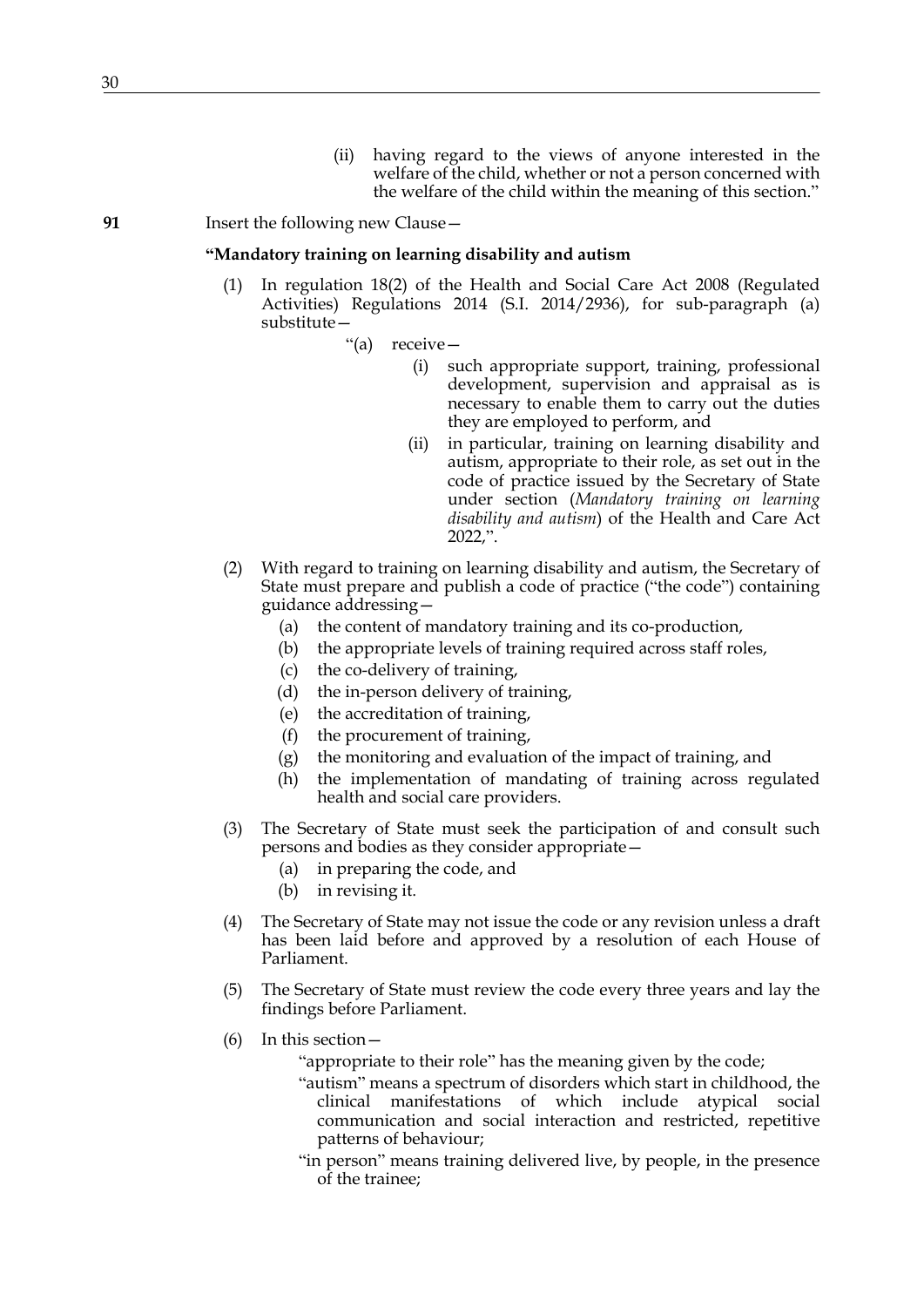(ii) having regard to the views of anyone interested in the welfare of the child, whether or not a person concerned with the welfare of the child within the meaning of this section."

**91** Insert the following new Clause—

**"Mandatory training on learning disability and autism**

(1) In regulation 18(2) of the Health and Social Care Act 2008 (Regulated Activities) Regulations 2014 (S.I. 2014/2936), for sub-paragraph (a) substitute—

"(a) receive—

(i) such appropriate support, training, professional development, supervision and appraisal as is necessary to enable them to carry out the duties they are employed to perform, and

(ii) in particular, training on learning disability and autism, appropriate to their role, as set out in the code of practice issued by the Secretary of State under section (*Mandatory training on learning disability and autism*) of the Health and Care Act 2022,".

(2) With regard to training on learning disability and autism, the Secretary of State must prepare and publish a code of practice ("the code") containing guidance addressing—

(a) the content of mandatory training and its co-production,

(b) the appropriate levels of training required across staff roles,

(c) the co-delivery of training,

(d) the in-person delivery of training,

(e) the accreditation of training,

(f) the procurement of training,

(g) the monitoring and evaluation of the impact of training, and

(h) the implementation of mandating of training across regulated health and social care providers.

(3) The Secretary of State must seek the participation of and consult such persons and bodies as they consider appropriate—

(a) in preparing the code, and

(b) in revising it.

(4) The Secretary of State may not issue the code or any revision unless a draft has been laid before and approved by a resolution of each House of Parliament.

(5) The Secretary of State must review the code every three years and lay the findings before Parliament.

(6) In this section—

"appropriate to their role" has the meaning given by the code;

"autism" means a spectrum of disorders which start in childhood, the clinical manifestations of which include atypical social communication and social interaction and restricted, repetitive patterns of behaviour;

"in person" means training delivered live, by people, in the presence of the trainee;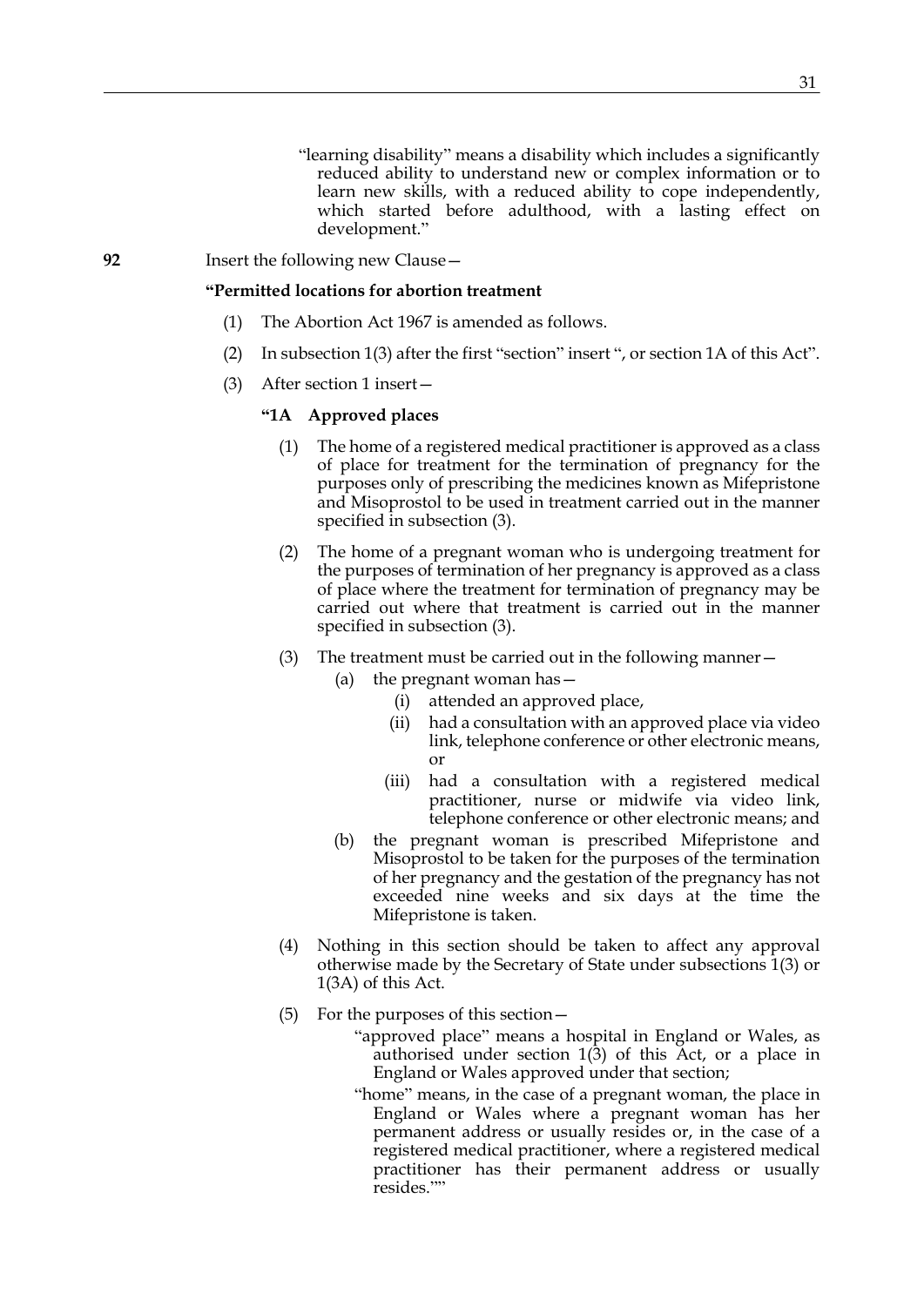"learning disability" means a disability which includes a significantly reduced ability to understand new or complex information or to learn new skills, with a reduced ability to cope independently, which started before adulthood, with a lasting effect on development."

**92** Insert the following new Clause—

**"Permitted locations for abortion treatment**

(1) The Abortion Act 1967 is amended as follows.

(2) In subsection 1(3) after the first "section" insert ", or section 1A of this Act".

(3) After section 1 insert—

**"1A Approved places**

(1) The home of a registered medical practitioner is approved as a class of place for treatment for the termination of pregnancy for the purposes only of prescribing the medicines known as Mifepristone and Misoprostol to be used in treatment carried out in the manner specified in subsection (3).

(2) The home of a pregnant woman who is undergoing treatment for the purposes of termination of her pregnancy is approved as a class of place where the treatment for termination of pregnancy may be carried out where that treatment is carried out in the manner specified in subsection (3).

(3) The treatment must be carried out in the following manner—

(a) the pregnant woman has—

(i) attended an approved place,

(ii) had a consultation with an approved place via video link, telephone conference or other electronic means, or

(iii) had a consultation with a registered medical practitioner, nurse or midwife via video link, telephone conference or other electronic means; and

(b) the pregnant woman is prescribed Mifepristone and Misoprostol to be taken for the purposes of the termination of her pregnancy and the gestation of the pregnancy has not exceeded nine weeks and six days at the time the Mifepristone is taken.

(4) Nothing in this section should be taken to affect any approval otherwise made by the Secretary of State under subsections 1(3) or 1(3A) of this Act.

(5) For the purposes of this section—

"approved place" means a hospital in England or Wales, as authorised under section 1(3) of this Act, or a place in England or Wales approved under that section;

"home" means, in the case of a pregnant woman, the place in England or Wales where a pregnant woman has her permanent address or usually resides or, in the case of a registered medical practitioner, where a registered medical practitioner has their permanent address or usually resides.""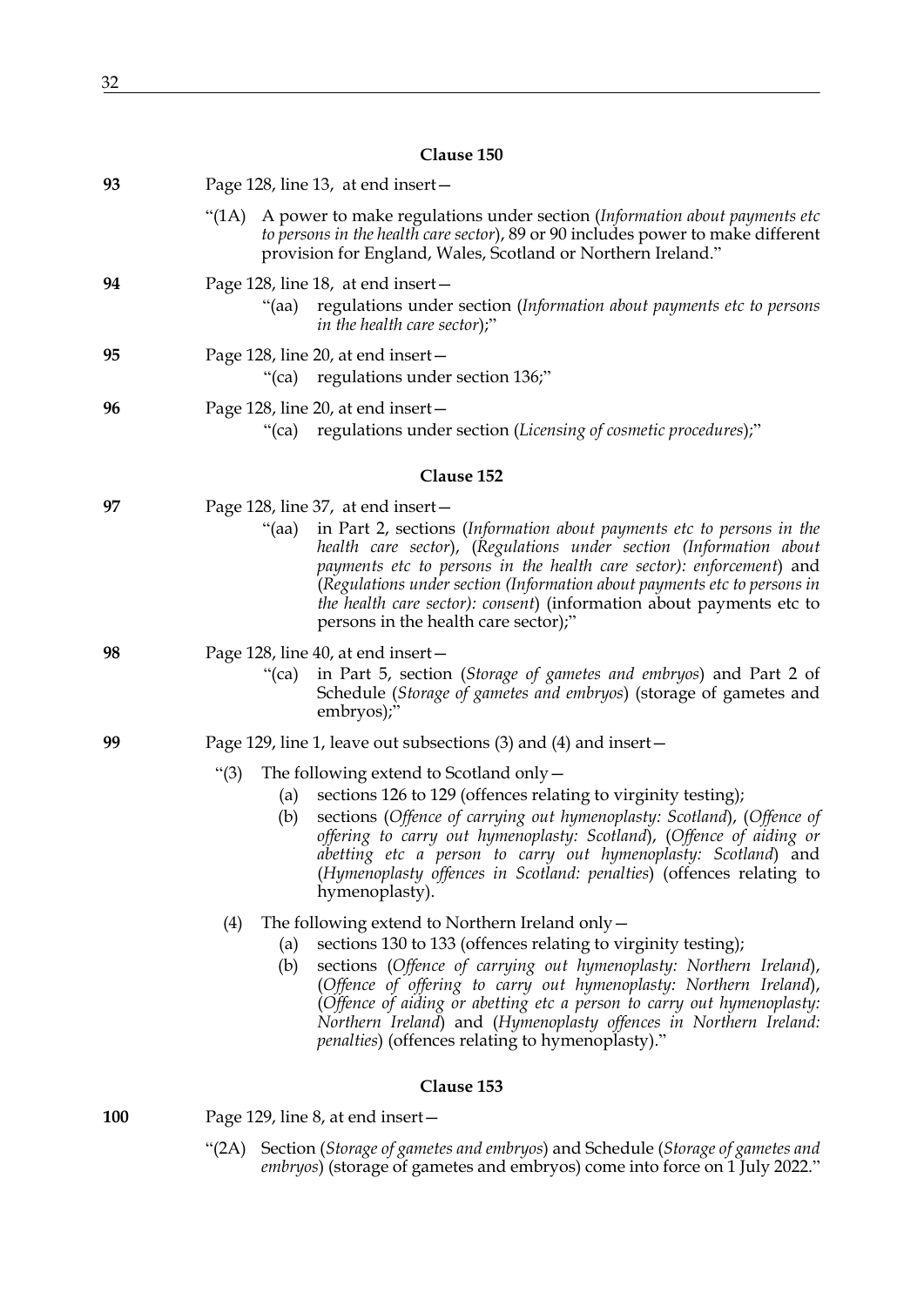### Clause 150

**93** Page 128, line 13, at end insert—

"(1A) A power to make regulations under section (*Information about payments etc to persons in the health care sector*), 89 or 90 includes power to make different provision for England, Wales, Scotland or Northern Ireland."

**94** Page 128, line 18, at end insert—

"(aa) regulations under section (*Information about payments etc to persons in the health care sector*);"

**95** Page 128, line 20, at end insert—

"(ca) regulations under section 136;"

**96** Page 128, line 20, at end insert—

"(ca) regulations under section (*Licensing of cosmetic procedures*);"

### Clause 152

**97** Page 128, line 37, at end insert—

"(aa) in Part 2, sections (*Information about payments etc to persons in the health care sector*), (*Regulations under section (Information about payments etc to persons in the health care sector): enforcement*) and (*Regulations under section (Information about payments etc to persons in the health care sector): consent*) (information about payments etc to persons in the health care sector);"

**98** Page 128, line 40, at end insert—

"(ca) in Part 5, section (*Storage of gametes and embryos*) and Part 2 of Schedule (*Storage of gametes and embryos*) (storage of gametes and embryos);"

**99** Page 129, line 1, leave out subsections (3) and (4) and insert—

"(3) The following extend to Scotland only—

(a) sections 126 to 129 (offences relating to virginity testing);

(b) sections (*Offence of carrying out hymenoplasty: Scotland*), (*Offence of offering to carry out hymenoplasty: Scotland*), (*Offence of aiding or abetting etc a person to carry out hymenoplasty: Scotland*) and (*Hymenoplasty offences in Scotland: penalties*) (offences relating to hymenoplasty).

(4) The following extend to Northern Ireland only—

(a) sections 130 to 133 (offences relating to virginity testing);

(b) sections (*Offence of carrying out hymenoplasty: Northern Ireland*), (*Offence of offering to carry out hymenoplasty: Northern Ireland*), (*Offence of aiding or abetting etc a person to carry out hymenoplasty: Northern Ireland*) and (*Hymenoplasty offences in Northern Ireland: penalties*) (offences relating to hymenoplasty)."

### Clause 153

**100** Page 129, line 8, at end insert—

"(2A) Section (*Storage of gametes and embryos*) and Schedule (*Storage of gametes and embryos*) (storage of gametes and embryos) come into force on 1 July 2022."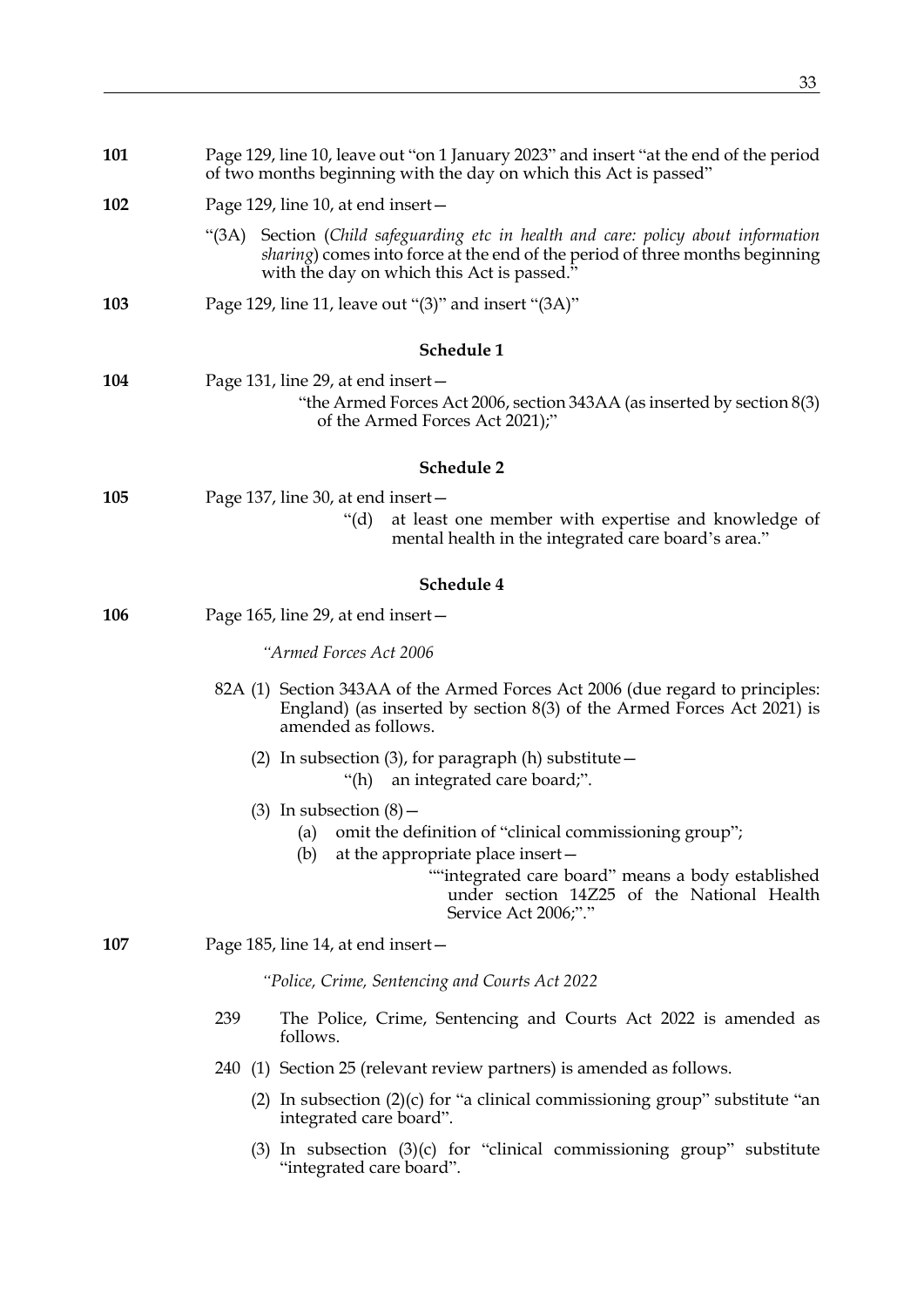**101** Page 129, line 10, leave out "on 1 January 2023" and insert "at the end of the period of two months beginning with the day on which this Act is passed"

**102** Page 129, line 10, at end insert—

"(3A) Section (*Child safeguarding etc in health and care: policy about information sharing*) comes into force at the end of the period of three months beginning with the day on which this Act is passed."

**103** Page 129, line 11, leave out "(3)" and insert "(3A)"

### Schedule 1

**104** Page 131, line 29, at end insert—

"the Armed Forces Act 2006, section 343AA (as inserted by section 8(3) of the Armed Forces Act 2021);"

### Schedule 2

**105** Page 137, line 30, at end insert—

"(d) at least one member with expertise and knowledge of mental health in the integrated care board's area."

### Schedule 4

**106** Page 165, line 29, at end insert—

*"Armed Forces Act 2006*

82A (1) Section 343AA of the Armed Forces Act 2006 (due regard to principles: England) (as inserted by section 8(3) of the Armed Forces Act 2021) is amended as follows.

(2) In subsection (3), for paragraph (h) substitute—

"(h) an integrated care board;".

(3) In subsection (8)—

(a) omit the definition of "clinical commissioning group";

(b) at the appropriate place insert—

""integrated care board" means a body established under section 14Z25 of the National Health Service Act 2006;"."

**107** Page 185, line 14, at end insert—

*"Police, Crime, Sentencing and Courts Act 2022*

239 The Police, Crime, Sentencing and Courts Act 2022 is amended as follows.

240 (1) Section 25 (relevant review partners) is amended as follows.

(2) In subsection (2)(c) for "a clinical commissioning group" substitute "an integrated care board".

(3) In subsection (3)(c) for "clinical commissioning group" substitute "integrated care board".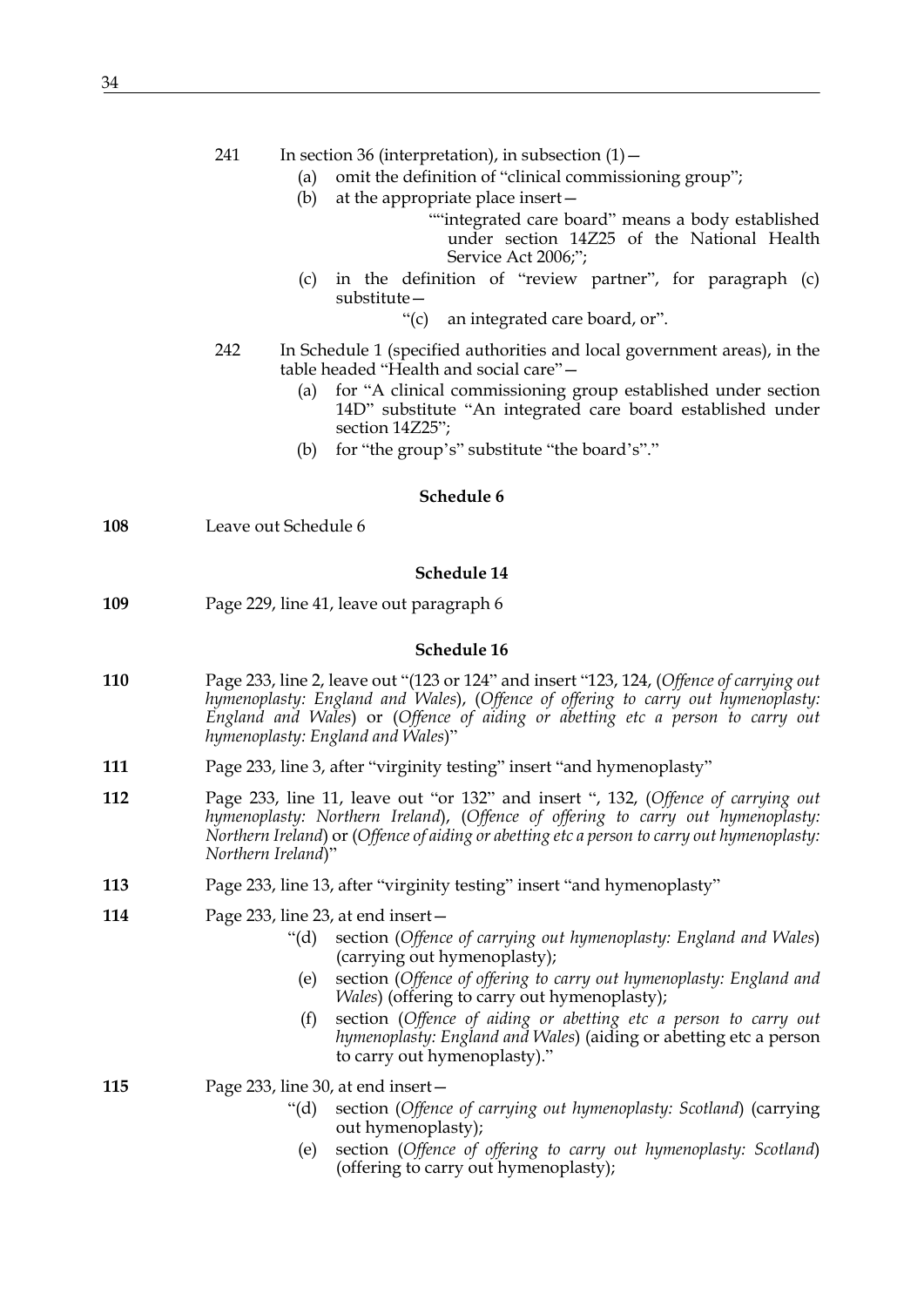241 In section 36 (interpretation), in subsection (1)—

(a) omit the definition of "clinical commissioning group";

(b) at the appropriate place insert—

""integrated care board" means a body established under section 14Z25 of the National Health Service Act 2006;";

(c) in the definition of "review partner", for paragraph (c) substitute—

"(c) an integrated care board, or".

242 In Schedule 1 (specified authorities and local government areas), in the table headed "Health and social care"—

(a) for "A clinical commissioning group established under section 14D" substitute "An integrated care board established under section 14Z25";

(b) for "the group's" substitute "the board's"."

### Schedule 6

**108** Leave out Schedule 6

### Schedule 14

**109** Page 229, line 41, leave out paragraph 6

### Schedule 16

**110** Page 233, line 2, leave out "(123 or 124" and insert "123, 124, (*Offence of carrying out hymenoplasty: England and Wales*), (*Offence of offering to carry out hymenoplasty: England and Wales*) or (*Offence of aiding or abetting etc a person to carry out hymenoplasty: England and Wales*)"

**111** Page 233, line 3, after "virginity testing" insert "and hymenoplasty"

**112** Page 233, line 11, leave out "or 132" and insert ", 132, (*Offence of carrying out hymenoplasty: Northern Ireland*), (*Offence of offering to carry out hymenoplasty: Northern Ireland*) or (*Offence of aiding or abetting etc a person to carry out hymenoplasty: Northern Ireland*)"

**113** Page 233, line 13, after "virginity testing" insert "and hymenoplasty"

**114** Page 233, line 23, at end insert—

"(d) section (*Offence of carrying out hymenoplasty: England and Wales*) (carrying out hymenoplasty);

(e) section (*Offence of offering to carry out hymenoplasty: England and Wales*) (offering to carry out hymenoplasty);

(f) section (*Offence of aiding or abetting etc a person to carry out hymenoplasty: England and Wales*) (aiding or abetting etc a person to carry out hymenoplasty)."

**115** Page 233, line 30, at end insert—

"(d) section (*Offence of carrying out hymenoplasty: Scotland*) (carrying out hymenoplasty);

(e) section (*Offence of offering to carry out hymenoplasty: Scotland*) (offering to carry out hymenoplasty);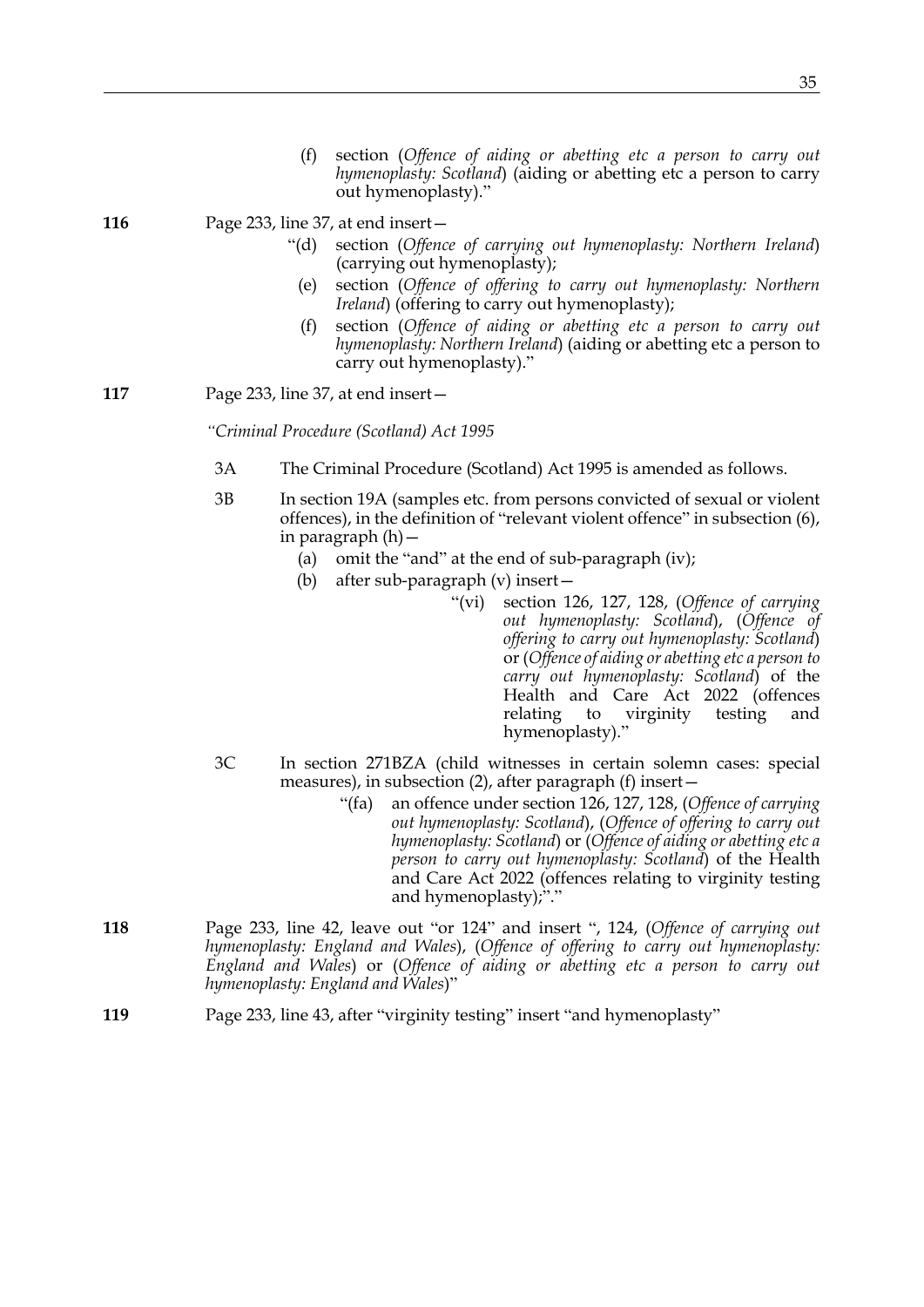(f) section (*Offence of aiding or abetting etc a person to carry out hymenoplasty: Scotland*) (aiding or abetting etc a person to carry out hymenoplasty)."

**116** Page 233, line 37, at end insert—

"(d) section (*Offence of carrying out hymenoplasty: Northern Ireland*) (carrying out hymenoplasty);

(e) section (*Offence of offering to carry out hymenoplasty: Northern Ireland*) (offering to carry out hymenoplasty);

(f) section (*Offence of aiding or abetting etc a person to carry out hymenoplasty: Northern Ireland*) (aiding or abetting etc a person to carry out hymenoplasty)."

**117** Page 233, line 37, at end insert—

*"Criminal Procedure (Scotland) Act 1995*

3A The Criminal Procedure (Scotland) Act 1995 is amended as follows.

3B In section 19A (samples etc. from persons convicted of sexual or violent offences), in the definition of "relevant violent offence" in subsection (6), in paragraph (h)—

(a) omit the "and" at the end of sub-paragraph (iv);

(b) after sub-paragraph (v) insert—

"(vi) section 126, 127, 128, (*Offence of carrying out hymenoplasty: Scotland*), (*Offence of offering to carry out hymenoplasty: Scotland*) or (*Offence of aiding or abetting etc a person to carry out hymenoplasty: Scotland*) of the Health and Care Act 2022 (offences relating to virginity testing and hymenoplasty)."

3C In section 271BZA (child witnesses in certain solemn cases: special measures), in subsection (2), after paragraph (f) insert—

"(fa) an offence under section 126, 127, 128, (*Offence of carrying out hymenoplasty: Scotland*), (*Offence of offering to carry out hymenoplasty: Scotland*) or (*Offence of aiding or abetting etc a person to carry out hymenoplasty: Scotland*) of the Health and Care Act 2022 (offences relating to virginity testing and hymenoplasty);"."

**118** Page 233, line 42, leave out "or 124" and insert ", 124, (*Offence of carrying out hymenoplasty: England and Wales*), (*Offence of offering to carry out hymenoplasty: England and Wales*) or (*Offence of aiding or abetting etc a person to carry out hymenoplasty: England and Wales*)"

**119** Page 233, line 43, after "virginity testing" insert "and hymenoplasty"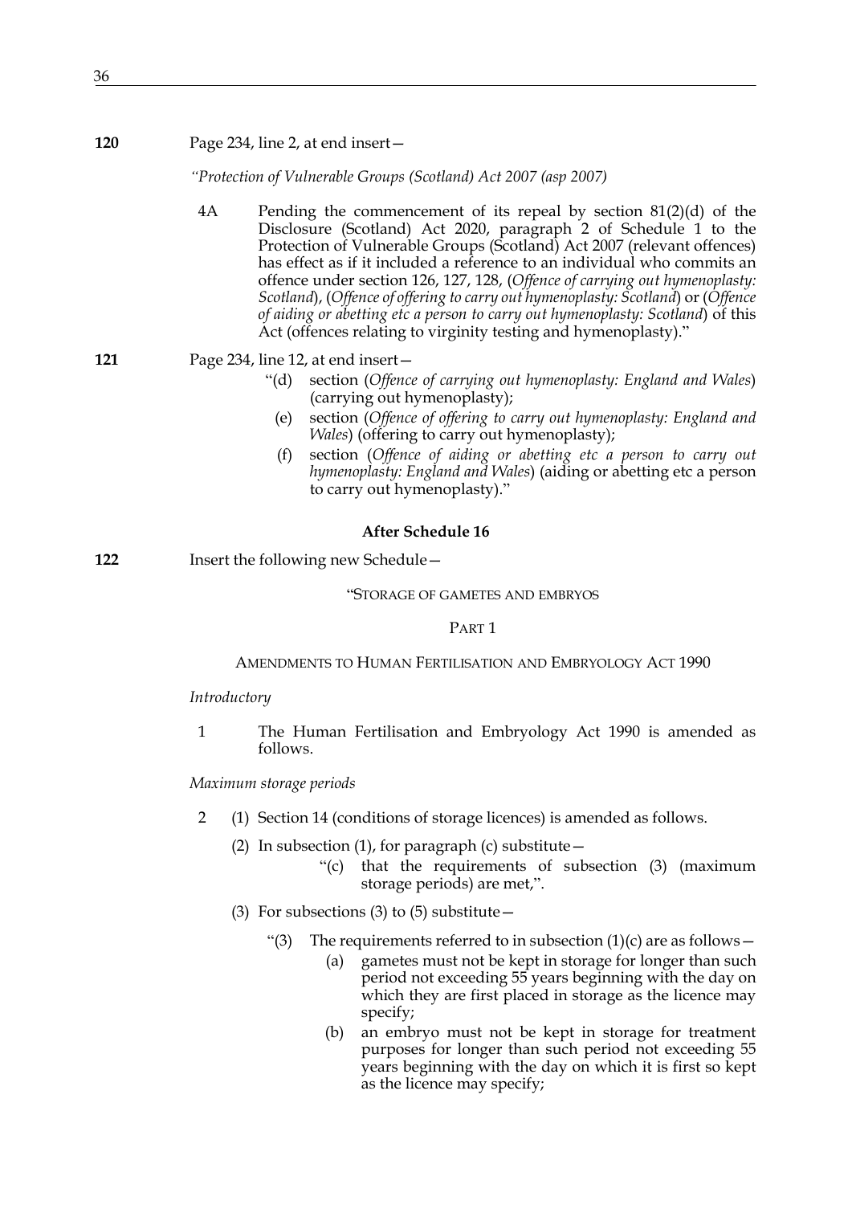**120** Page 234, line 2, at end insert—

*"Protection of Vulnerable Groups (Scotland) Act 2007 (asp 2007)*

4A Pending the commencement of its repeal by section 81(2)(d) of the Disclosure (Scotland) Act 2020, paragraph 2 of Schedule 1 to the Protection of Vulnerable Groups (Scotland) Act 2007 (relevant offences) has effect as if it included a reference to an individual who commits an offence under section 126, 127, 128, (*Offence of carrying out hymenoplasty: Scotland*), (*Offence of offering to carry out hymenoplasty: Scotland*) or (*Offence of aiding or abetting etc a person to carry out hymenoplasty: Scotland*) of this Act (offences relating to virginity testing and hymenoplasty)."

**121** Page 234, line 12, at end insert—

"(d) section (*Offence of carrying out hymenoplasty: England and Wales*) (carrying out hymenoplasty);

(e) section (*Offence of offering to carry out hymenoplasty: England and Wales*) (offering to carry out hymenoplasty);

(f) section (*Offence of aiding or abetting etc a person to carry out hymenoplasty: England and Wales*) (aiding or abetting etc a person to carry out hymenoplasty)."

### After Schedule 16

**122** Insert the following new Schedule—

"STORAGE OF GAMETES AND EMBRYOS

PART 1

AMENDMENTS TO HUMAN FERTILISATION AND EMBRYOLOGY ACT 1990

*Introductory*

1 The Human Fertilisation and Embryology Act 1990 is amended as follows.

*Maximum storage periods*

2 (1) Section 14 (conditions of storage licences) is amended as follows.

(2) In subsection (1), for paragraph (c) substitute—

"(c) that the requirements of subsection (3) (maximum storage periods) are met,".

(3) For subsections (3) to (5) substitute—

"(3) The requirements referred to in subsection (1)(c) are as follows—

(a) gametes must not be kept in storage for longer than such period not exceeding 55 years beginning with the day on which they are first placed in storage as the licence may specify;

(b) an embryo must not be kept in storage for treatment purposes for longer than such period not exceeding 55 years beginning with the day on which it is first so kept as the licence may specify;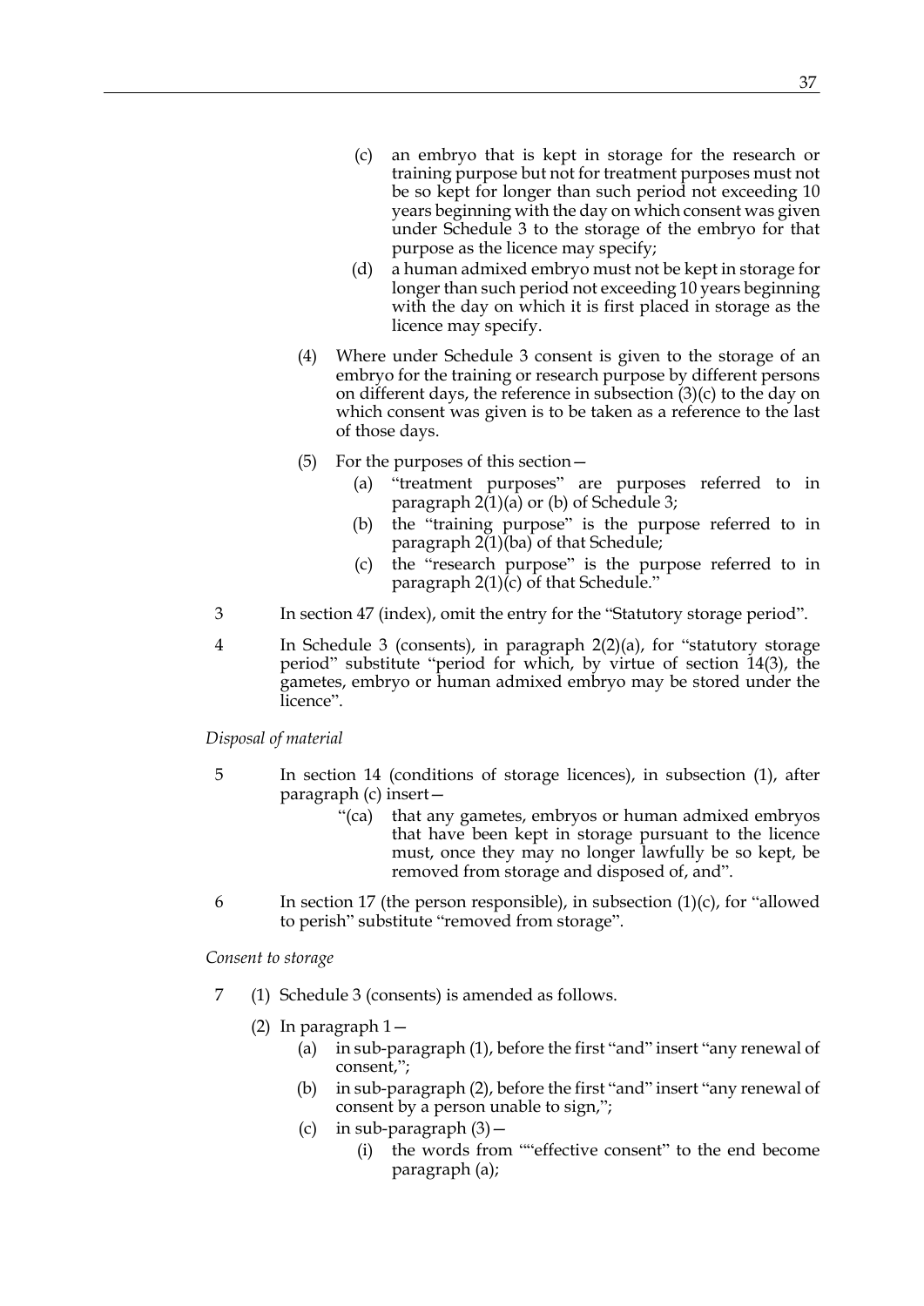(c) an embryo that is kept in storage for the research or training purpose but not for treatment purposes must not be so kept for longer than such period not exceeding 10 years beginning with the day on which consent was given under Schedule 3 to the storage of the embryo for that purpose as the licence may specify;

(d) a human admixed embryo must not be kept in storage for longer than such period not exceeding 10 years beginning with the day on which it is first placed in storage as the licence may specify.

(4) Where under Schedule 3 consent is given to the storage of an embryo for the training or research purpose by different persons on different days, the reference in subsection (3)(c) to the day on which consent was given is to be taken as a reference to the last of those days.

(5) For the purposes of this section—

(a) "treatment purposes" are purposes referred to in paragraph 2(1)(a) or (b) of Schedule 3;

(b) the "training purpose" is the purpose referred to in paragraph 2(1)(ba) of that Schedule;

(c) the "research purpose" is the purpose referred to in paragraph 2(1)(c) of that Schedule."

3 In section 47 (index), omit the entry for the "Statutory storage period".

4 In Schedule 3 (consents), in paragraph 2(2)(a), for "statutory storage period" substitute "period for which, by virtue of section 14(3), the gametes, embryo or human admixed embryo may be stored under the licence".

*Disposal of material*

5 In section 14 (conditions of storage licences), in subsection (1), after paragraph (c) insert—

"(ca) that any gametes, embryos or human admixed embryos that have been kept in storage pursuant to the licence must, once they may no longer lawfully be so kept, be removed from storage and disposed of, and".

6 In section 17 (the person responsible), in subsection (1)(c), for "allowed to perish" substitute "removed from storage".

*Consent to storage*

7 (1) Schedule 3 (consents) is amended as follows.

(2) In paragraph 1—

(a) in sub-paragraph (1), before the first "and" insert "any renewal of consent,";

(b) in sub-paragraph (2), before the first "and" insert "any renewal of consent by a person unable to sign,";

(c) in sub-paragraph (3)—

(i) the words from ""effective consent" to the end become paragraph (a);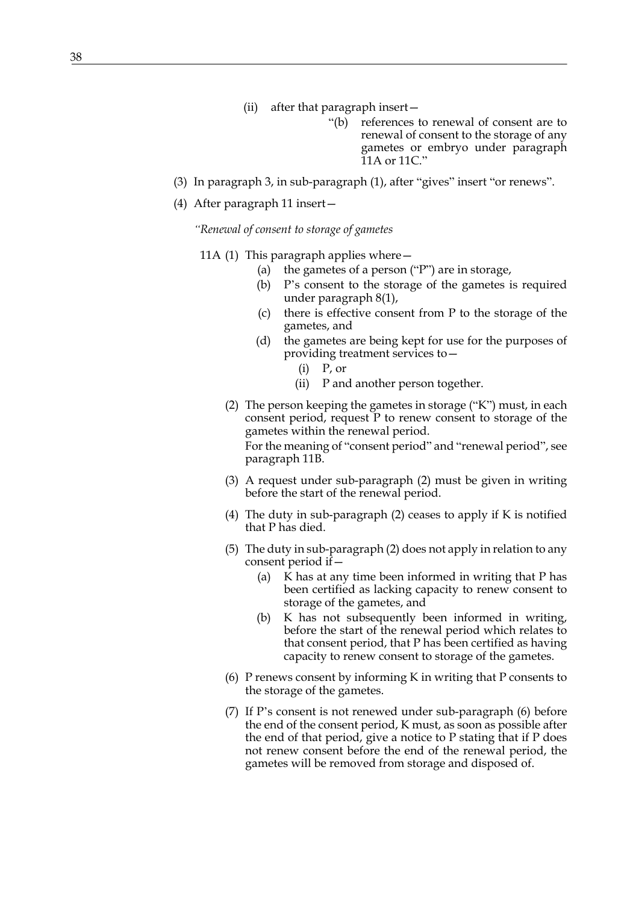(ii) after that paragraph insert—

"(b) references to renewal of consent are to renewal of consent to the storage of any gametes or embryo under paragraph 11A or 11C."

(3) In paragraph 3, in sub-paragraph (1), after "gives" insert "or renews".

(4) After paragraph 11 insert—

*"Renewal of consent to storage of gametes*

11A (1) This paragraph applies where—

(a) the gametes of a person ("P") are in storage,

(b) P's consent to the storage of the gametes is required under paragraph 8(1),

(c) there is effective consent from P to the storage of the gametes, and

(d) the gametes are being kept for use for the purposes of providing treatment services to—

(i) P, or

(ii) P and another person together.

(2) The person keeping the gametes in storage ("K") must, in each consent period, request P to renew consent to storage of the gametes within the renewal period.

For the meaning of "consent period" and "renewal period", see paragraph 11B.

(3) A request under sub-paragraph (2) must be given in writing before the start of the renewal period.

(4) The duty in sub-paragraph (2) ceases to apply if K is notified that P has died.

(5) The duty in sub-paragraph (2) does not apply in relation to any consent period if—

(a) K has at any time been informed in writing that P has been certified as lacking capacity to renew consent to storage of the gametes, and

(b) K has not subsequently been informed in writing, before the start of the renewal period which relates to that consent period, that P has been certified as having capacity to renew consent to storage of the gametes.

(6) P renews consent by informing K in writing that P consents to the storage of the gametes.

(7) If P's consent is not renewed under sub-paragraph (6) before the end of the consent period, K must, as soon as possible after the end of that period, give a notice to P stating that if P does not renew consent before the end of the renewal period, the gametes will be removed from storage and disposed of.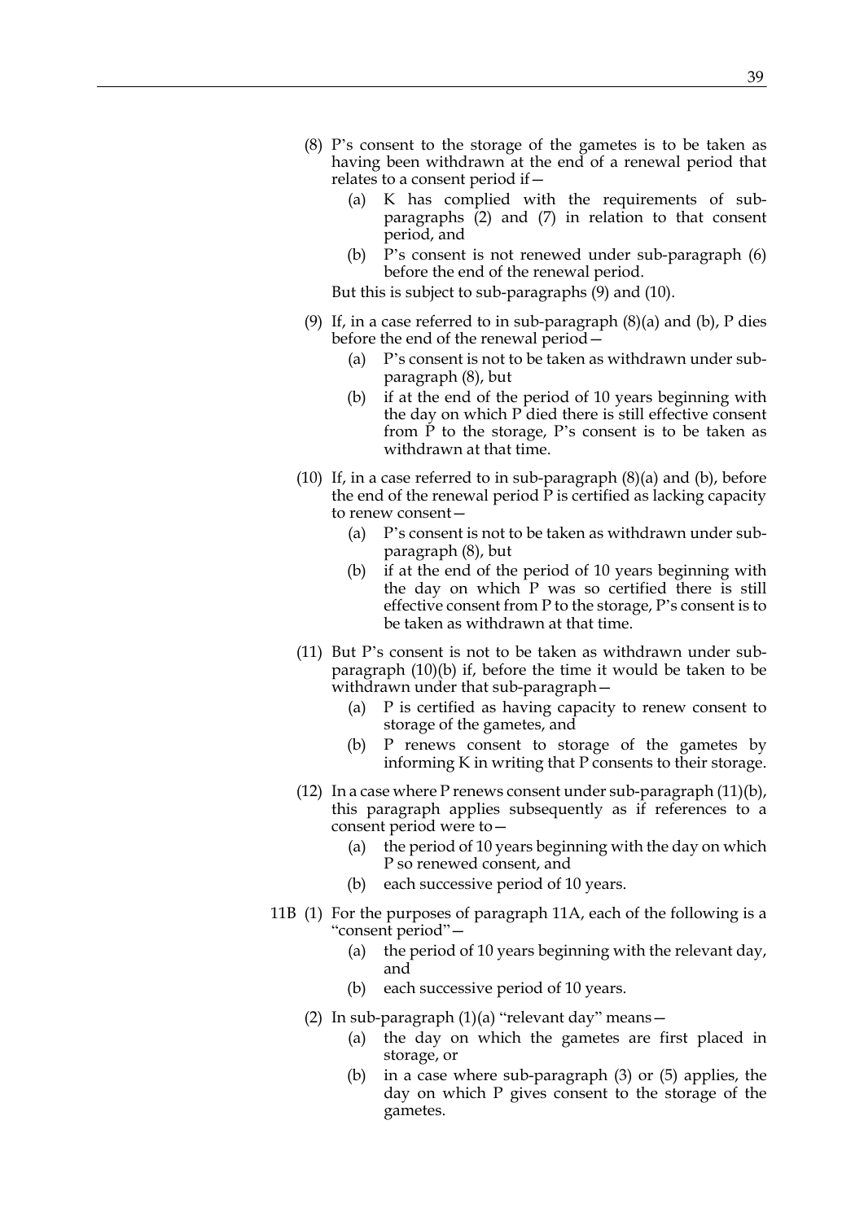(8) P's consent to the storage of the gametes is to be taken as having been withdrawn at the end of a renewal period that relates to a consent period if—

  (a) K has complied with the requirements of sub-paragraphs (2) and (7) in relation to that consent period, and

  (b) P's consent is not renewed under sub-paragraph (6) before the end of the renewal period.

But this is subject to sub-paragraphs (9) and (10).

(9) If, in a case referred to in sub-paragraph (8)(a) and (b), P dies before the end of the renewal period—

  (a) P's consent is not to be taken as withdrawn under sub-paragraph (8), but

  (b) if at the end of the period of 10 years beginning with the day on which P died there is still effective consent from P to the storage, P's consent is to be taken as withdrawn at that time.

(10) If, in a case referred to in sub-paragraph (8)(a) and (b), before the end of the renewal period P is certified as lacking capacity to renew consent—

  (a) P's consent is not to be taken as withdrawn under sub-paragraph (8), but

  (b) if at the end of the period of 10 years beginning with the day on which P was so certified there is still effective consent from P to the storage, P's consent is to be taken as withdrawn at that time.

(11) But P's consent is not to be taken as withdrawn under sub-paragraph (10)(b) if, before the time it would be taken to be withdrawn under that sub-paragraph—

  (a) P is certified as having capacity to renew consent to storage of the gametes, and

  (b) P renews consent to storage of the gametes by informing K in writing that P consents to their storage.

(12) In a case where P renews consent under sub-paragraph (11)(b), this paragraph applies subsequently as if references to a consent period were to—

  (a) the period of 10 years beginning with the day on which P so renewed consent, and

  (b) each successive period of 10 years.

11B (1) For the purposes of paragraph 11A, each of the following is a "consent period"—

  (a) the period of 10 years beginning with the relevant day, and

  (b) each successive period of 10 years.

(2) In sub-paragraph (1)(a) "relevant day" means—

  (a) the day on which the gametes are first placed in storage, or

  (b) in a case where sub-paragraph (3) or (5) applies, the day on which P gives consent to the storage of the gametes.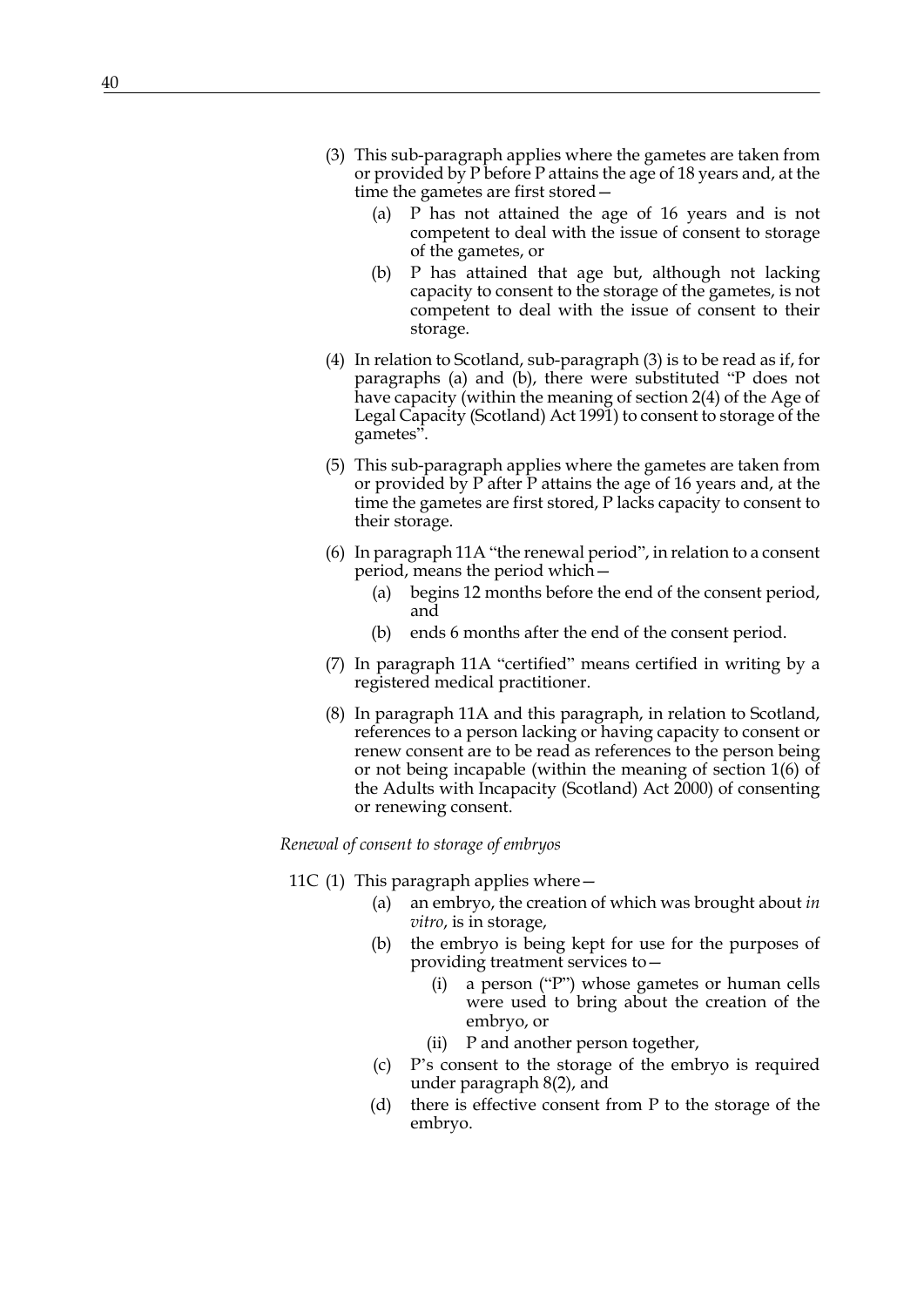(3) This sub-paragraph applies where the gametes are taken from or provided by P before P attains the age of 18 years and, at the time the gametes are first stored—

  (a) P has not attained the age of 16 years and is not competent to deal with the issue of consent to storage of the gametes, or

  (b) P has attained that age but, although not lacking capacity to consent to the storage of the gametes, is not competent to deal with the issue of consent to their storage.

(4) In relation to Scotland, sub-paragraph (3) is to be read as if, for paragraphs (a) and (b), there were substituted "P does not have capacity (within the meaning of section 2(4) of the Age of Legal Capacity (Scotland) Act 1991) to consent to storage of the gametes".

(5) This sub-paragraph applies where the gametes are taken from or provided by P after P attains the age of 16 years and, at the time the gametes are first stored, P lacks capacity to consent to their storage.

(6) In paragraph 11A "the renewal period", in relation to a consent period, means the period which—

  (a) begins 12 months before the end of the consent period, and

  (b) ends 6 months after the end of the consent period.

(7) In paragraph 11A "certified" means certified in writing by a registered medical practitioner.

(8) In paragraph 11A and this paragraph, in relation to Scotland, references to a person lacking or having capacity to consent or renew consent are to be read as references to the person being or not being incapable (within the meaning of section 1(6) of the Adults with Incapacity (Scotland) Act 2000) of consenting or renewing consent.

*Renewal of consent to storage of embryos*

11C (1) This paragraph applies where—

  (a) an embryo, the creation of which was brought about *in vitro*, is in storage,

  (b) the embryo is being kept for use for the purposes of providing treatment services to—

    (i) a person ("P") whose gametes or human cells were used to bring about the creation of the embryo, or

    (ii) P and another person together,

  (c) P's consent to the storage of the embryo is required under paragraph 8(2), and

  (d) there is effective consent from P to the storage of the embryo.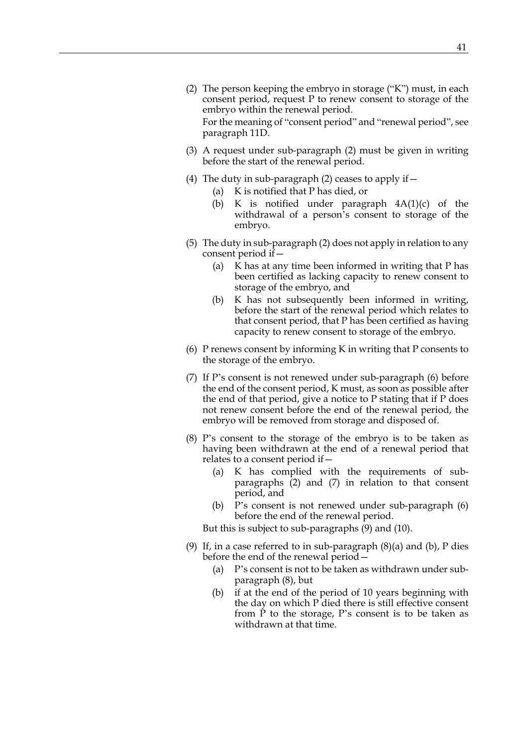(2) The person keeping the embryo in storage ("K") must, in each consent period, request P to renew consent to storage of the embryo within the renewal period.

For the meaning of "consent period" and "renewal period", see paragraph 11D.

(3) A request under sub-paragraph (2) must be given in writing before the start of the renewal period.

(4) The duty in sub-paragraph (2) ceases to apply if—

  (a) K is notified that P has died, or

  (b) K is notified under paragraph 4A(1)(c) of the withdrawal of a person's consent to storage of the embryo.

(5) The duty in sub-paragraph (2) does not apply in relation to any consent period if—

  (a) K has at any time been informed in writing that P has been certified as lacking capacity to renew consent to storage of the embryo, and

  (b) K has not subsequently been informed in writing, before the start of the renewal period which relates to that consent period, that P has been certified as having capacity to renew consent to storage of the embryo.

(6) P renews consent by informing K in writing that P consents to the storage of the embryo.

(7) If P's consent is not renewed under sub-paragraph (6) before the end of the consent period, K must, as soon as possible after the end of that period, give a notice to P stating that if P does not renew consent before the end of the renewal period, the embryo will be removed from storage and disposed of.

(8) P's consent to the storage of the embryo is to be taken as having been withdrawn at the end of a renewal period that relates to a consent period if—

  (a) K has complied with the requirements of sub-paragraphs (2) and (7) in relation to that consent period, and

  (b) P's consent is not renewed under sub-paragraph (6) before the end of the renewal period.

But this is subject to sub-paragraphs (9) and (10).

(9) If, in a case referred to in sub-paragraph (8)(a) and (b), P dies before the end of the renewal period—

  (a) P's consent is not to be taken as withdrawn under sub-paragraph (8), but

  (b) if at the end of the period of 10 years beginning with the day on which P died there is still effective consent from P to the storage, P's consent is to be taken as withdrawn at that time.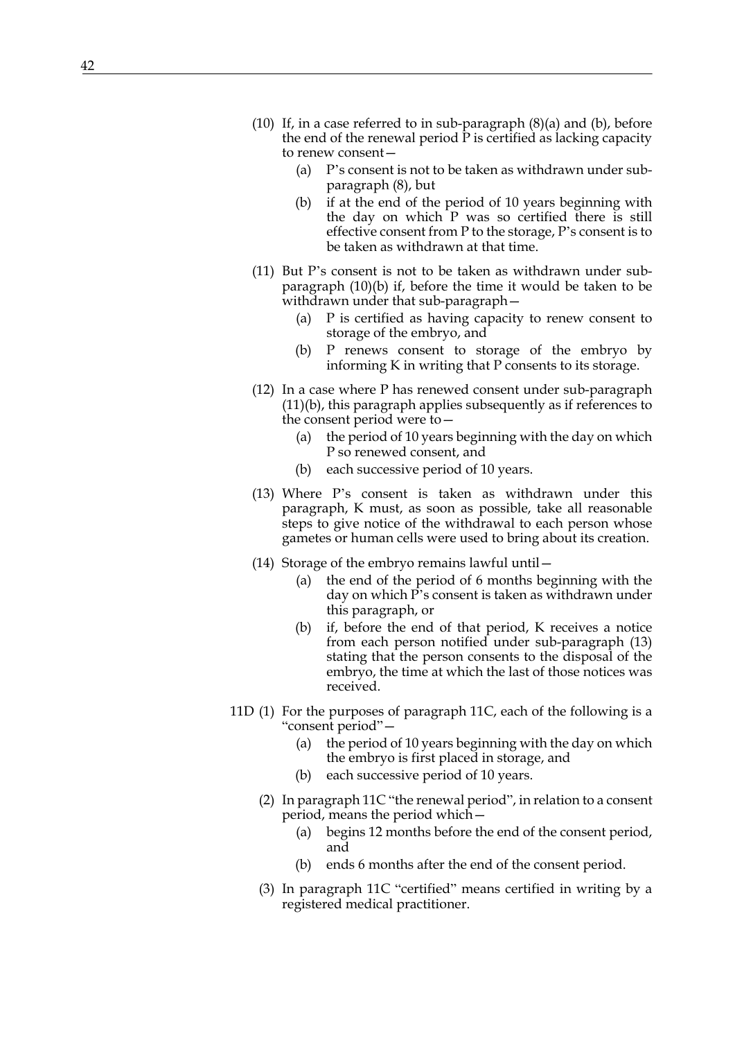(10) If, in a case referred to in sub-paragraph (8)(a) and (b), before the end of the renewal period P is certified as lacking capacity to renew consent—

  (a) P's consent is not to be taken as withdrawn under sub-paragraph (8), but

  (b) if at the end of the period of 10 years beginning with the day on which P was so certified there is still effective consent from P to the storage, P's consent is to be taken as withdrawn at that time.

(11) But P's consent is not to be taken as withdrawn under sub-paragraph (10)(b) if, before the time it would be taken to be withdrawn under that sub-paragraph—

  (a) P is certified as having capacity to renew consent to storage of the embryo, and

  (b) P renews consent to storage of the embryo by informing K in writing that P consents to its storage.

(12) In a case where P has renewed consent under sub-paragraph (11)(b), this paragraph applies subsequently as if references to the consent period were to—

  (a) the period of 10 years beginning with the day on which P so renewed consent, and

  (b) each successive period of 10 years.

(13) Where P's consent is taken as withdrawn under this paragraph, K must, as soon as possible, take all reasonable steps to give notice of the withdrawal to each person whose gametes or human cells were used to bring about its creation.

(14) Storage of the embryo remains lawful until—

  (a) the end of the period of 6 months beginning with the day on which P's consent is taken as withdrawn under this paragraph, or

  (b) if, before the end of that period, K receives a notice from each person notified under sub-paragraph (13) stating that the person consents to the disposal of the embryo, the time at which the last of those notices was received.

11D (1) For the purposes of paragraph 11C, each of the following is a "consent period"—

  (a) the period of 10 years beginning with the day on which the embryo is first placed in storage, and

  (b) each successive period of 10 years.

(2) In paragraph 11C "the renewal period", in relation to a consent period, means the period which—

  (a) begins 12 months before the end of the consent period, and

  (b) ends 6 months after the end of the consent period.

(3) In paragraph 11C "certified" means certified in writing by a registered medical practitioner.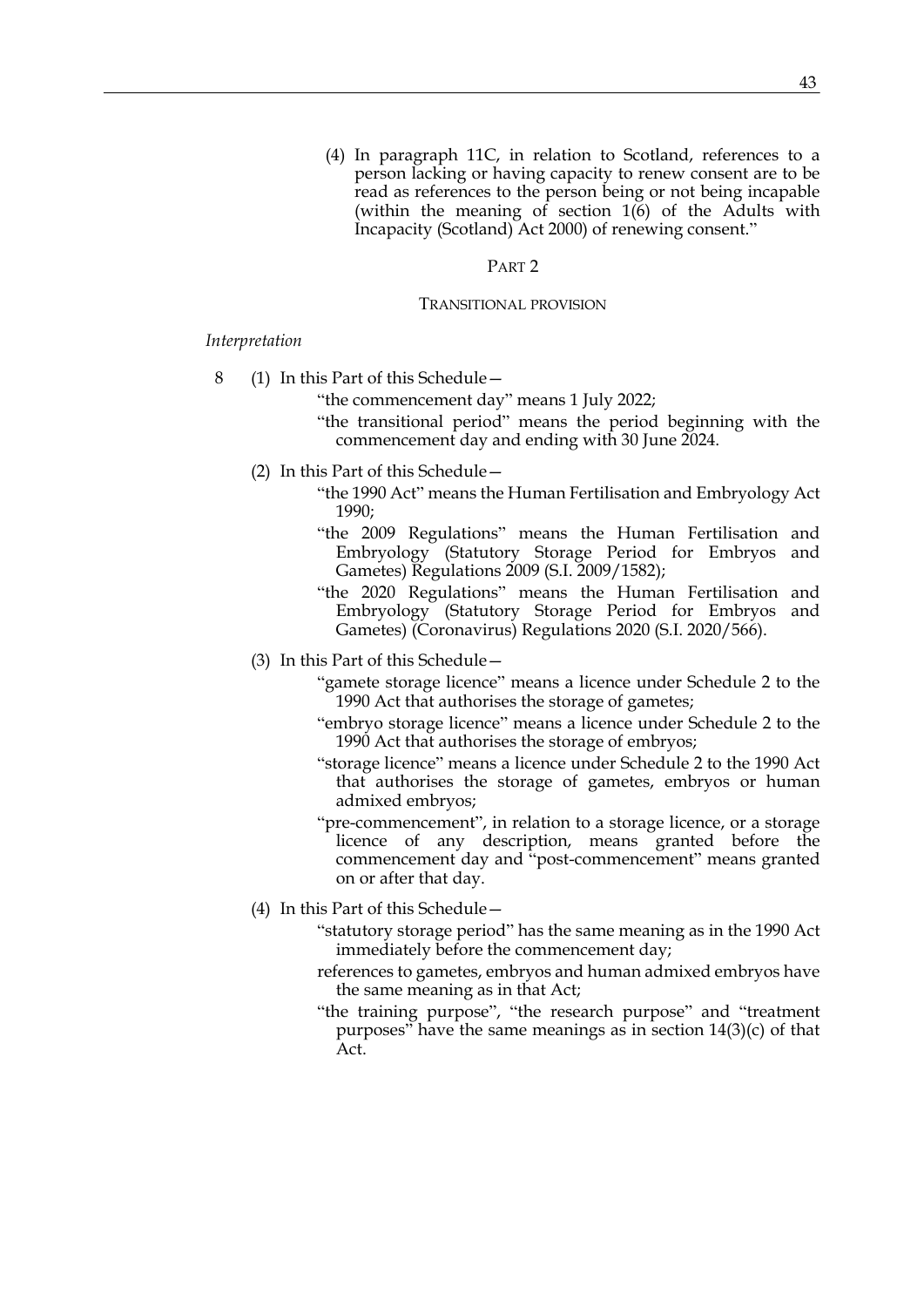(4) In paragraph 11C, in relation to Scotland, references to a person lacking or having capacity to renew consent are to be read as references to the person being or not being incapable (within the meaning of section 1(6) of the Adults with Incapacity (Scotland) Act 2000) of renewing consent."

## PART 2

### TRANSITIONAL PROVISION

*Interpretation*

8 (1) In this Part of this Schedule—

"the commencement day" means 1 July 2022;

"the transitional period" means the period beginning with the commencement day and ending with 30 June 2024.

(2) In this Part of this Schedule—

"the 1990 Act" means the Human Fertilisation and Embryology Act 1990;

"the 2009 Regulations" means the Human Fertilisation and Embryology (Statutory Storage Period for Embryos and Gametes) Regulations 2009 (S.I. 2009/1582);

"the 2020 Regulations" means the Human Fertilisation and Embryology (Statutory Storage Period for Embryos and Gametes) (Coronavirus) Regulations 2020 (S.I. 2020/566).

(3) In this Part of this Schedule—

"gamete storage licence" means a licence under Schedule 2 to the 1990 Act that authorises the storage of gametes;

"embryo storage licence" means a licence under Schedule 2 to the 1990 Act that authorises the storage of embryos;

"storage licence" means a licence under Schedule 2 to the 1990 Act that authorises the storage of gametes, embryos or human admixed embryos;

"pre-commencement", in relation to a storage licence, or a storage licence of any description, means granted before the commencement day and "post-commencement" means granted on or after that day.

(4) In this Part of this Schedule—

"statutory storage period" has the same meaning as in the 1990 Act immediately before the commencement day;

references to gametes, embryos and human admixed embryos have the same meaning as in that Act;

"the training purpose", "the research purpose" and "treatment purposes" have the same meanings as in section 14(3)(c) of that Act.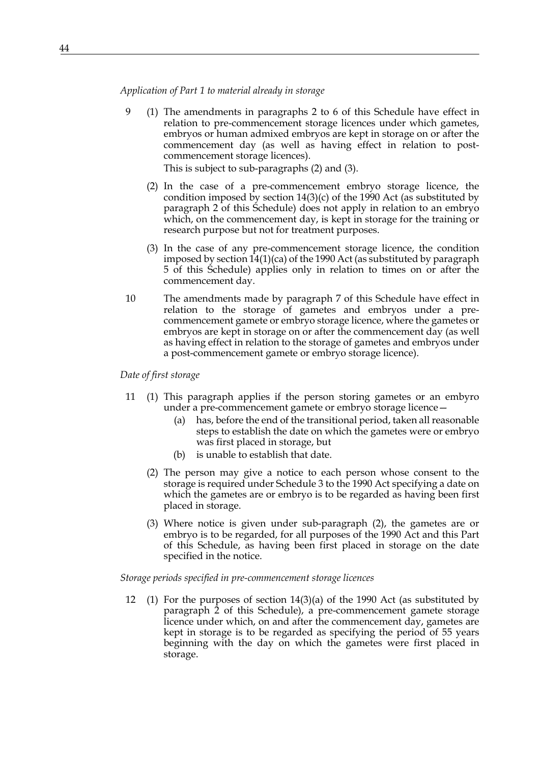*Application of Part 1 to material already in storage*

9 (1) The amendments in paragraphs 2 to 6 of this Schedule have effect in relation to pre-commencement storage licences under which gametes, embryos or human admixed embryos are kept in storage on or after the commencement day (as well as having effect in relation to post-commencement storage licences).

This is subject to sub-paragraphs (2) and (3).

(2) In the case of a pre-commencement embryo storage licence, the condition imposed by section 14(3)(c) of the 1990 Act (as substituted by paragraph 2 of this Schedule) does not apply in relation to an embryo which, on the commencement day, is kept in storage for the training or research purpose but not for treatment purposes.

(3) In the case of any pre-commencement storage licence, the condition imposed by section 14(1)(ca) of the 1990 Act (as substituted by paragraph 5 of this Schedule) applies only in relation to times on or after the commencement day.

10 The amendments made by paragraph 7 of this Schedule have effect in relation to the storage of gametes and embryos under a pre-commencement gamete or embryo storage licence, where the gametes or embryos are kept in storage on or after the commencement day (as well as having effect in relation to the storage of gametes and embryos under a post-commencement gamete or embryo storage licence).

*Date of first storage*

11 (1) This paragraph applies if the person storing gametes or an embyro under a pre-commencement gamete or embryo storage licence—

(a) has, before the end of the transitional period, taken all reasonable steps to establish the date on which the gametes were or embryo was first placed in storage, but

(b) is unable to establish that date.

(2) The person may give a notice to each person whose consent to the storage is required under Schedule 3 to the 1990 Act specifying a date on which the gametes are or embryo is to be regarded as having been first placed in storage.

(3) Where notice is given under sub-paragraph (2), the gametes are or embryo is to be regarded, for all purposes of the 1990 Act and this Part of this Schedule, as having been first placed in storage on the date specified in the notice.

*Storage periods specified in pre-commencement storage licences*

12 (1) For the purposes of section 14(3)(a) of the 1990 Act (as substituted by paragraph 2 of this Schedule), a pre-commencement gamete storage licence under which, on and after the commencement day, gametes are kept in storage is to be regarded as specifying the period of 55 years beginning with the day on which the gametes were first placed in storage.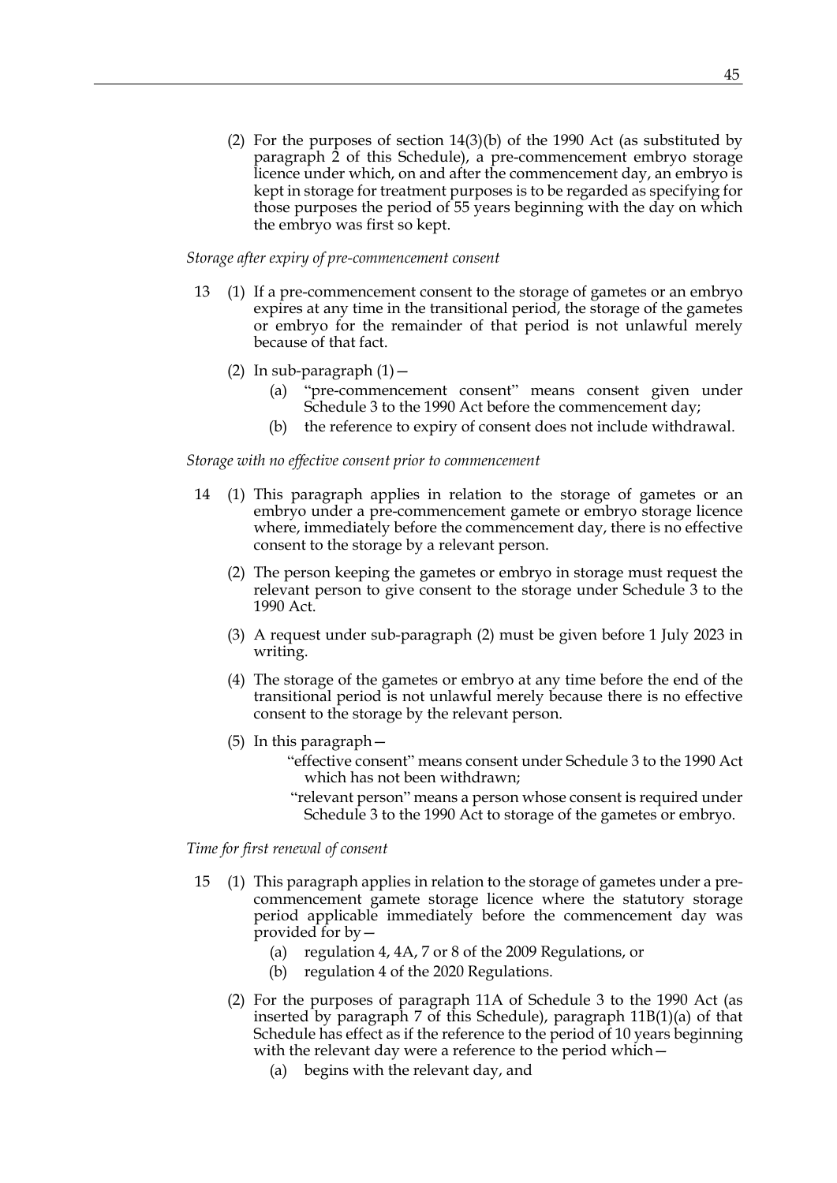(2) For the purposes of section 14(3)(b) of the 1990 Act (as substituted by paragraph 2 of this Schedule), a pre-commencement embryo storage licence under which, on and after the commencement day, an embryo is kept in storage for treatment purposes is to be regarded as specifying for those purposes the period of 55 years beginning with the day on which the embryo was first so kept.

*Storage after expiry of pre-commencement consent*

13 (1) If a pre-commencement consent to the storage of gametes or an embryo expires at any time in the transitional period, the storage of the gametes or embryo for the remainder of that period is not unlawful merely because of that fact.

(2) In sub-paragraph (1)—

(a) "pre-commencement consent" means consent given under Schedule 3 to the 1990 Act before the commencement day;

(b) the reference to expiry of consent does not include withdrawal.

*Storage with no effective consent prior to commencement*

14 (1) This paragraph applies in relation to the storage of gametes or an embryo under a pre-commencement gamete or embryo storage licence where, immediately before the commencement day, there is no effective consent to the storage by a relevant person.

(2) The person keeping the gametes or embryo in storage must request the relevant person to give consent to the storage under Schedule 3 to the 1990 Act.

(3) A request under sub-paragraph (2) must be given before 1 July 2023 in writing.

(4) The storage of the gametes or embryo at any time before the end of the transitional period is not unlawful merely because there is no effective consent to the storage by the relevant person.

(5) In this paragraph—

"effective consent" means consent under Schedule 3 to the 1990 Act which has not been withdrawn;

"relevant person" means a person whose consent is required under Schedule 3 to the 1990 Act to storage of the gametes or embryo.

*Time for first renewal of consent*

15 (1) This paragraph applies in relation to the storage of gametes under a pre-commencement gamete storage licence where the statutory storage period applicable immediately before the commencement day was provided for by—

(a) regulation 4, 4A, 7 or 8 of the 2009 Regulations, or

(b) regulation 4 of the 2020 Regulations.

(2) For the purposes of paragraph 11A of Schedule 3 to the 1990 Act (as inserted by paragraph 7 of this Schedule), paragraph 11B(1)(a) of that Schedule has effect as if the reference to the period of 10 years beginning with the relevant day were a reference to the period which—

(a) begins with the relevant day, and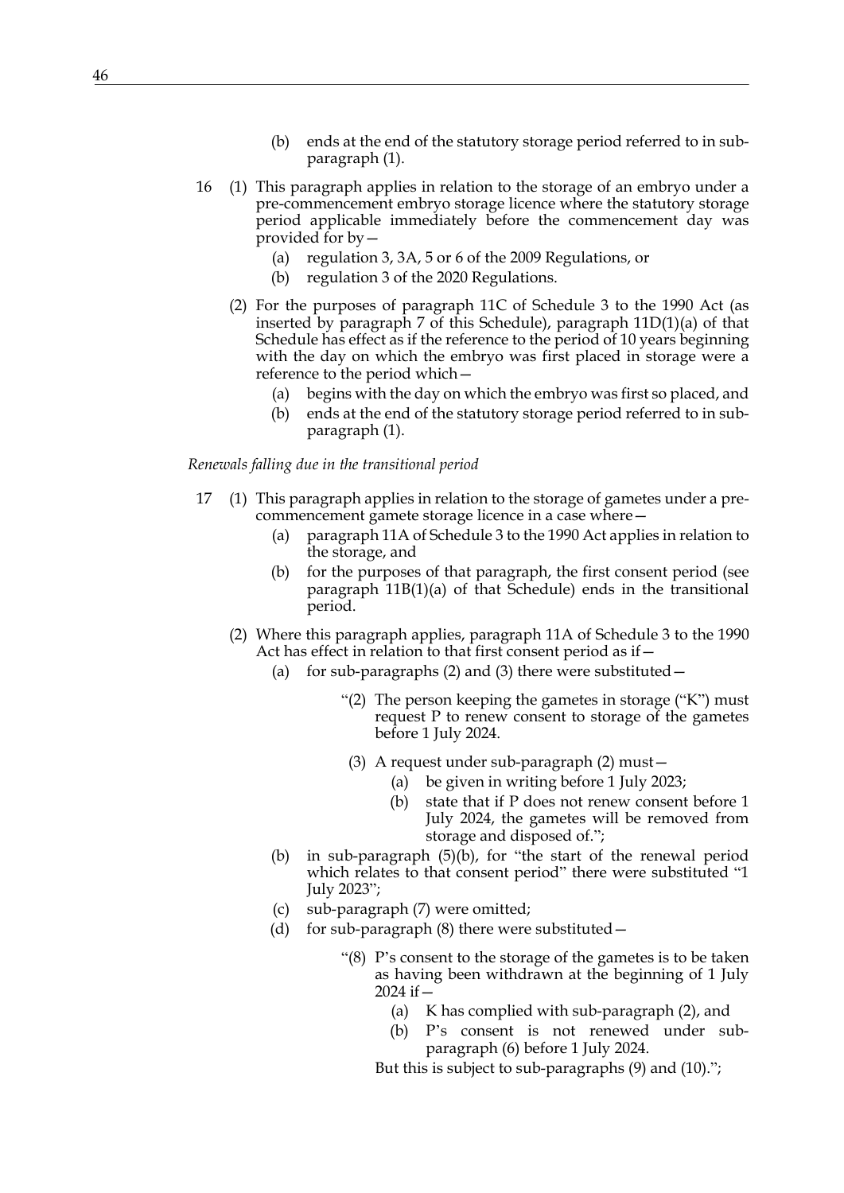(b) ends at the end of the statutory storage period referred to in sub-paragraph (1).

16 (1) This paragraph applies in relation to the storage of an embryo under a pre-commencement embryo storage licence where the statutory storage period applicable immediately before the commencement day was provided for by—

(a) regulation 3, 3A, 5 or 6 of the 2009 Regulations, or

(b) regulation 3 of the 2020 Regulations.

(2) For the purposes of paragraph 11C of Schedule 3 to the 1990 Act (as inserted by paragraph 7 of this Schedule), paragraph 11D(1)(a) of that Schedule has effect as if the reference to the period of 10 years beginning with the day on which the embryo was first placed in storage were a reference to the period which—

(a) begins with the day on which the embryo was first so placed, and

(b) ends at the end of the statutory storage period referred to in sub-paragraph (1).

*Renewals falling due in the transitional period*

17 (1) This paragraph applies in relation to the storage of gametes under a pre-commencement gamete storage licence in a case where—

(a) paragraph 11A of Schedule 3 to the 1990 Act applies in relation to the storage, and

(b) for the purposes of that paragraph, the first consent period (see paragraph 11B(1)(a) of that Schedule) ends in the transitional period.

(2) Where this paragraph applies, paragraph 11A of Schedule 3 to the 1990 Act has effect in relation to that first consent period as if—

(a) for sub-paragraphs (2) and (3) there were substituted—

> "(2) The person keeping the gametes in storage ("K") must request P to renew consent to storage of the gametes before 1 July 2024.
>
> (3) A request under sub-paragraph (2) must—
>
> (a) be given in writing before 1 July 2023;
>
> (b) state that if P does not renew consent before 1 July 2024, the gametes will be removed from storage and disposed of.";

(b) in sub-paragraph (5)(b), for "the start of the renewal period which relates to that consent period" there were substituted "1 July 2023";

(c) sub-paragraph (7) were omitted;

(d) for sub-paragraph (8) there were substituted—

> "(8) P's consent to the storage of the gametes is to be taken as having been withdrawn at the beginning of 1 July 2024 if—
>
> (a) K has complied with sub-paragraph (2), and
>
> (b) P's consent is not renewed under sub-paragraph (6) before 1 July 2024.
>
> But this is subject to sub-paragraphs (9) and (10).";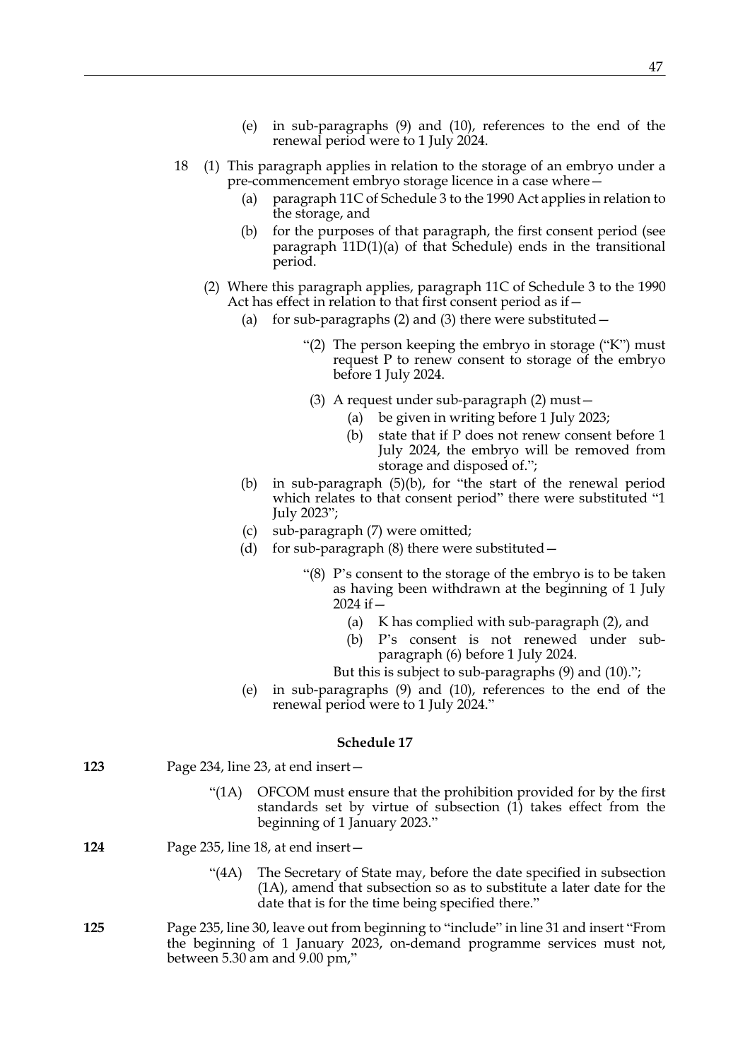(e) in sub-paragraphs (9) and (10), references to the end of the renewal period were to 1 July 2024.

18 (1) This paragraph applies in relation to the storage of an embryo under a pre-commencement embryo storage licence in a case where—

(a) paragraph 11C of Schedule 3 to the 1990 Act applies in relation to the storage, and

(b) for the purposes of that paragraph, the first consent period (see paragraph 11D(1)(a) of that Schedule) ends in the transitional period.

(2) Where this paragraph applies, paragraph 11C of Schedule 3 to the 1990 Act has effect in relation to that first consent period as if—

(a) for sub-paragraphs (2) and (3) there were substituted—

"(2) The person keeping the embryo in storage ("K") must request P to renew consent to storage of the embryo before 1 July 2024.

(3) A request under sub-paragraph (2) must—

(a) be given in writing before 1 July 2023;

(b) state that if P does not renew consent before 1 July 2024, the embryo will be removed from storage and disposed of.";

(b) in sub-paragraph (5)(b), for "the start of the renewal period which relates to that consent period" there were substituted "1 July 2023";

(c) sub-paragraph (7) were omitted;

(d) for sub-paragraph (8) there were substituted—

"(8) P's consent to the storage of the embryo is to be taken as having been withdrawn at the beginning of 1 July 2024 if—

(a) K has complied with sub-paragraph (2), and

(b) P's consent is not renewed under sub-paragraph (6) before 1 July 2024.

But this is subject to sub-paragraphs (9) and (10).";

(e) in sub-paragraphs (9) and (10), references to the end of the renewal period were to 1 July 2024."

### Schedule 17

**123** Page 234, line 23, at end insert—

"(1A) OFCOM must ensure that the prohibition provided for by the first standards set by virtue of subsection (1) takes effect from the beginning of 1 January 2023."

**124** Page 235, line 18, at end insert—

"(4A) The Secretary of State may, before the date specified in subsection (1A), amend that subsection so as to substitute a later date for the date that is for the time being specified there."

**125** Page 235, line 30, leave out from beginning to "include" in line 31 and insert "From the beginning of 1 January 2023, on-demand programme services must not, between 5.30 am and 9.00 pm,"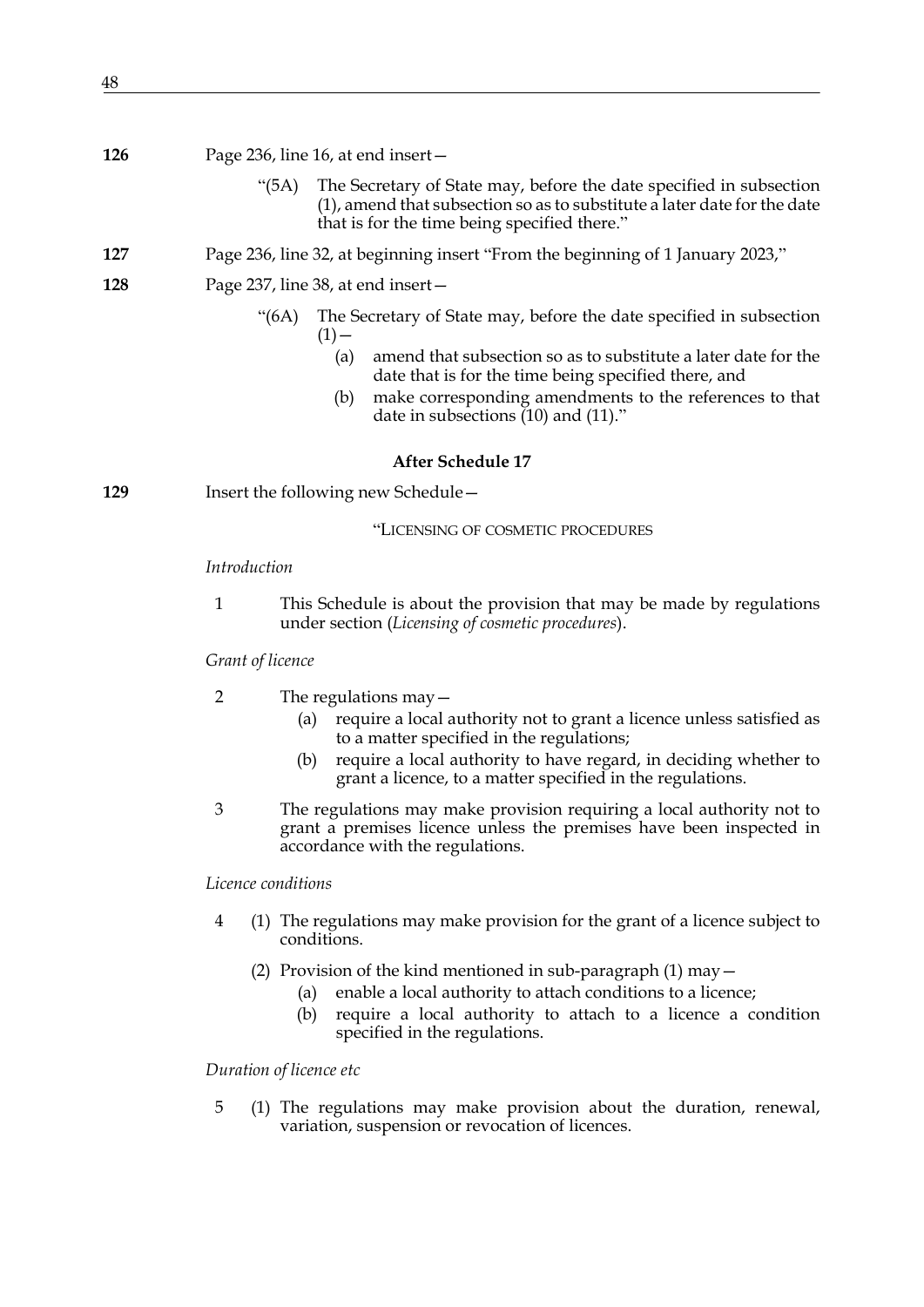**126** Page 236, line 16, at end insert—

> "(5A) The Secretary of State may, before the date specified in subsection (1), amend that subsection so as to substitute a later date for the date that is for the time being specified there."

**127** Page 236, line 32, at beginning insert "From the beginning of 1 January 2023,"

**128** Page 237, line 38, at end insert—

> "(6A) The Secretary of State may, before the date specified in subsection (1)—
>
> (a) amend that subsection so as to substitute a later date for the date that is for the time being specified there, and
>
> (b) make corresponding amendments to the references to that date in subsections (10) and (11)."

### After Schedule 17

**129** Insert the following new Schedule—

"LICENSING OF COSMETIC PROCEDURES

*Introduction*

1 This Schedule is about the provision that may be made by regulations under section (*Licensing of cosmetic procedures*).

*Grant of licence*

2 The regulations may—

(a) require a local authority not to grant a licence unless satisfied as to a matter specified in the regulations;

(b) require a local authority to have regard, in deciding whether to grant a licence, to a matter specified in the regulations.

3 The regulations may make provision requiring a local authority not to grant a premises licence unless the premises have been inspected in accordance with the regulations.

*Licence conditions*

4 (1) The regulations may make provision for the grant of a licence subject to conditions.

(2) Provision of the kind mentioned in sub-paragraph (1) may—

(a) enable a local authority to attach conditions to a licence;

(b) require a local authority to attach to a licence a condition specified in the regulations.

*Duration of licence etc*

5 (1) The regulations may make provision about the duration, renewal, variation, suspension or revocation of licences.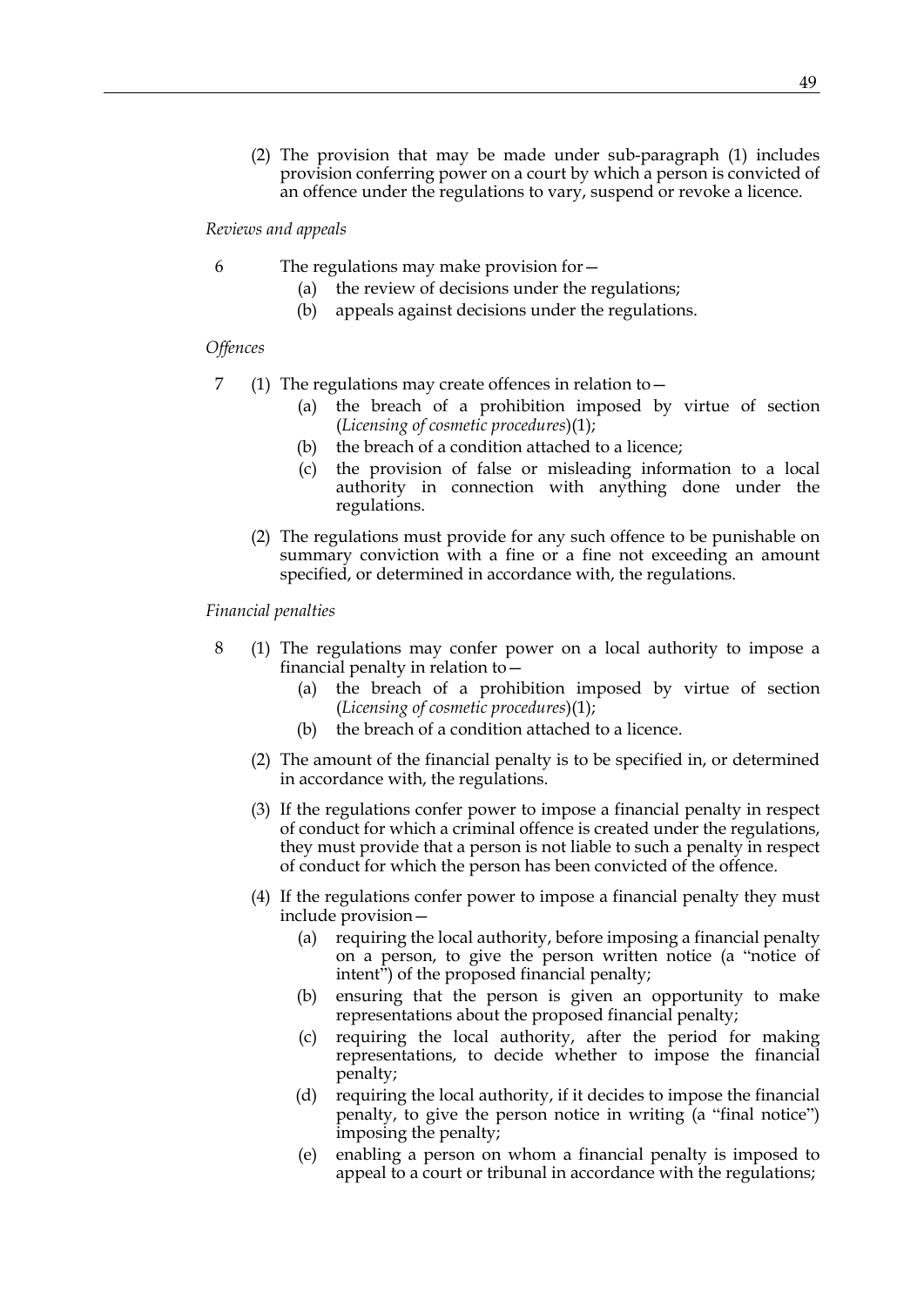(2) The provision that may be made under sub-paragraph (1) includes provision conferring power on a court by which a person is convicted of an offence under the regulations to vary, suspend or revoke a licence.

*Reviews and appeals*

6 The regulations may make provision for—

- (a) the review of decisions under the regulations;
- (b) appeals against decisions under the regulations.

*Offences*

7 (1) The regulations may create offences in relation to—

- (a) the breach of a prohibition imposed by virtue of section (*Licensing of cosmetic procedures*)(1);
- (b) the breach of a condition attached to a licence;
- (c) the provision of false or misleading information to a local authority in connection with anything done under the regulations.

(2) The regulations must provide for any such offence to be punishable on summary conviction with a fine or a fine not exceeding an amount specified, or determined in accordance with, the regulations.

*Financial penalties*

8 (1) The regulations may confer power on a local authority to impose a financial penalty in relation to—

- (a) the breach of a prohibition imposed by virtue of section (*Licensing of cosmetic procedures*)(1);
- (b) the breach of a condition attached to a licence.

(2) The amount of the financial penalty is to be specified in, or determined in accordance with, the regulations.

(3) If the regulations confer power to impose a financial penalty in respect of conduct for which a criminal offence is created under the regulations, they must provide that a person is not liable to such a penalty in respect of conduct for which the person has been convicted of the offence.

(4) If the regulations confer power to impose a financial penalty they must include provision—

- (a) requiring the local authority, before imposing a financial penalty on a person, to give the person written notice (a "notice of intent") of the proposed financial penalty;
- (b) ensuring that the person is given an opportunity to make representations about the proposed financial penalty;
- (c) requiring the local authority, after the period for making representations, to decide whether to impose the financial penalty;
- (d) requiring the local authority, if it decides to impose the financial penalty, to give the person notice in writing (a "final notice") imposing the penalty;
- (e) enabling a person on whom a financial penalty is imposed to appeal to a court or tribunal in accordance with the regulations;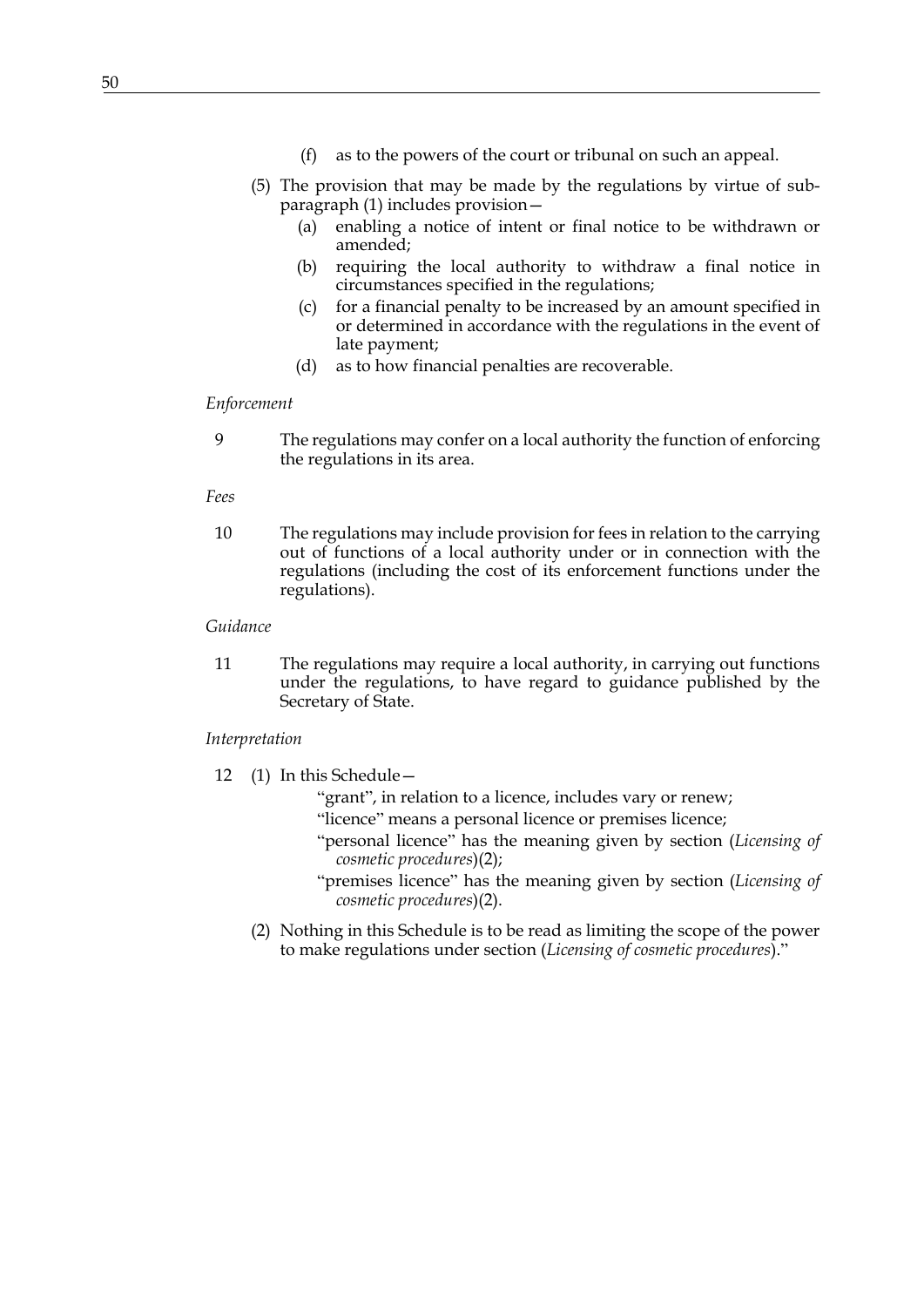(f) as to the powers of the court or tribunal on such an appeal.

(5) The provision that may be made by the regulations by virtue of sub-paragraph (1) includes provision—

(a) enabling a notice of intent or final notice to be withdrawn or amended;

(b) requiring the local authority to withdraw a final notice in circumstances specified in the regulations;

(c) for a financial penalty to be increased by an amount specified in or determined in accordance with the regulations in the event of late payment;

(d) as to how financial penalties are recoverable.

*Enforcement*

9 The regulations may confer on a local authority the function of enforcing the regulations in its area.

*Fees*

10 The regulations may include provision for fees in relation to the carrying out of functions of a local authority under or in connection with the regulations (including the cost of its enforcement functions under the regulations).

*Guidance*

11 The regulations may require a local authority, in carrying out functions under the regulations, to have regard to guidance published by the Secretary of State.

*Interpretation*

12 (1) In this Schedule—

"grant", in relation to a licence, includes vary or renew;

"licence" means a personal licence or premises licence;

"personal licence" has the meaning given by section (*Licensing of cosmetic procedures*)(2);

"premises licence" has the meaning given by section (*Licensing of cosmetic procedures*)(2).

(2) Nothing in this Schedule is to be read as limiting the scope of the power to make regulations under section (*Licensing of cosmetic procedures*)."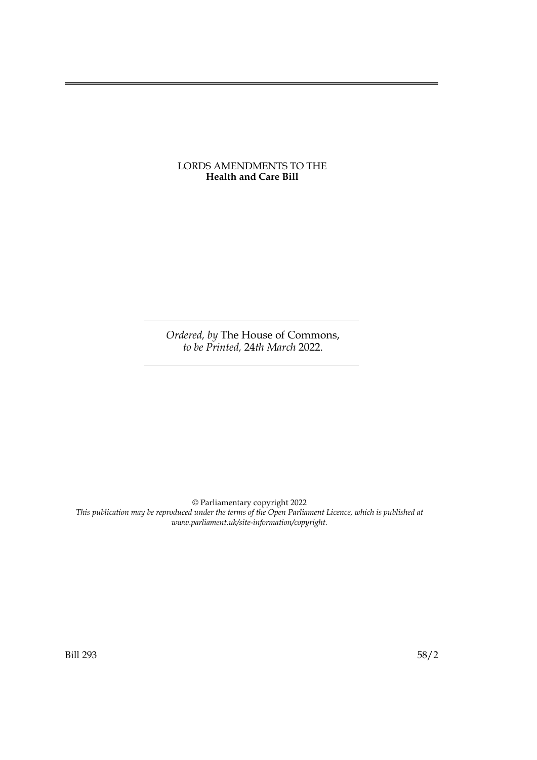LORDS AMENDMENTS TO THE
**Health and Care Bill**

---

*Ordered, by* The House of Commons,
*to be Printed,* 24*th March* 2022.

---

© Parliamentary copyright 2022
*This publication may be reproduced under the terms of the Open Parliament Licence, which is published at www.parliament.uk/site-information/copyright.*

Bill 293 58/2